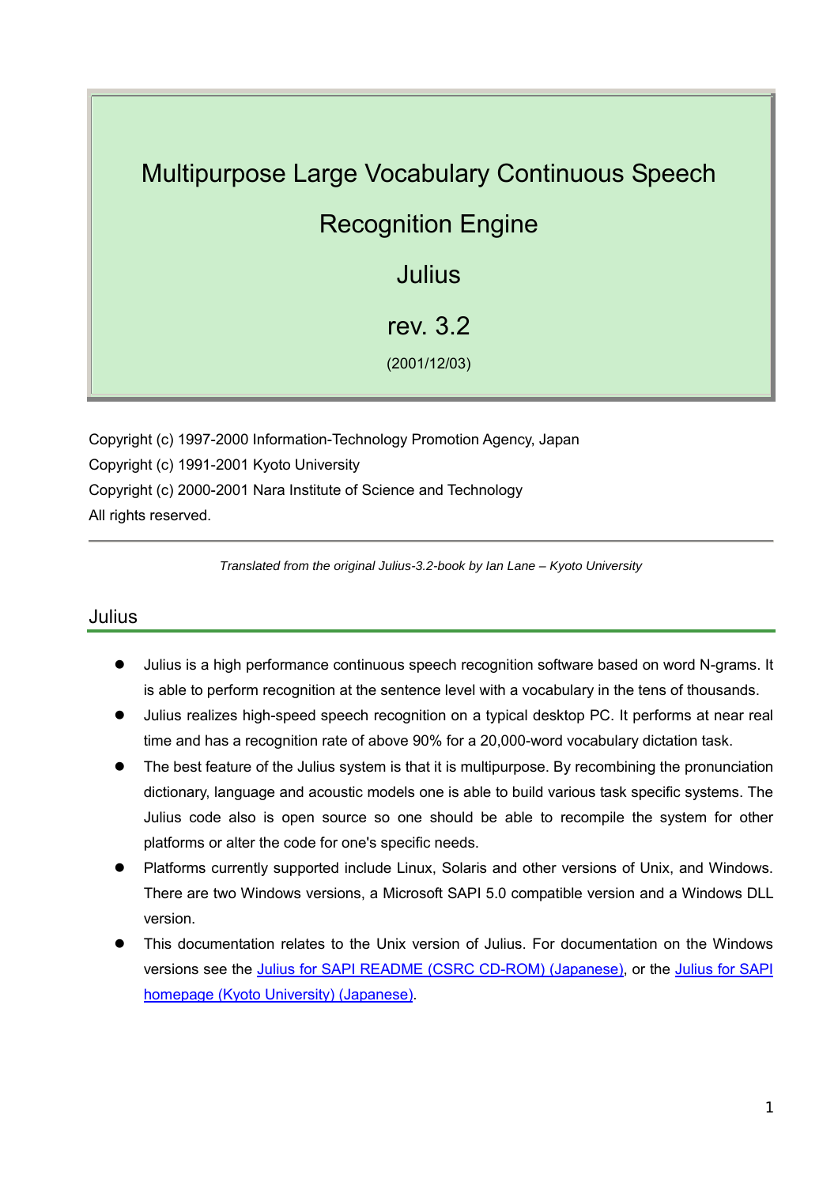# Multipurpose Large Vocabulary Continuous Speech Recognition Engine

# Julius

# rev. 3.2

(2001/12/03)

Copyright (c) 1997-2000 Information-Technology Promotion Agency, Japan

Copyright (c) 1991-2001 Kyoto University

Copyright (c) 2000-2001 Nara Institute of Science and Technology

All rights reserved.

---

*Translated from the original Julius-3.2-book by Ian Lane – Kyoto University*

## Julius

- Julius is a high performance continuous speech recognition software based on word N-grams. It is able to perform recognition at the sentence level with a vocabulary in the tens of thousands.
- Julius realizes high-speed speech recognition on a typical desktop PC. It performs at near real time and has a recognition rate of above 90% for a 20,000-word vocabulary dictation task.
- The best feature of the Julius system is that it is multipurpose. By recombining the pronunciation dictionary, language and acoustic models one is able to build various task specific systems. The Julius code also is open source so one should be able to recompile the system for other platforms or alter the code for one's specific needs.
- Platforms currently supported include Linux, Solaris and other versions of Unix, and Windows. There are two Windows versions, a Microsoft SAPI 5.0 compatible version and a Windows DLL version.
- This documentation relates to the Unix version of Julius. For documentation on the Windows versions see the Julius for SAPI README (CSRC CD-ROM) (Japanese), or the Julius for SAPI homepage (Kyoto University) (Japanese).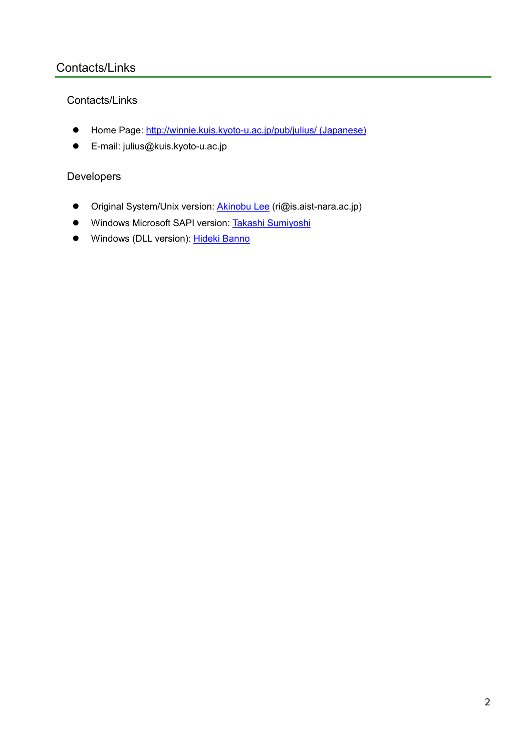# Contacts/Links

## Contacts/Links

- Home Page: http://winnie.kuis.kyoto-u.ac.jp/pub/julius/ (Japanese)
- E-mail: julius@kuis.kyoto-u.ac.jp

## Developers

- Original System/Unix version: Akinobu Lee (ri@is.aist-nara.ac.jp)
- Windows Microsoft SAPI version: Takashi Sumiyoshi
- Windows (DLL version): Hideki Banno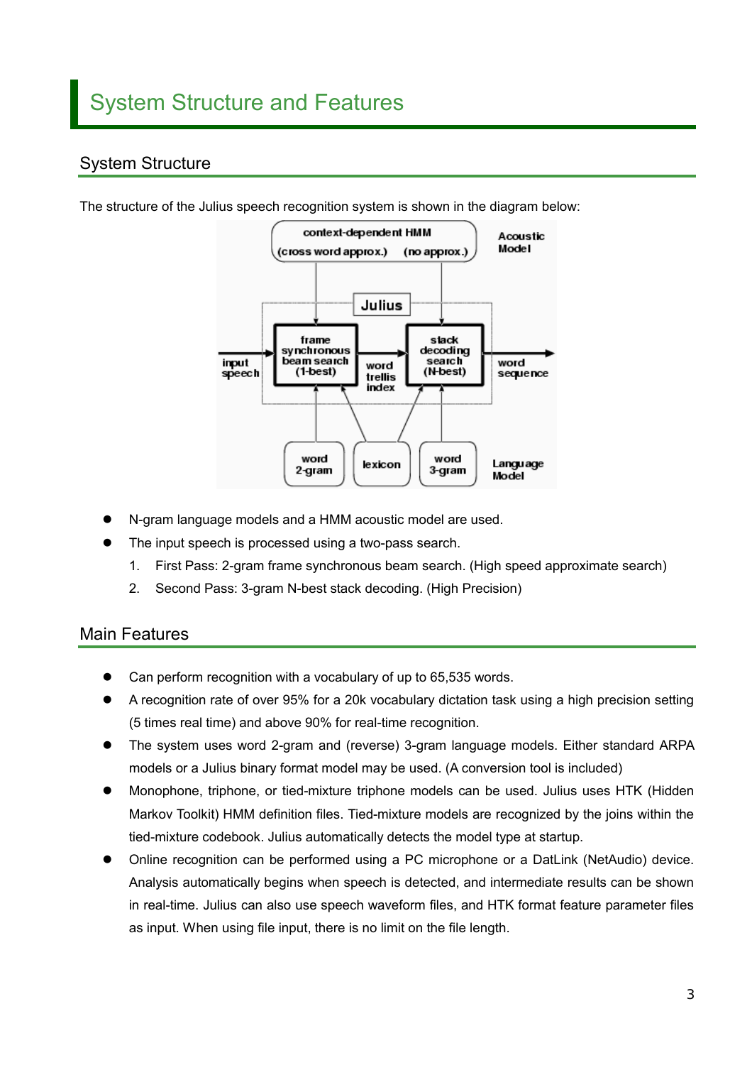# System Structure and Features

## System Structure

The structure of the Julius speech recognition system is shown in the diagram below:

- N-gram language models and a HMM acoustic model are used.
- The input speech is processed using a two-pass search.
  1. First Pass: 2-gram frame synchronous beam search. (High speed approximate search)
  2. Second Pass: 3-gram N-best stack decoding. (High Precision)

## Main Features

- Can perform recognition with a vocabulary of up to 65,535 words.
- A recognition rate of over 95% for a 20k vocabulary dictation task using a high precision setting (5 times real time) and above 90% for real-time recognition.
- The system uses word 2-gram and (reverse) 3-gram language models. Either standard ARPA models or a Julius binary format model may be used. (A conversion tool is included)
- Monophone, triphone, or tied-mixture triphone models can be used. Julius uses HTK (Hidden Markov Toolkit) HMM definition files. Tied-mixture models are recognized by the joins within the tied-mixture codebook. Julius automatically detects the model type at startup.
- Online recognition can be performed using a PC microphone or a DatLink (NetAudio) device. Analysis automatically begins when speech is detected, and intermediate results can be shown in real-time. Julius can also use speech waveform files, and HTK format feature parameter files as input. When using file input, there is no limit on the file length.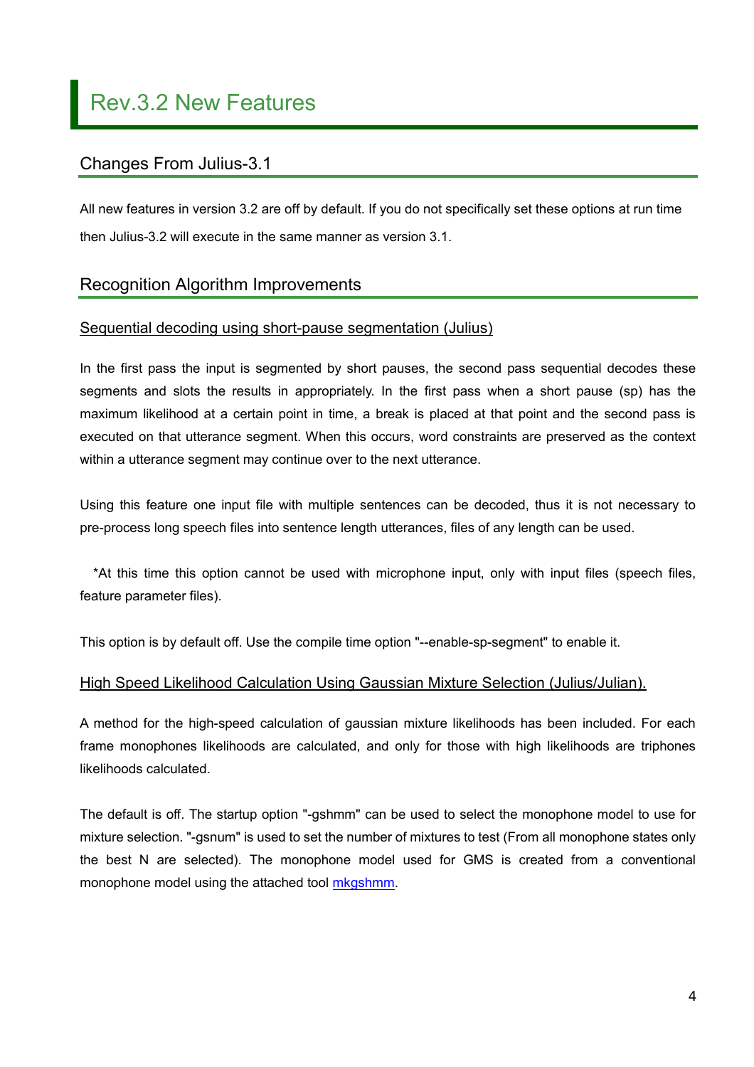# Rev.3.2 New Features

## Changes From Julius-3.1

All new features in version 3.2 are off by default. If you do not specifically set these options at run time then Julius-3.2 will execute in the same manner as version 3.1.

## Recognition Algorithm Improvements

### Sequential decoding using short-pause segmentation (Julius)

In the first pass the input is segmented by short pauses, the second pass sequential decodes these segments and slots the results in appropriately. In the first pass when a short pause (sp) has the maximum likelihood at a certain point in time, a break is placed at that point and the second pass is executed on that utterance segment. When this occurs, word constraints are preserved as the context within a utterance segment may continue over to the next utterance.

Using this feature one input file with multiple sentences can be decoded, thus it is not necessary to pre-process long speech files into sentence length utterances, files of any length can be used.

*At this time this option cannot be used with microphone input, only with input files (speech files, feature parameter files).

This option is by default off. Use the compile time option "--enable-sp-segment" to enable it.

### High Speed Likelihood Calculation Using Gaussian Mixture Selection (Julius/Julian).

A method for the high-speed calculation of gaussian mixture likelihoods has been included. For each frame monophones likelihoods are calculated, and only for those with high likelihoods are triphones likelihoods calculated.

The default is off. The startup option "-gshmm" can be used to select the monophone model to use for mixture selection. "-gsnum" is used to set the number of mixtures to test (From all monophone states only the best N are selected). The monophone model used for GMS is created from a conventional monophone model using the attached tool mkgshmm.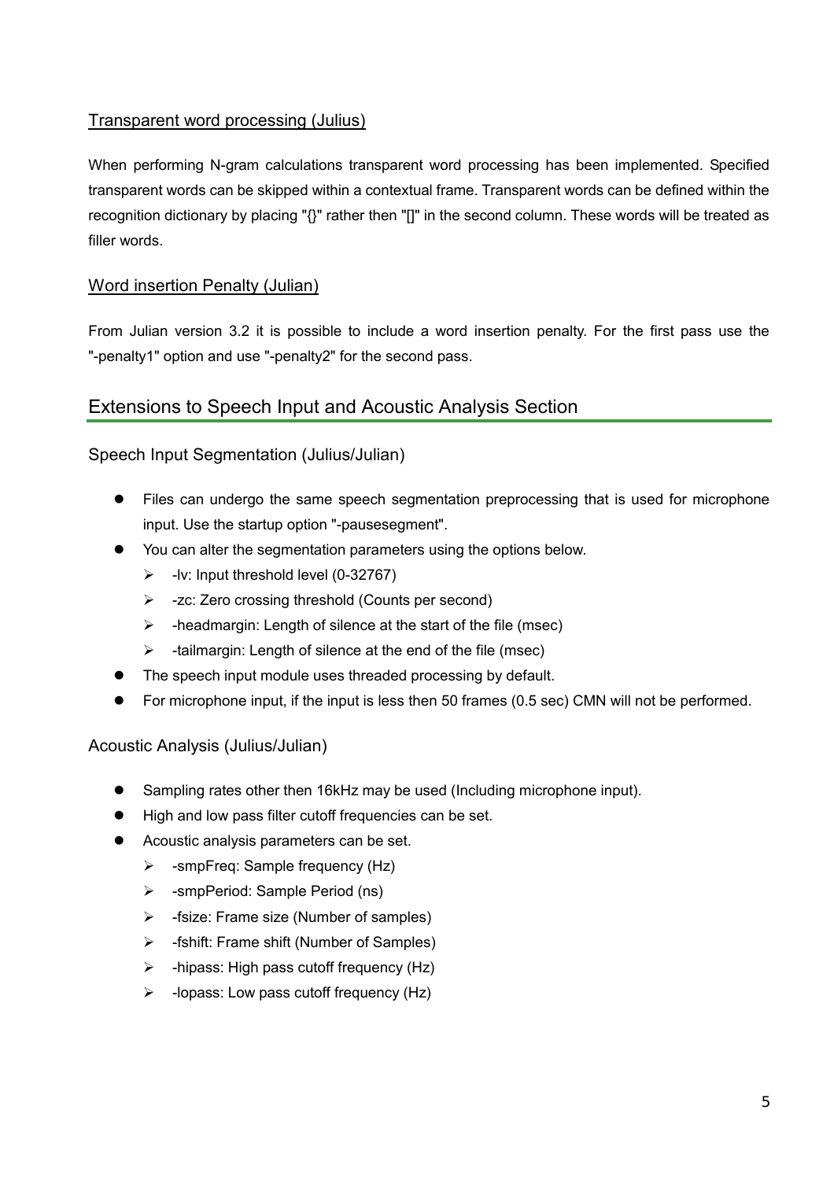### Transparent word processing (Julius)

When performing N-gram calculations transparent word processing has been implemented. Specified transparent words can be skipped within a contextual frame. Transparent words can be defined within the recognition dictionary by placing "{}" rather then "[]" in the second column. These words will be treated as filler words.

### Word insertion Penalty (Julian)

From Julian version 3.2 it is possible to include a word insertion penalty. For the first pass use the "-penalty1" option and use "-penalty2" for the second pass.

## Extensions to Speech Input and Acoustic Analysis Section

### Speech Input Segmentation (Julius/Julian)

- Files can undergo the same speech segmentation preprocessing that is used for microphone input. Use the startup option "-pausesegment".
- You can alter the segmentation parameters using the options below.
  - -lv: Input threshold level (0-32767)
  - -zc: Zero crossing threshold (Counts per second)
  - -headmargin: Length of silence at the start of the file (msec)
  - -tailmargin: Length of silence at the end of the file (msec)
- The speech input module uses threaded processing by default.
- For microphone input, if the input is less then 50 frames (0.5 sec) CMN will not be performed.

### Acoustic Analysis (Julius/Julian)

- Sampling rates other then 16kHz may be used (Including microphone input).
- High and low pass filter cutoff frequencies can be set.
- Acoustic analysis parameters can be set.
  - -smpFreq: Sample frequency (Hz)
  - -smpPeriod: Sample Period (ns)
  - -fsize: Frame size (Number of samples)
  - -fshift: Frame shift (Number of Samples)
  - -hipass: High pass cutoff frequency (Hz)
  - -lopass: Low pass cutoff frequency (Hz)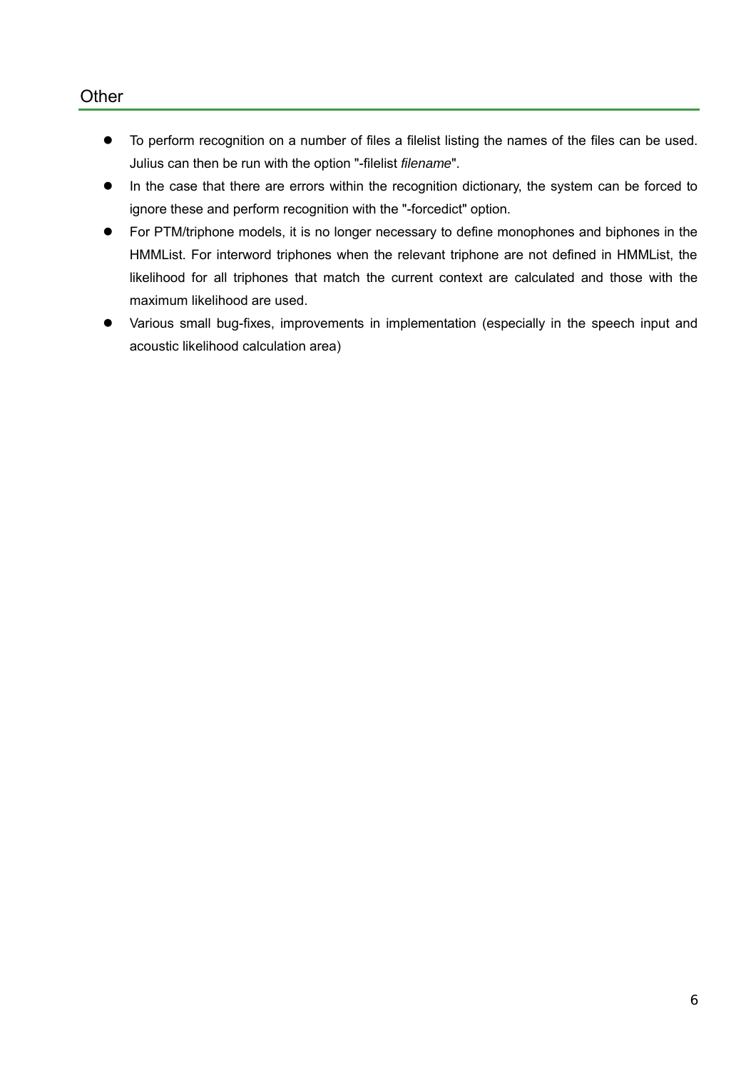## Other

- To perform recognition on a number of files a filelist listing the names of the files can be used. Julius can then be run with the option "-filelist *filename*".
- In the case that there are errors within the recognition dictionary, the system can be forced to ignore these and perform recognition with the "-forcedict" option.
- For PTM/triphone models, it is no longer necessary to define monophones and biphones in the HMMList. For interword triphones when the relevant triphone are not defined in HMMList, the likelihood for all triphones that match the current context are calculated and those with the maximum likelihood are used.
- Various small bug-fixes, improvements in implementation (especially in the speech input and acoustic likelihood calculation area)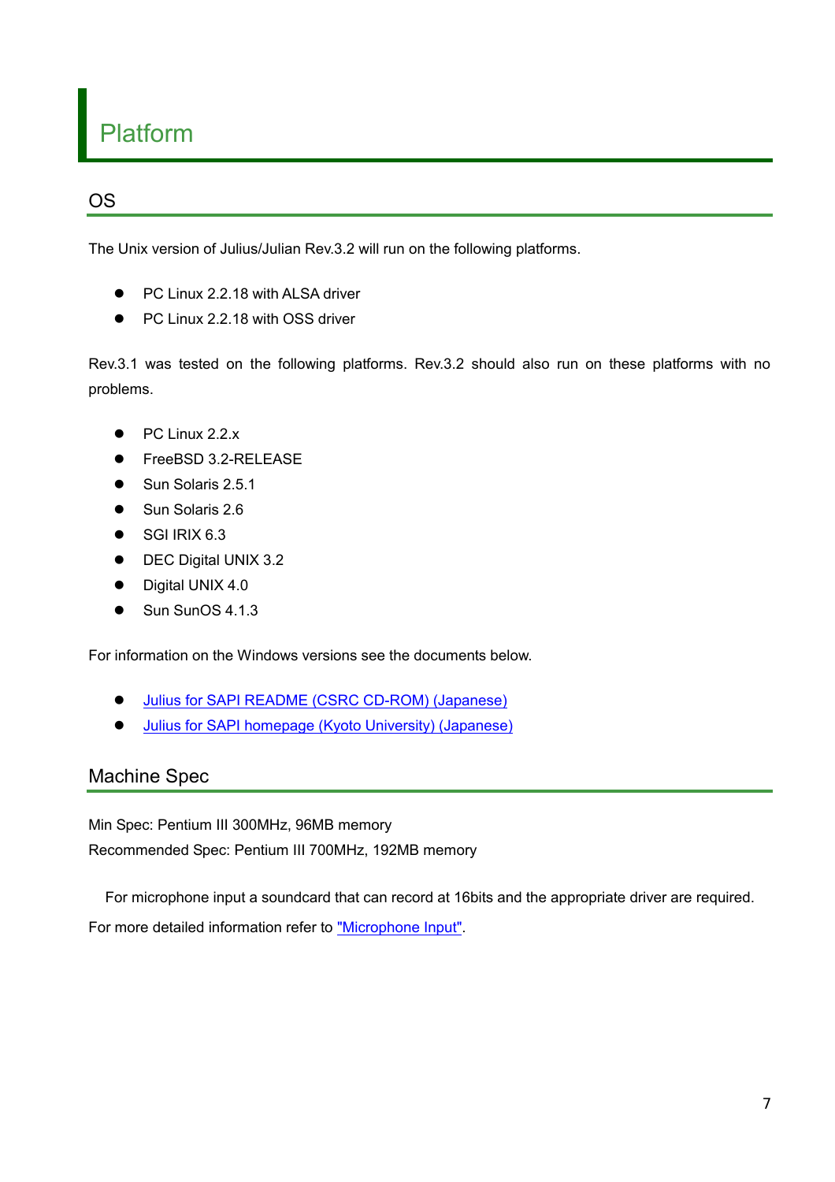# Platform

## OS

The Unix version of Julius/Julian Rev.3.2 will run on the following platforms.

- PC Linux 2.2.18 with ALSA driver
- PC Linux 2.2.18 with OSS driver

Rev.3.1 was tested on the following platforms. Rev.3.2 should also run on these platforms with no problems.

- PC Linux 2.2.x
- FreeBSD 3.2-RELEASE
- Sun Solaris 2.5.1
- Sun Solaris 2.6
- SGI IRIX 6.3
- DEC Digital UNIX 3.2
- Digital UNIX 4.0
- Sun SunOS 4.1.3

For information on the Windows versions see the documents below.

- Julius for SAPI README (CSRC CD-ROM) (Japanese)
- Julius for SAPI homepage (Kyoto University) (Japanese)

## Machine Spec

Min Spec: Pentium III 300MHz, 96MB memory
Recommended Spec: Pentium III 700MHz, 192MB memory

For microphone input a soundcard that can record at 16bits and the appropriate driver are required. For more detailed information refer to "Microphone Input".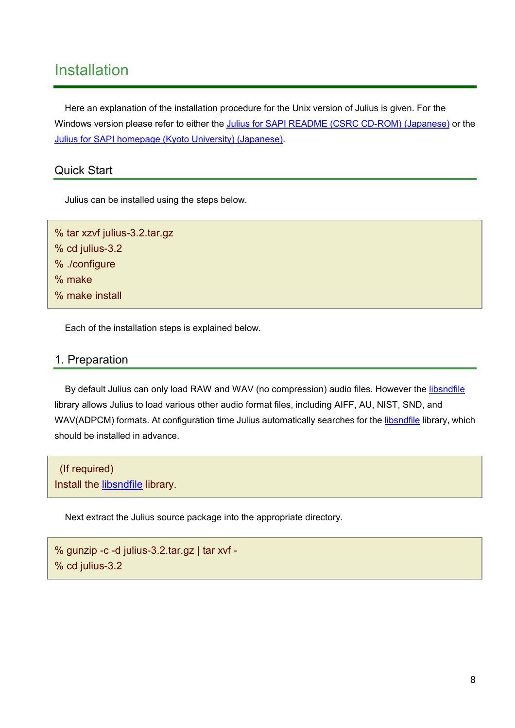# Installation

Here an explanation of the installation procedure for the Unix version of Julius is given. For the Windows version please refer to either the Julius for SAPI README (CSRC CD-ROM) (Japanese) or the Julius for SAPI homepage (Kyoto University) (Japanese).

## Quick Start

Julius can be installed using the steps below.

```
% tar xzvf julius-3.2.tar.gz
% cd julius-3.2
% ./configure
% make
% make install
```

Each of the installation steps is explained below.

## 1. Preparation

By default Julius can only load RAW and WAV (no compression) audio files. However the libsndfile library allows Julius to load various other audio format files, including AIFF, AU, NIST, SND, and WAV(ADPCM) formats. At configuration time Julius automatically searches for the libsndfile library, which should be installed in advance.

```
 (If required)
Install the libsndfile library.
```

Next extract the Julius source package into the appropriate directory.

```
% gunzip -c -d julius-3.2.tar.gz | tar xvf -
% cd julius-3.2
```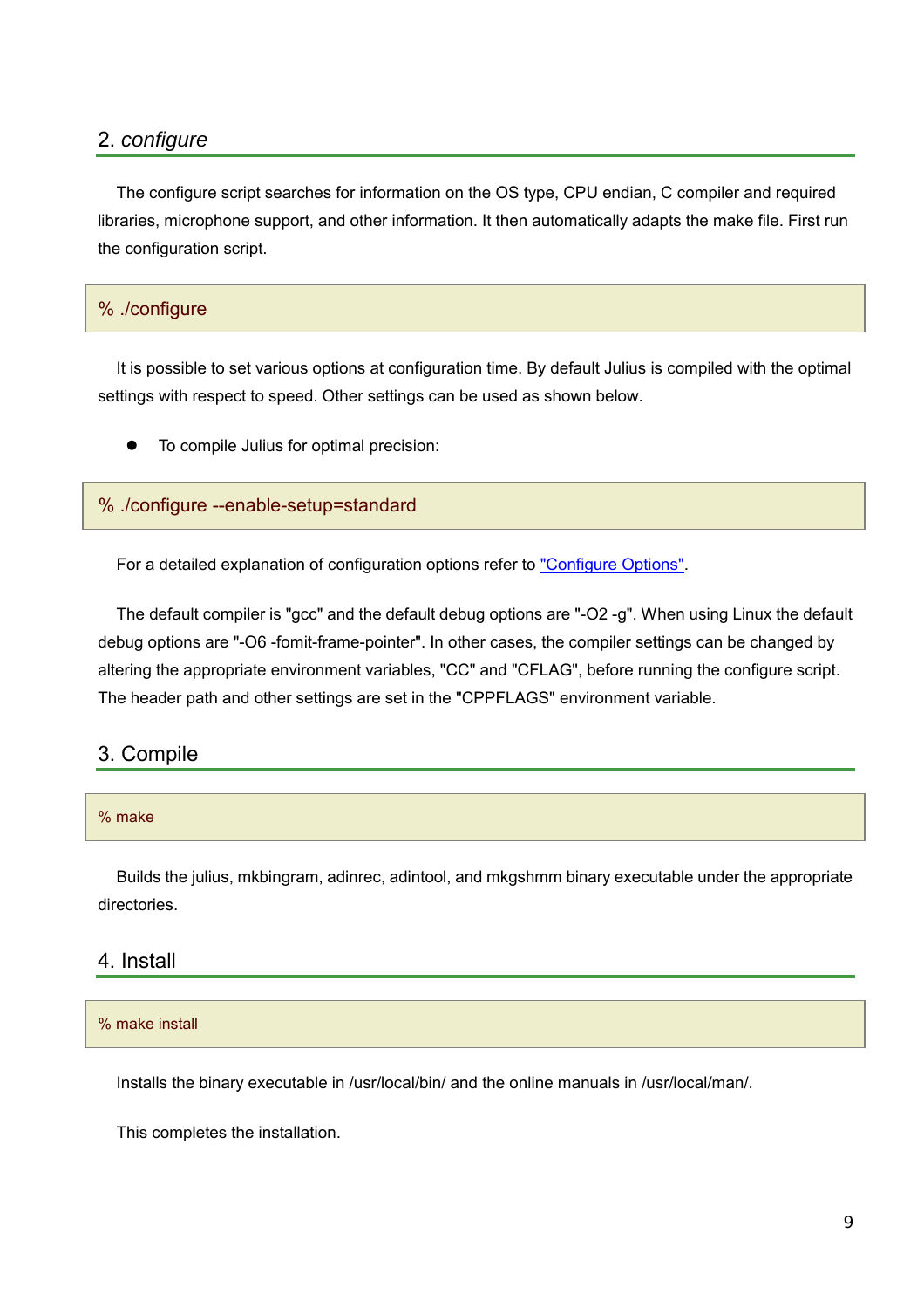## 2. *configure*

The configure script searches for information on the OS type, CPU endian, C compiler and required libraries, microphone support, and other information. It then automatically adapts the make file. First run the configuration script.

```
% ./configure
```

It is possible to set various options at configuration time. By default Julius is compiled with the optimal settings with respect to speed. Other settings can be used as shown below.

- To compile Julius for optimal precision:

```
% ./configure --enable-setup=standard
```

For a detailed explanation of configuration options refer to "Configure Options".

The default compiler is "gcc" and the default debug options are "-O2 -g". When using Linux the default debug options are "-O6 -fomit-frame-pointer". In other cases, the compiler settings can be changed by altering the appropriate environment variables, "CC" and "CFLAG", before running the configure script. The header path and other settings are set in the "CPPFLAGS" environment variable.

## 3. Compile

```
% make
```

Builds the julius, mkbingram, adinrec, adintool, and mkgshmm binary executable under the appropriate directories.

## 4. Install

```
% make install
```

Installs the binary executable in /usr/local/bin/ and the online manuals in /usr/local/man/.

This completes the installation.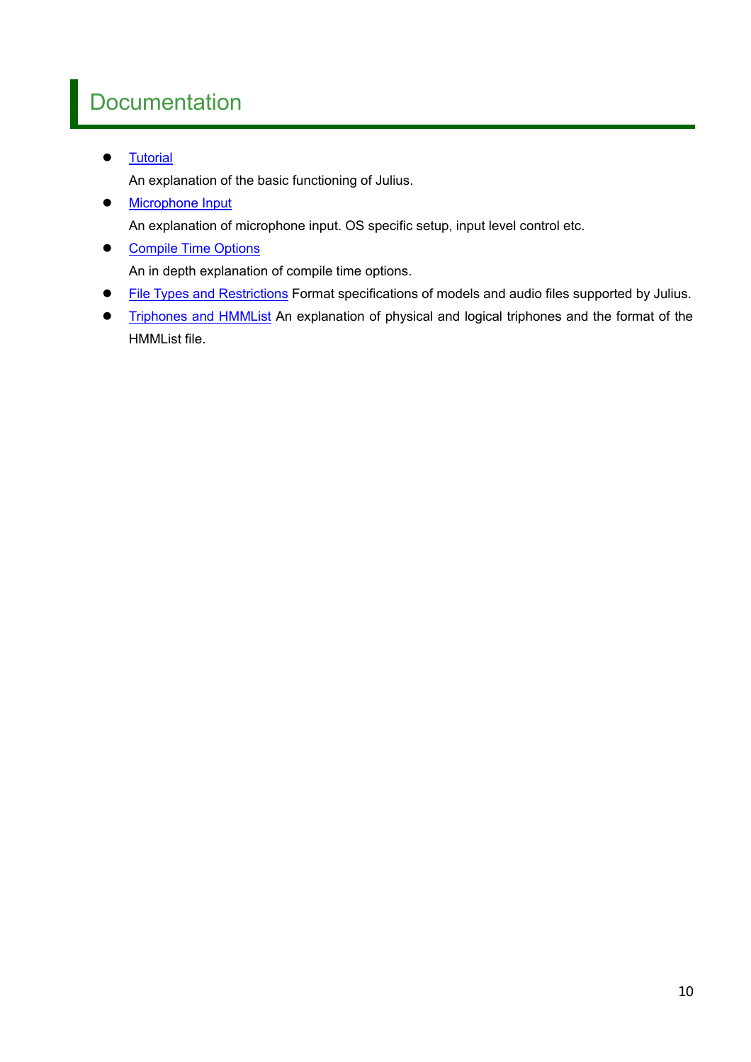# Documentation

- Tutorial
  
  An explanation of the basic functioning of Julius.
- Microphone Input
  
  An explanation of microphone input. OS specific setup, input level control etc.
- Compile Time Options
  
  An in depth explanation of compile time options.
- File Types and Restrictions Format specifications of models and audio files supported by Julius.
- Triphones and HMMList An explanation of physical and logical triphones and the format of the HMMList file.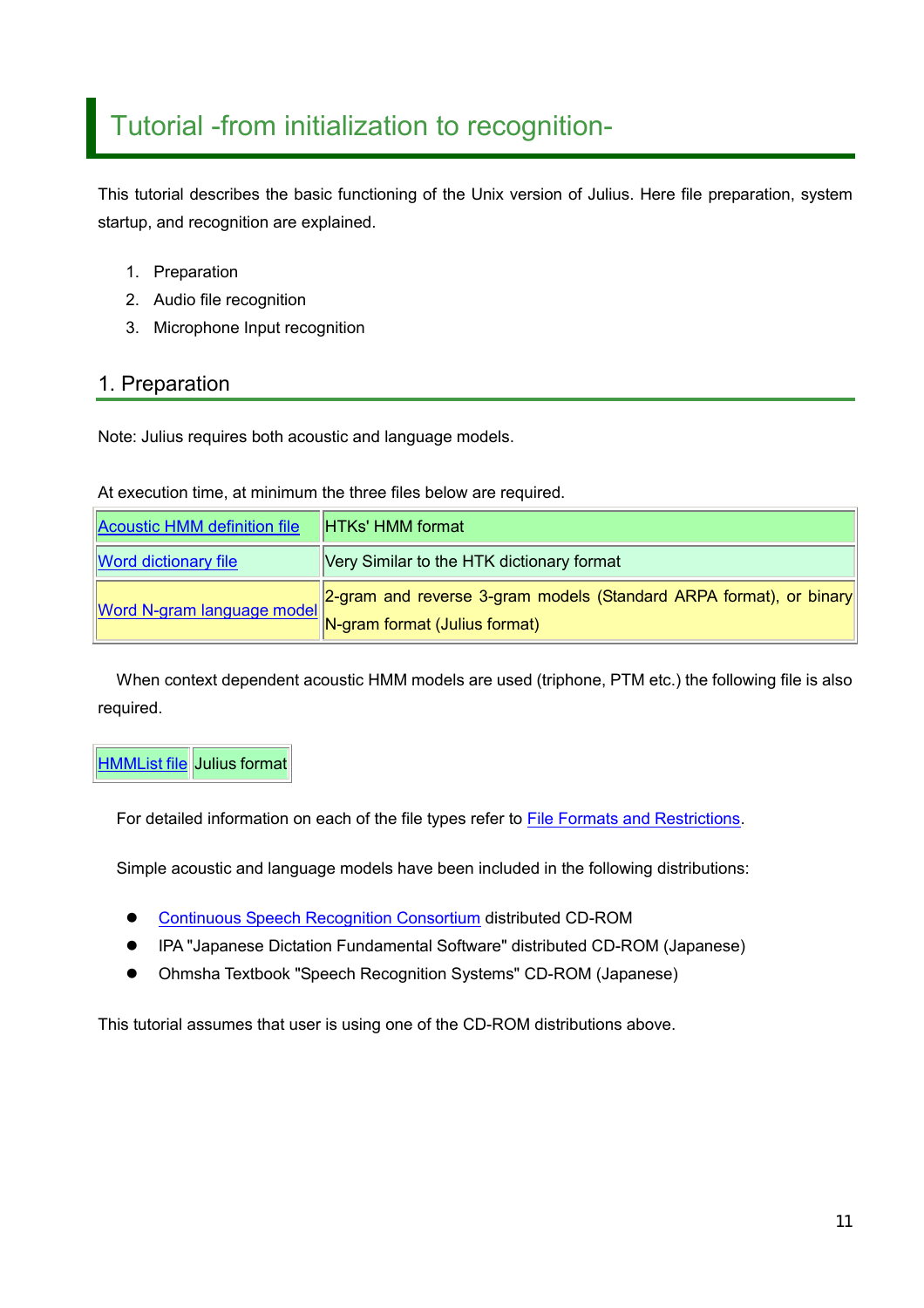# Tutorial -from initialization to recognition-

This tutorial describes the basic functioning of the Unix version of Julius. Here file preparation, system startup, and recognition are explained.

1. Preparation
2. Audio file recognition
3. Microphone Input recognition

## 1. Preparation

Note: Julius requires both acoustic and language models.

At execution time, at minimum the three files below are required.

| | |
|---|---|
| Acoustic HMM definition file | HTKs' HMM format |
| Word dictionary file | Very Similar to the HTK dictionary format |
| Word N-gram language model | 2-gram and reverse 3-gram models (Standard ARPA format), or binary N-gram format (Julius format) |

When context dependent acoustic HMM models are used (triphone, PTM etc.) the following file is also required.

| | |
|---|---|
| HMMList file | Julius format |

For detailed information on each of the file types refer to File Formats and Restrictions.

Simple acoustic and language models have been included in the following distributions:

- Continuous Speech Recognition Consortium distributed CD-ROM
- IPA "Japanese Dictation Fundamental Software" distributed CD-ROM (Japanese)
- Ohmsha Textbook "Speech Recognition Systems" CD-ROM (Japanese)

This tutorial assumes that user is using one of the CD-ROM distributions above.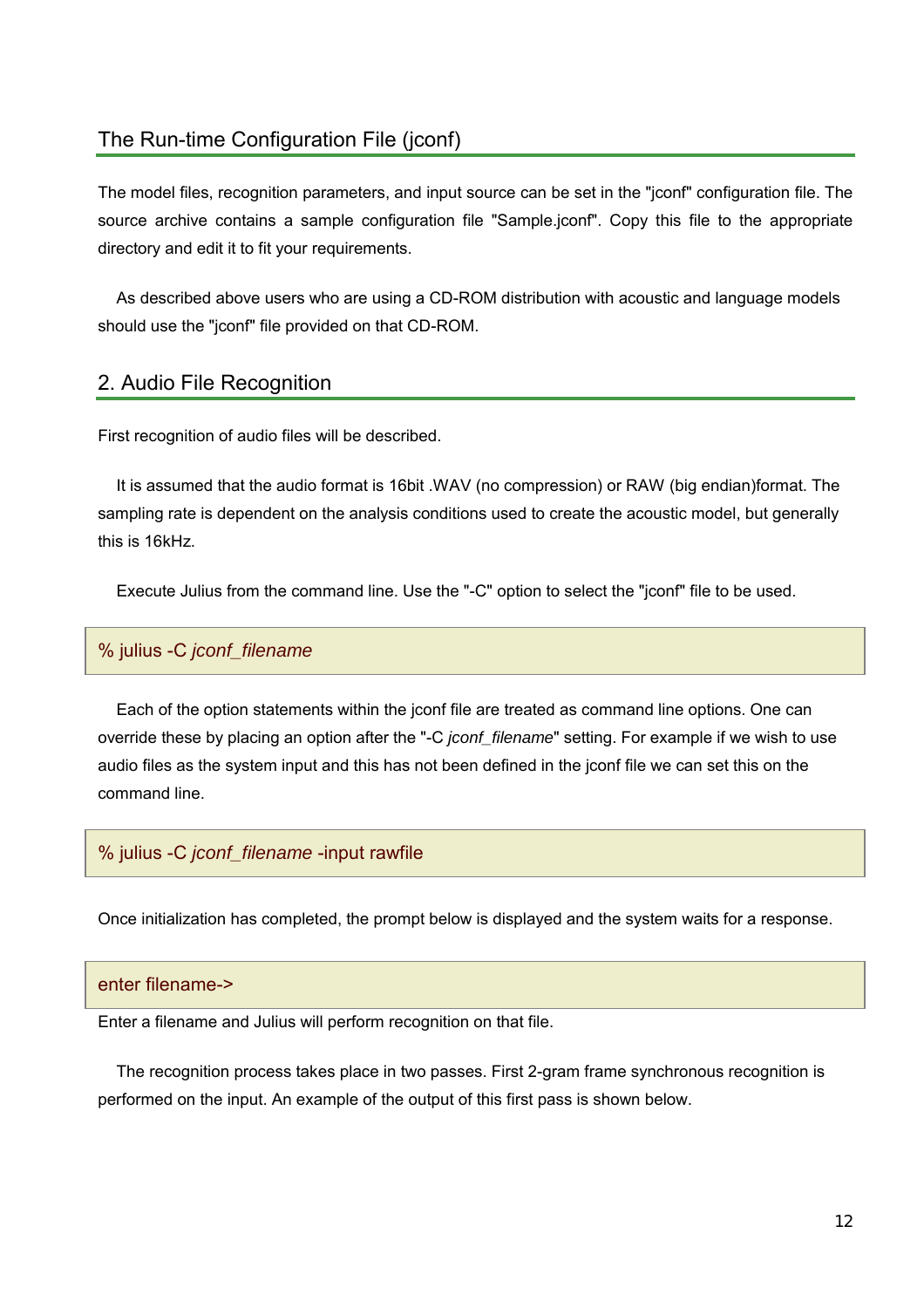## The Run-time Configuration File (jconf)

The model files, recognition parameters, and input source can be set in the "jconf" configuration file. The source archive contains a sample configuration file "Sample.jconf". Copy this file to the appropriate directory and edit it to fit your requirements.

As described above users who are using a CD-ROM distribution with acoustic and language models should use the "jconf" file provided on that CD-ROM.

## 2. Audio File Recognition

First recognition of audio files will be described.

It is assumed that the audio format is 16bit .WAV (no compression) or RAW (big endian)format. The sampling rate is dependent on the analysis conditions used to create the acoustic model, but generally this is 16kHz.

Execute Julius from the command line. Use the "-C" option to select the "jconf" file to be used.

```
% julius -C jconf_filename
```

Each of the option statements within the jconf file are treated as command line options. One can override these by placing an option after the "-C *jconf_filename*" setting. For example if we wish to use audio files as the system input and this has not been defined in the jconf file we can set this on the command line.

```
% julius -C jconf_filename -input rawfile
```

Once initialization has completed, the prompt below is displayed and the system waits for a response.

```
enter filename->
```

Enter a filename and Julius will perform recognition on that file.

The recognition process takes place in two passes. First 2-gram frame synchronous recognition is performed on the input. An example of the output of this first pass is shown below.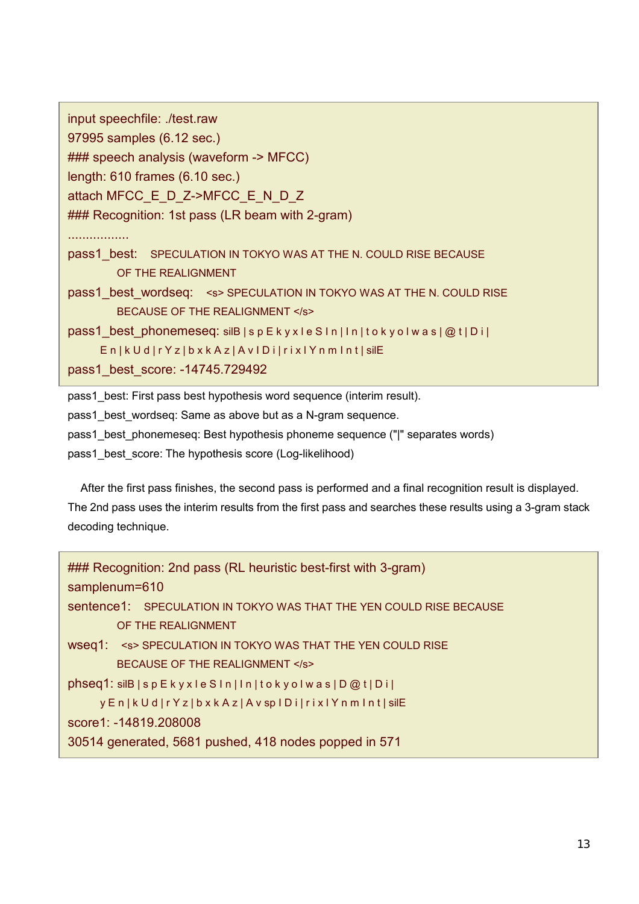```
input speechfile: ./test.raw
97995 samples (6.12 sec.)
### speech analysis (waveform -> MFCC)
length: 610 frames (6.10 sec.)
attach MFCC_E_D_Z->MFCC_E_N_D_Z
### Recognition: 1st pass (LR beam with 2-gram)
.................
pass1_best:   SPECULATION IN TOKYO WAS AT THE N. COULD RISE BECAUSE
          OF THE REALIGNMENT
pass1_best_wordseq:   <s> SPECULATION IN TOKYO WAS AT THE N. COULD RISE
          BECAUSE OF THE REALIGNMENT </s>
pass1_best_phonemeseq: silB | s p E k y x l e S I n | I n | t o k y o | w a s | @ t | D i |
       E n | k U d | r Y z | b x k A z | A v | D i | r i x l Y n m I n t | silE
pass1_best_score: -14745.729492
```

pass1_best: First pass best hypothesis word sequence (interim result).

pass1_best_wordseq: Same as above but as a N-gram sequence.

pass1_best_phonemeseq: Best hypothesis phoneme sequence ("|" separates words)

pass1_best_score: The hypothesis score (Log-likelihood)

After the first pass finishes, the second pass is performed and a final recognition result is displayed. The 2nd pass uses the interim results from the first pass and searches these results using a 3-gram stack decoding technique.

```
### Recognition: 2nd pass (RL heuristic best-first with 3-gram)
samplenum=610
sentence1:   SPECULATION IN TOKYO WAS THAT THE YEN COULD RISE BECAUSE
          OF THE REALIGNMENT
wseq1:   <s> SPECULATION IN TOKYO WAS THAT THE YEN COULD RISE
          BECAUSE OF THE REALIGNMENT </s>
phseq1: silB | s p E k y x l e S I n | I n | t o k y o | w a s | D @ t | D i |
       y E n | k U d | r Y z | b x k A z | A v sp | D i | r i x l Y n m I n t | silE
score1: -14819.208008
30514 generated, 5681 pushed, 418 nodes popped in 571
```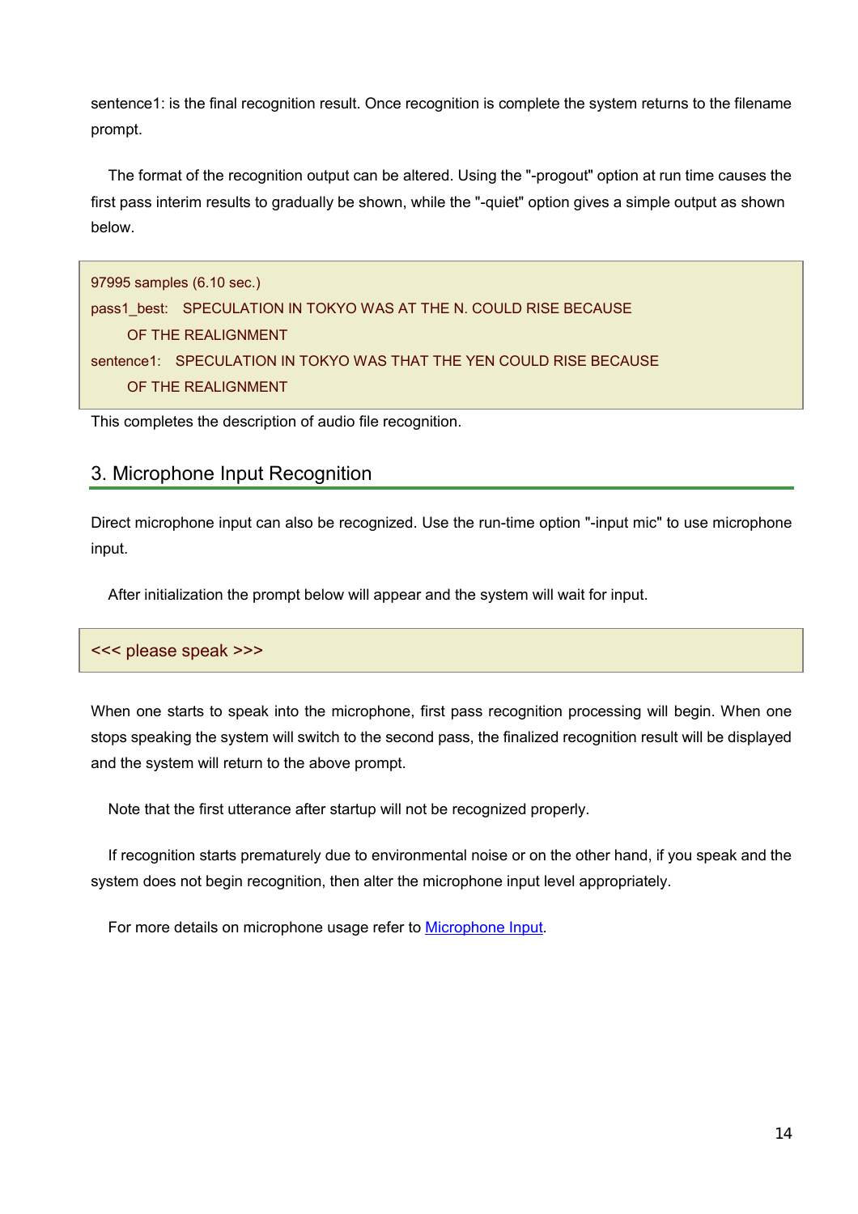sentence1: is the final recognition result. Once recognition is complete the system returns to the filename prompt.

The format of the recognition output can be altered. Using the "-progout" option at run time causes the first pass interim results to gradually be shown, while the "-quiet" option gives a simple output as shown below.

```
97995 samples (6.10 sec.)
pass1_best:   SPECULATION IN TOKYO WAS AT THE N. COULD RISE BECAUSE
      OF THE REALIGNMENT
sentence1:   SPECULATION IN TOKYO WAS THAT THE YEN COULD RISE BECAUSE
      OF THE REALIGNMENT
```

This completes the description of audio file recognition.

## 3. Microphone Input Recognition

Direct microphone input can also be recognized. Use the run-time option "-input mic" to use microphone input.

After initialization the prompt below will appear and the system will wait for input.

```
<<< please speak >>>
```

When one starts to speak into the microphone, first pass recognition processing will begin. When one stops speaking the system will switch to the second pass, the finalized recognition result will be displayed and the system will return to the above prompt.

Note that the first utterance after startup will not be recognized properly.

If recognition starts prematurely due to environmental noise or on the other hand, if you speak and the system does not begin recognition, then alter the microphone input level appropriately.

For more details on microphone usage refer to Microphone Input.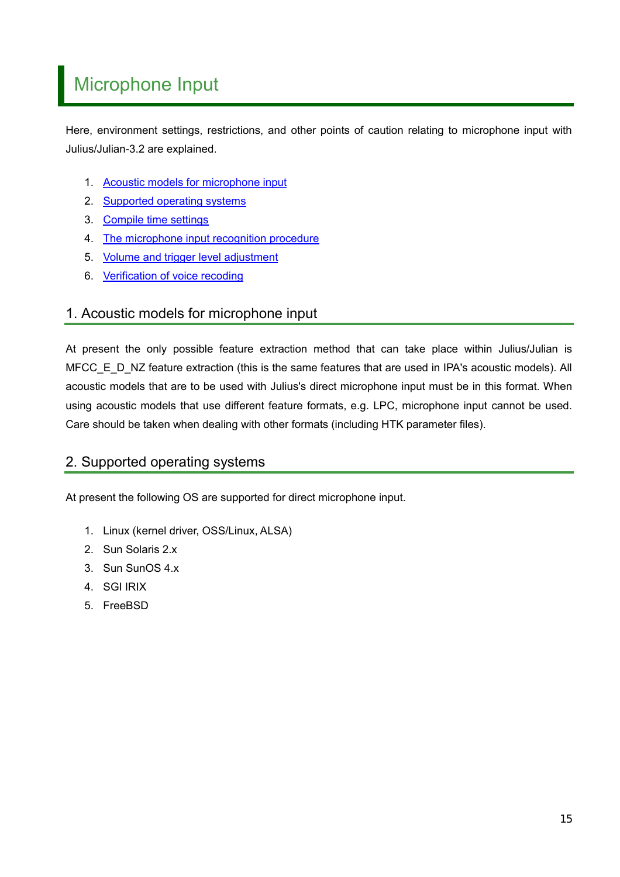# Microphone Input

Here, environment settings, restrictions, and other points of caution relating to microphone input with Julius/Julian-3.2 are explained.

1. Acoustic models for microphone input
2. Supported operating systems
3. Compile time settings
4. The microphone input recognition procedure
5. Volume and trigger level adjustment
6. Verification of voice recoding

## 1. Acoustic models for microphone input

At present the only possible feature extraction method that can take place within Julius/Julian is MFCC_E_D_NZ feature extraction (this is the same features that are used in IPA's acoustic models). All acoustic models that are to be used with Julius's direct microphone input must be in this format. When using acoustic models that use different feature formats, e.g. LPC, microphone input cannot be used. Care should be taken when dealing with other formats (including HTK parameter files).

## 2. Supported operating systems

At present the following OS are supported for direct microphone input.

1. Linux (kernel driver, OSS/Linux, ALSA)
2. Sun Solaris 2.x
3. Sun SunOS 4.x
4. SGI IRIX
5. FreeBSD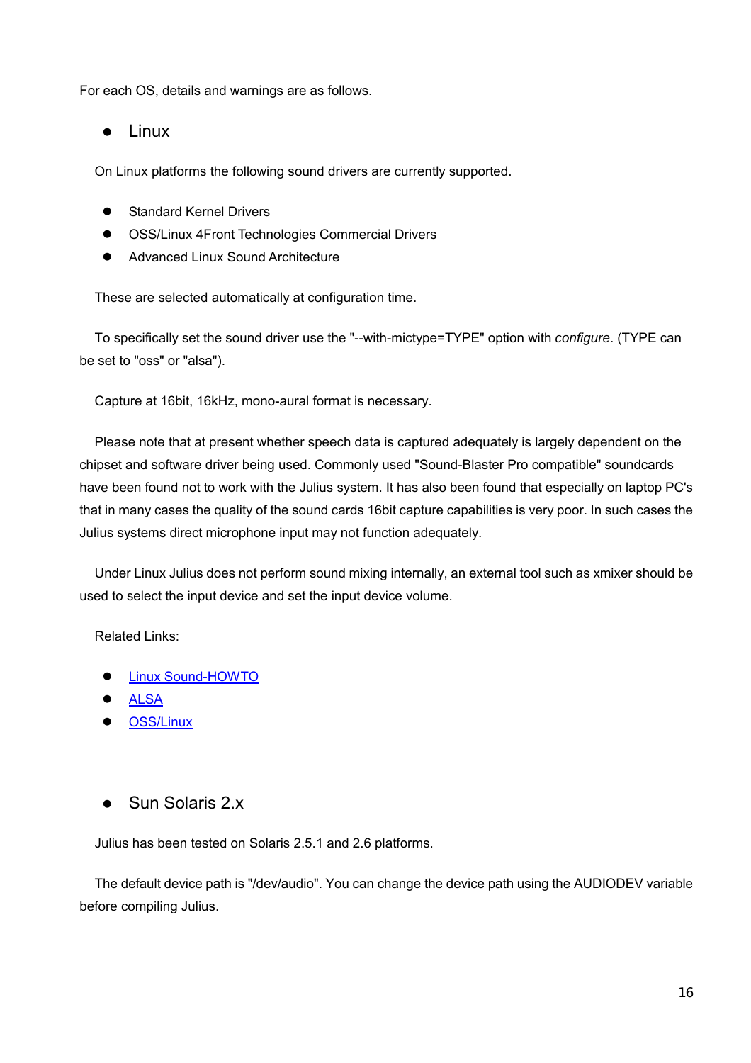For each OS, details and warnings are as follows.

- Linux

On Linux platforms the following sound drivers are currently supported.

- Standard Kernel Drivers
- OSS/Linux 4Front Technologies Commercial Drivers
- Advanced Linux Sound Architecture

These are selected automatically at configuration time.

To specifically set the sound driver use the "--with-mictype=TYPE" option with *configure*. (TYPE can be set to "oss" or "alsa").

Capture at 16bit, 16kHz, mono-aural format is necessary.

Please note that at present whether speech data is captured adequately is largely dependent on the chipset and software driver being used. Commonly used "Sound-Blaster Pro compatible" soundcards have been found not to work with the Julius system. It has also been found that especially on laptop PC's that in many cases the quality of the sound cards 16bit capture capabilities is very poor. In such cases the Julius systems direct microphone input may not function adequately.

Under Linux Julius does not perform sound mixing internally, an external tool such as xmixer should be used to select the input device and set the input device volume.

Related Links:

- Linux Sound-HOWTO
- ALSA
- OSS/Linux

- Sun Solaris 2.x

Julius has been tested on Solaris 2.5.1 and 2.6 platforms.

The default device path is "/dev/audio". You can change the device path using the AUDIODEV variable before compiling Julius.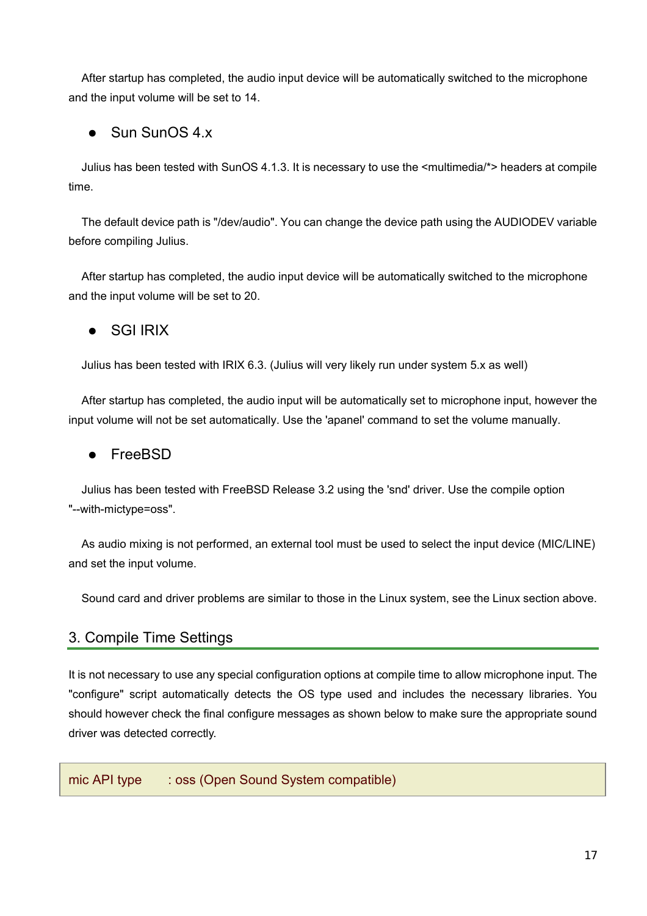After startup has completed, the audio input device will be automatically switched to the microphone and the input volume will be set to 14.

- Sun SunOS 4.x

Julius has been tested with SunOS 4.1.3. It is necessary to use the <multimedia/*> headers at compile time.

The default device path is "/dev/audio". You can change the device path using the AUDIODEV variable before compiling Julius.

After startup has completed, the audio input device will be automatically switched to the microphone and the input volume will be set to 20.

- SGI IRIX

Julius has been tested with IRIX 6.3. (Julius will very likely run under system 5.x as well)

After startup has completed, the audio input will be automatically set to microphone input, however the input volume will not be set automatically. Use the 'apanel' command to set the volume manually.

- FreeBSD

Julius has been tested with FreeBSD Release 3.2 using the 'snd' driver. Use the compile option "--with-mictype=oss".

As audio mixing is not performed, an external tool must be used to select the input device (MIC/LINE) and set the input volume.

Sound card and driver problems are similar to those in the Linux system, see the Linux section above.

## 3. Compile Time Settings

It is not necessary to use any special configuration options at compile time to allow microphone input. The "configure" script automatically detects the OS type used and includes the necessary libraries. You should however check the final configure messages as shown below to make sure the appropriate sound driver was detected correctly.

```
mic API type      : oss (Open Sound System compatible)
```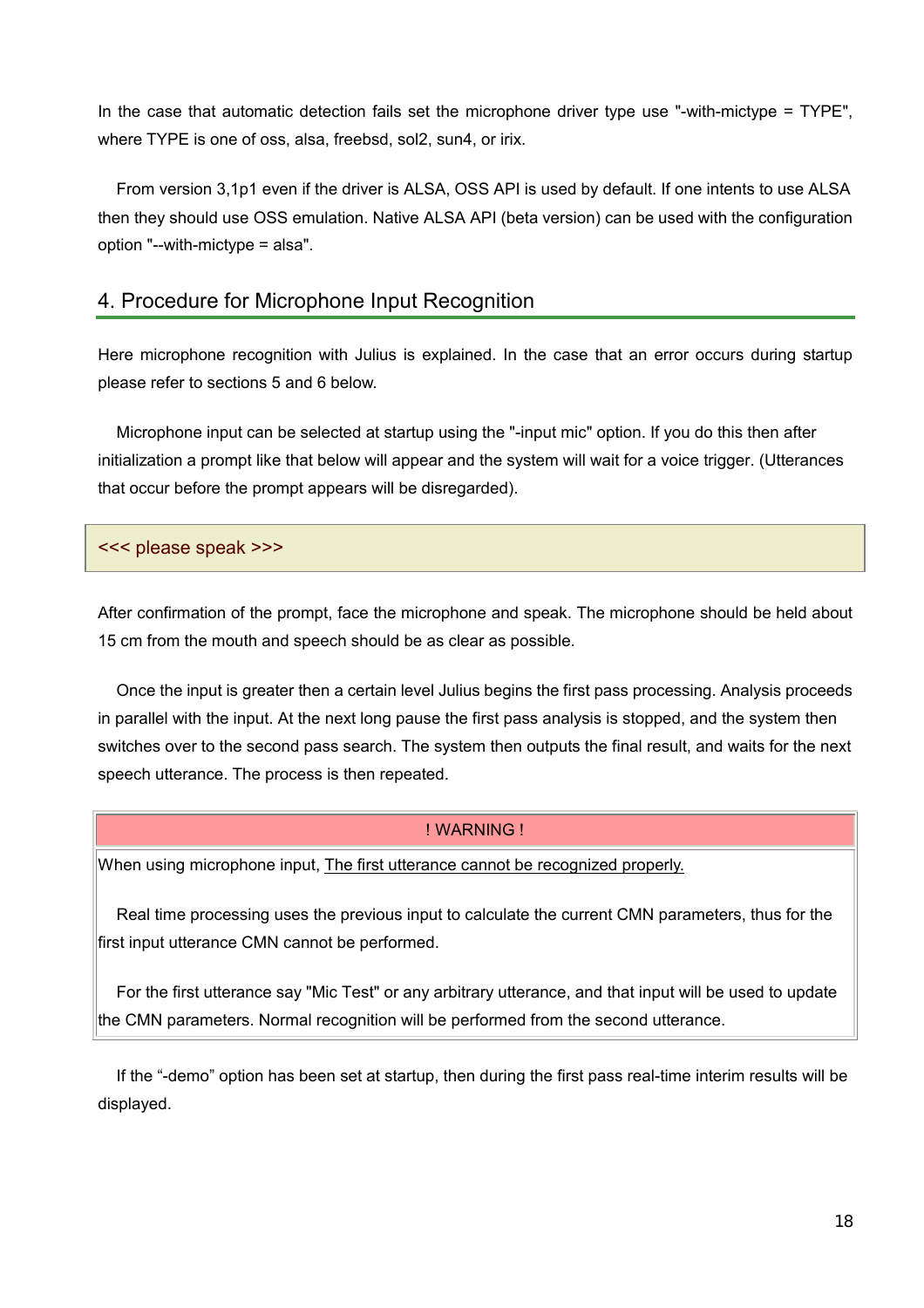In the case that automatic detection fails set the microphone driver type use "-with-mictype = TYPE", where TYPE is one of oss, alsa, freebsd, sol2, sun4, or irix.

From version 3,1p1 even if the driver is ALSA, OSS API is used by default. If one intents to use ALSA then they should use OSS emulation. Native ALSA API (beta version) can be used with the configuration option "--with-mictype = alsa".

## 4. Procedure for Microphone Input Recognition

Here microphone recognition with Julius is explained. In the case that an error occurs during startup please refer to sections 5 and 6 below.

Microphone input can be selected at startup using the "-input mic" option. If you do this then after initialization a prompt like that below will appear and the system will wait for a voice trigger. (Utterances that occur before the prompt appears will be disregarded).

```
<<< please speak >>>
```

After confirmation of the prompt, face the microphone and speak. The microphone should be held about 15 cm from the mouth and speech should be as clear as possible.

Once the input is greater then a certain level Julius begins the first pass processing. Analysis proceeds in parallel with the input. At the next long pause the first pass analysis is stopped, and the system then switches over to the second pass search. The system then outputs the final result, and waits for the next speech utterance. The process is then repeated.

| ! WARNING ! |
|---|
| When using microphone input, The first utterance cannot be recognized properly.<br><br>Real time processing uses the previous input to calculate the current CMN parameters, thus for the first input utterance CMN cannot be performed.<br><br>For the first utterance say "Mic Test" or any arbitrary utterance, and that input will be used to update the CMN parameters. Normal recognition will be performed from the second utterance. |

If the "-demo" option has been set at startup, then during the first pass real-time interim results will be displayed.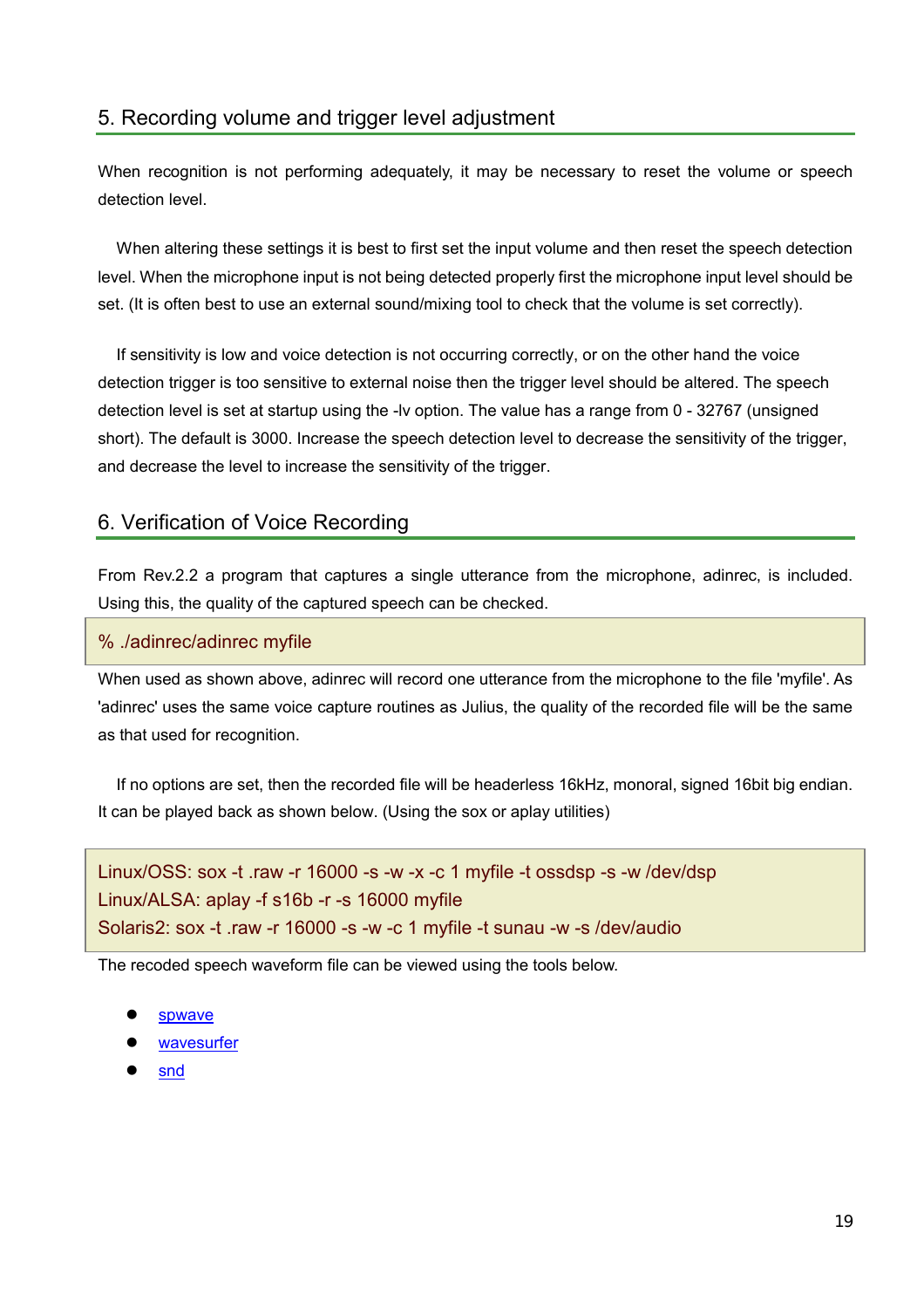## 5. Recording volume and trigger level adjustment

When recognition is not performing adequately, it may be necessary to reset the volume or speech detection level.

When altering these settings it is best to first set the input volume and then reset the speech detection level. When the microphone input is not being detected properly first the microphone input level should be set. (It is often best to use an external sound/mixing tool to check that the volume is set correctly).

If sensitivity is low and voice detection is not occurring correctly, or on the other hand the voice detection trigger is too sensitive to external noise then the trigger level should be altered. The speech detection level is set at startup using the -lv option. The value has a range from 0 - 32767 (unsigned short). The default is 3000. Increase the speech detection level to decrease the sensitivity of the trigger, and decrease the level to increase the sensitivity of the trigger.

## 6. Verification of Voice Recording

From Rev.2.2 a program that captures a single utterance from the microphone, adinrec, is included. Using this, the quality of the captured speech can be checked.

```
% ./adinrec/adinrec myfile
```

When used as shown above, adinrec will record one utterance from the microphone to the file 'myfile'. As 'adinrec' uses the same voice capture routines as Julius, the quality of the recorded file will be the same as that used for recognition.

If no options are set, then the recorded file will be headerless 16kHz, monoral, signed 16bit big endian. It can be played back as shown below. (Using the sox or aplay utilities)

```
Linux/OSS: sox -t .raw -r 16000 -s -w -x -c 1 myfile -t ossdsp -s -w /dev/dsp
Linux/ALSA: aplay -f s16b -r -s 16000 myfile
Solaris2: sox -t .raw -r 16000 -s -w -c 1 myfile -t sunau -w -s /dev/audio
```

The recoded speech waveform file can be viewed using the tools below.

- spwave
- wavesurfer
- snd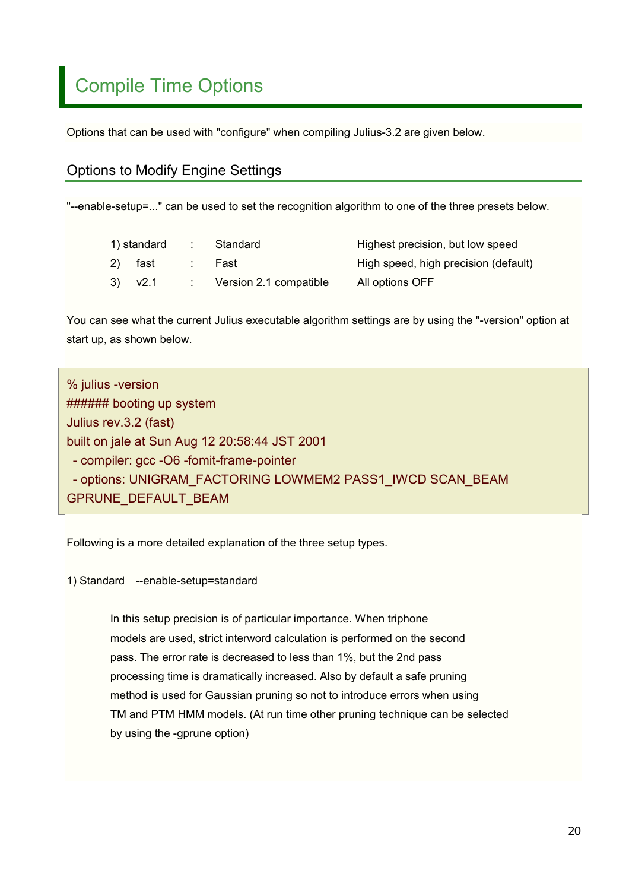# Compile Time Options

Options that can be used with "configure" when compiling Julius-3.2 are given below.

## Options to Modify Engine Settings

"--enable-setup=..." can be used to set the recognition algorithm to one of the three presets below.

| | | | |
|---|---|---|---|
| 1) standard | : | Standard | Highest precision, but low speed |
| 2) fast | : | Fast | High speed, high precision (default) |
| 3) v2.1 | : | Version 2.1 compatible | All options OFF |

You can see what the current Julius executable algorithm settings are by using the "-version" option at start up, as shown below.

```
% julius -version
###### booting up system
Julius rev.3.2 (fast)
built on jale at Sun Aug 12 20:58:44 JST 2001
  - compiler: gcc -O6 -fomit-frame-pointer
  - options: UNIGRAM_FACTORING LOWMEM2 PASS1_IWCD SCAN_BEAM
GPRUNE_DEFAULT_BEAM
```

Following is a more detailed explanation of the three setup types.

1) Standard --enable-setup=standard

> In this setup precision is of particular importance. When triphone models are used, strict interword calculation is performed on the second pass. The error rate is decreased to less than 1%, but the 2nd pass processing time is dramatically increased. Also by default a safe pruning method is used for Gaussian pruning so not to introduce errors when using TM and PTM HMM models. (At run time other pruning technique can be selected by using the -gprune option)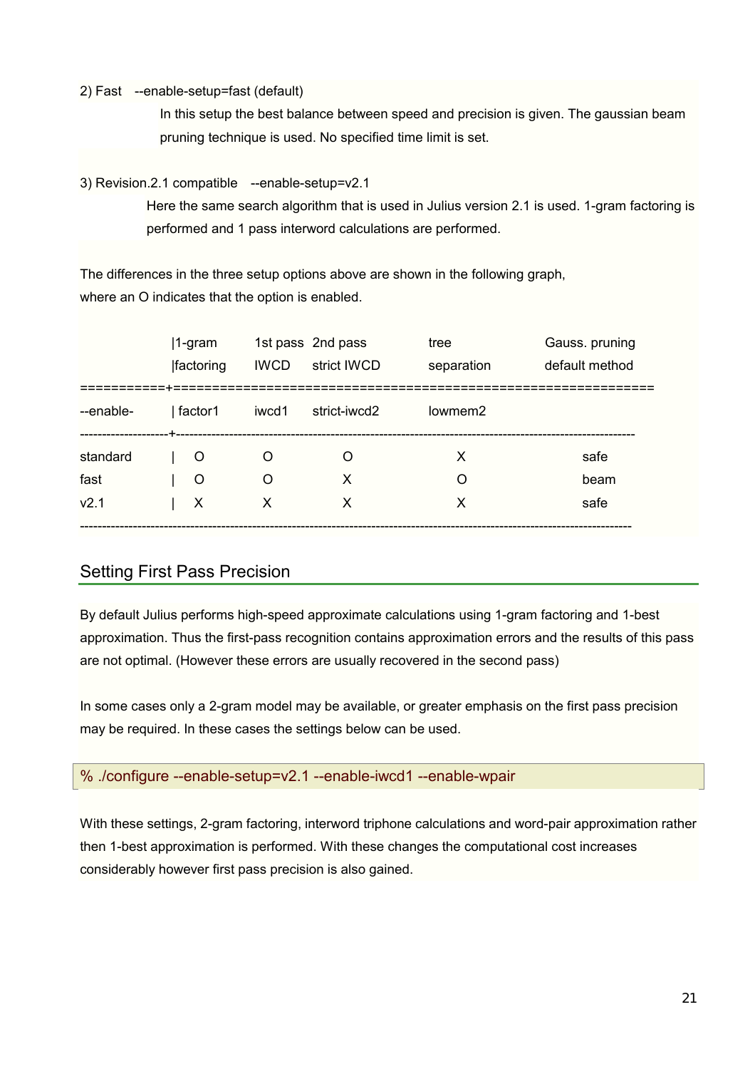2) Fast --enable-setup=fast (default)

In this setup the best balance between speed and precision is given. The gaussian beam pruning technique is used. No specified time limit is set.

3) Revision.2.1 compatible --enable-setup=v2.1

Here the same search algorithm that is used in Julius version 2.1 is used. 1-gram factoring is performed and 1 pass interword calculations are performed.

The differences in the three setup options above are shown in the following graph, where an O indicates that the option is enabled.

| | 1-gram factoring | 1st pass IWCD | 2nd pass strict IWCD | tree separation | Gauss. pruning default method |
|---|---|---|---|---|---|
| --enable- | factor1 | iwcd1 | strict-iwcd2 | lowmem2 | |
| standard | O | O | O | X | safe |
| fast | O | O | X | O | beam |
| v2.1 | X | X | X | X | safe |

## Setting First Pass Precision

By default Julius performs high-speed approximate calculations using 1-gram factoring and 1-best approximation. Thus the first-pass recognition contains approximation errors and the results of this pass are not optimal. (However these errors are usually recovered in the second pass)

In some cases only a 2-gram model may be available, or greater emphasis on the first pass precision may be required. In these cases the settings below can be used.

```
% ./configure --enable-setup=v2.1 --enable-iwcd1 --enable-wpair
```

With these settings, 2-gram factoring, interword triphone calculations and word-pair approximation rather then 1-best approximation is performed. With these changes the computational cost increases considerably however first pass precision is also gained.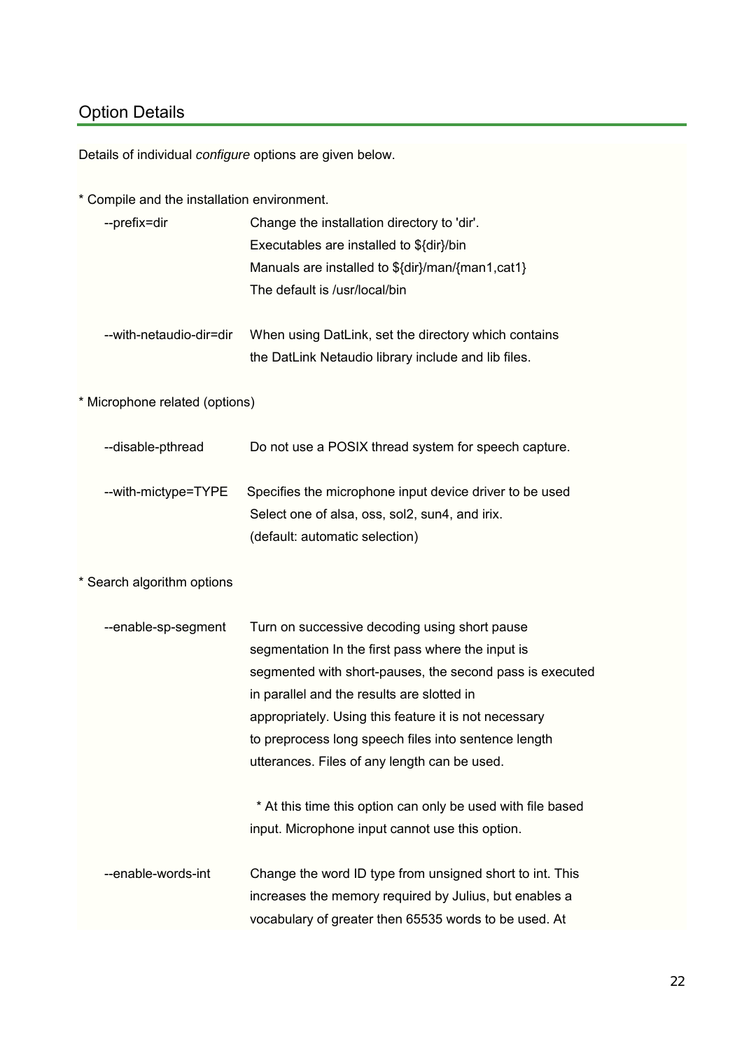## Option Details

Details of individual *configure* options are given below.

* Compile and the installation environment.

| | |
|---|---|
| --prefix=dir | Change the installation directory to 'dir'. Executables are installed to ${dir}/bin Manuals are installed to ${dir}/man/{man1,cat1} The default is /usr/local/bin |
| --with-netaudio-dir=dir | When using DatLink, set the directory which contains the DatLink Netaudio library include and lib files. |

* Microphone related (options)

| | |
|---|---|
| --disable-pthread | Do not use a POSIX thread system for speech capture. |
| --with-mictype=TYPE | Specifies the microphone input device driver to be used Select one of alsa, oss, sol2, sun4, and irix. (default: automatic selection) |

* Search algorithm options

| | |
|---|---|
| --enable-sp-segment | Turn on successive decoding using short pause segmentation In the first pass where the input is segmented with short-pauses, the second pass is executed in parallel and the results are slotted in appropriately. Using this feature it is not necessary to preprocess long speech files into sentence length utterances. Files of any length can be used.<br><br>* At this time this option can only be used with file based input. Microphone input cannot use this option. |
| --enable-words-int | Change the word ID type from unsigned short to int. This increases the memory required by Julius, but enables a vocabulary of greater then 65535 words to be used. At |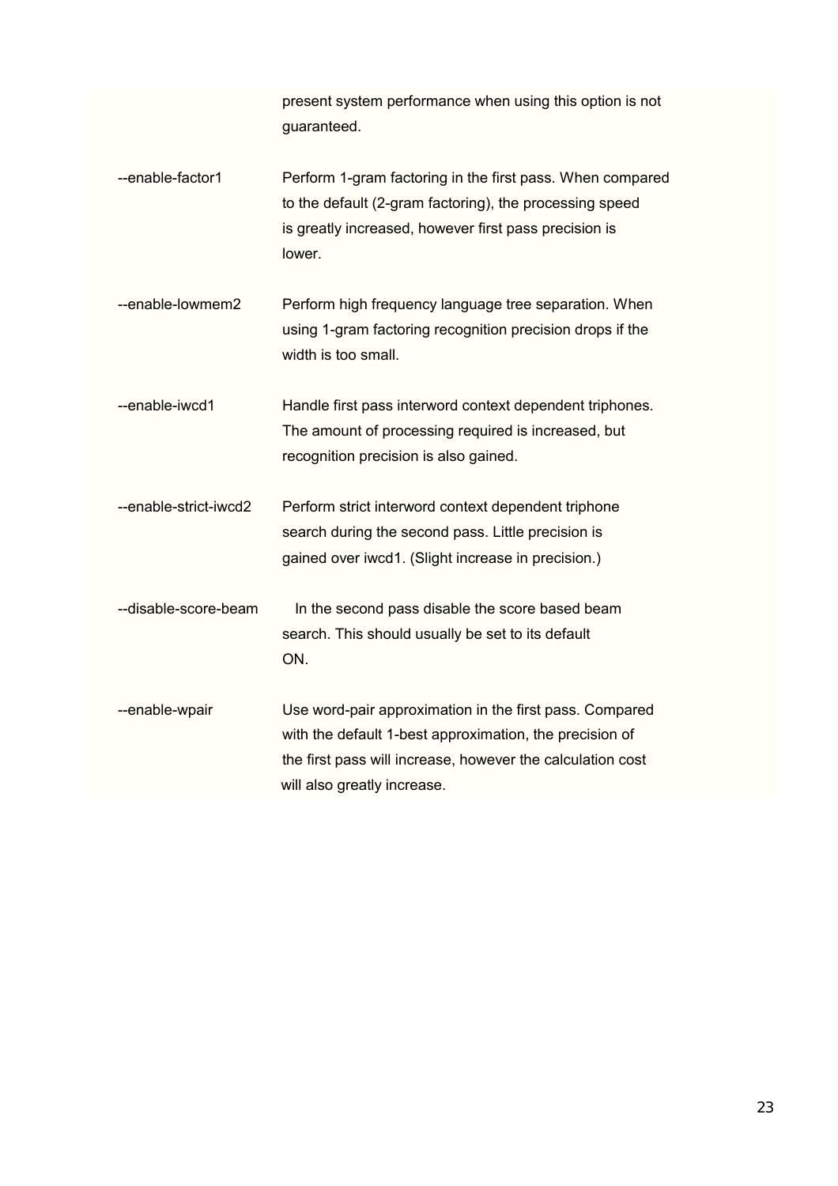present system performance when using this option is not guaranteed.

| | |
|---|---|
| --enable-factor1 | Perform 1-gram factoring in the first pass. When compared to the default (2-gram factoring), the processing speed is greatly increased, however first pass precision is lower. |
| --enable-lowmem2 | Perform high frequency language tree separation. When using 1-gram factoring recognition precision drops if the width is too small. |
| --enable-iwcd1 | Handle first pass interword context dependent triphones. The amount of processing required is increased, but recognition precision is also gained. |
| --enable-strict-iwcd2 | Perform strict interword context dependent triphone search during the second pass. Little precision is gained over iwcd1. (Slight increase in precision.) |
| --disable-score-beam | In the second pass disable the score based beam search. This should usually be set to its default ON. |
| --enable-wpair | Use word-pair approximation in the first pass. Compared with the default 1-best approximation, the precision of the first pass will increase, however the calculation cost will also greatly increase. |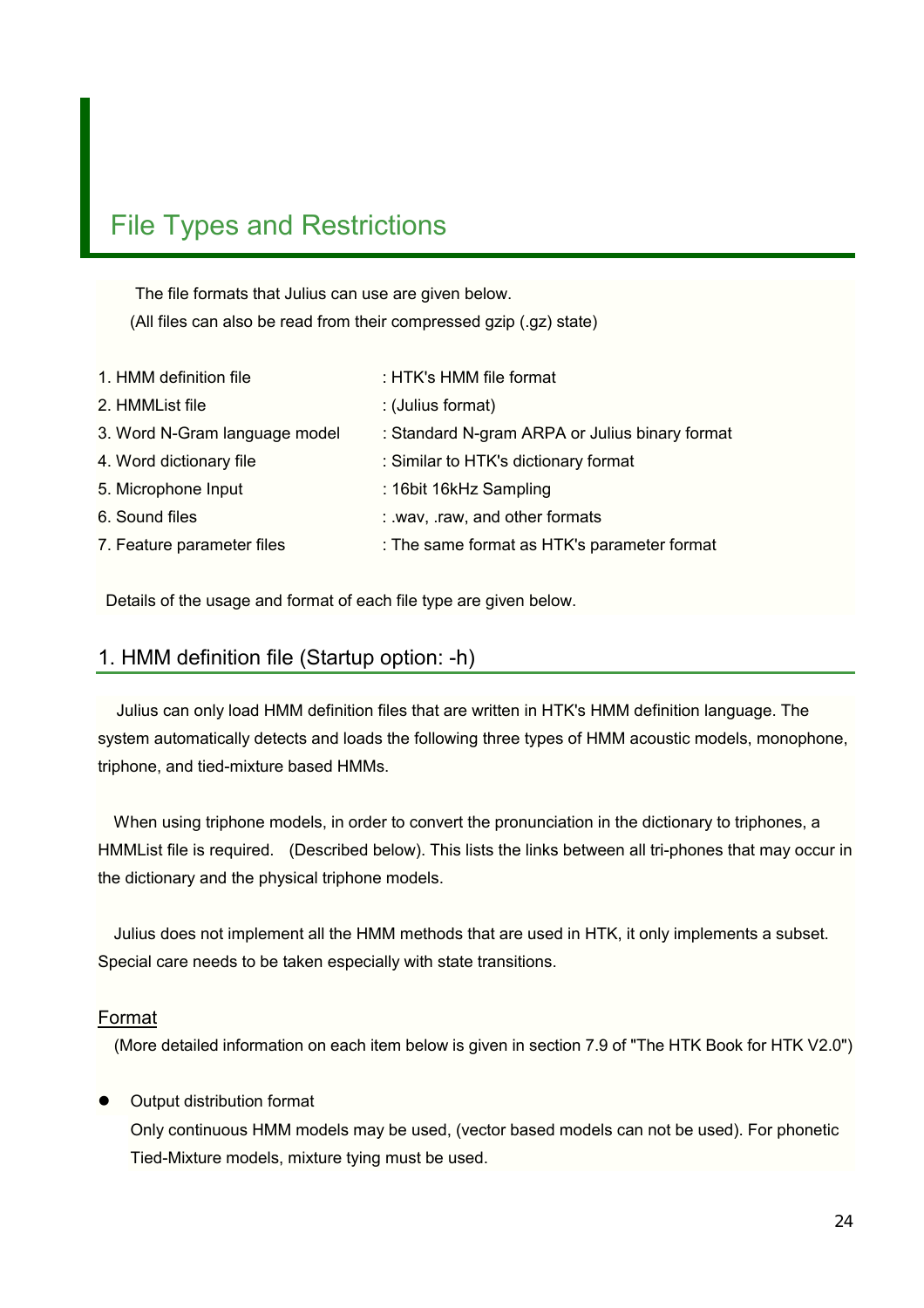# File Types and Restrictions

The file formats that Julius can use are given below.
(All files can also be read from their compressed gzip (.gz) state)

| | |
|---|---|
| 1. HMM definition file | : HTK's HMM file format |
| 2. HMMList file | : (Julius format) |
| 3. Word N-Gram language model | : Standard N-gram ARPA or Julius binary format |
| 4. Word dictionary file | : Similar to HTK's dictionary format |
| 5. Microphone Input | : 16bit 16kHz Sampling |
| 6. Sound files | : .wav, .raw, and other formats |
| 7. Feature parameter files | : The same format as HTK's parameter format |

Details of the usage and format of each file type are given below.

## 1. HMM definition file (Startup option: -h)

Julius can only load HMM definition files that are written in HTK's HMM definition language. The system automatically detects and loads the following three types of HMM acoustic models, monophone, triphone, and tied-mixture based HMMs.

When using triphone models, in order to convert the pronunciation in the dictionary to triphones, a HMMList file is required. (Described below). This lists the links between all tri-phones that may occur in the dictionary and the physical triphone models.

Julius does not implement all the HMM methods that are used in HTK, it only implements a subset. Special care needs to be taken especially with state transitions.

### Format

(More detailed information on each item below is given in section 7.9 of "The HTK Book for HTK V2.0")

- Output distribution format
  Only continuous HMM models may be used, (vector based models can not be used). For phonetic Tied-Mixture models, mixture tying must be used.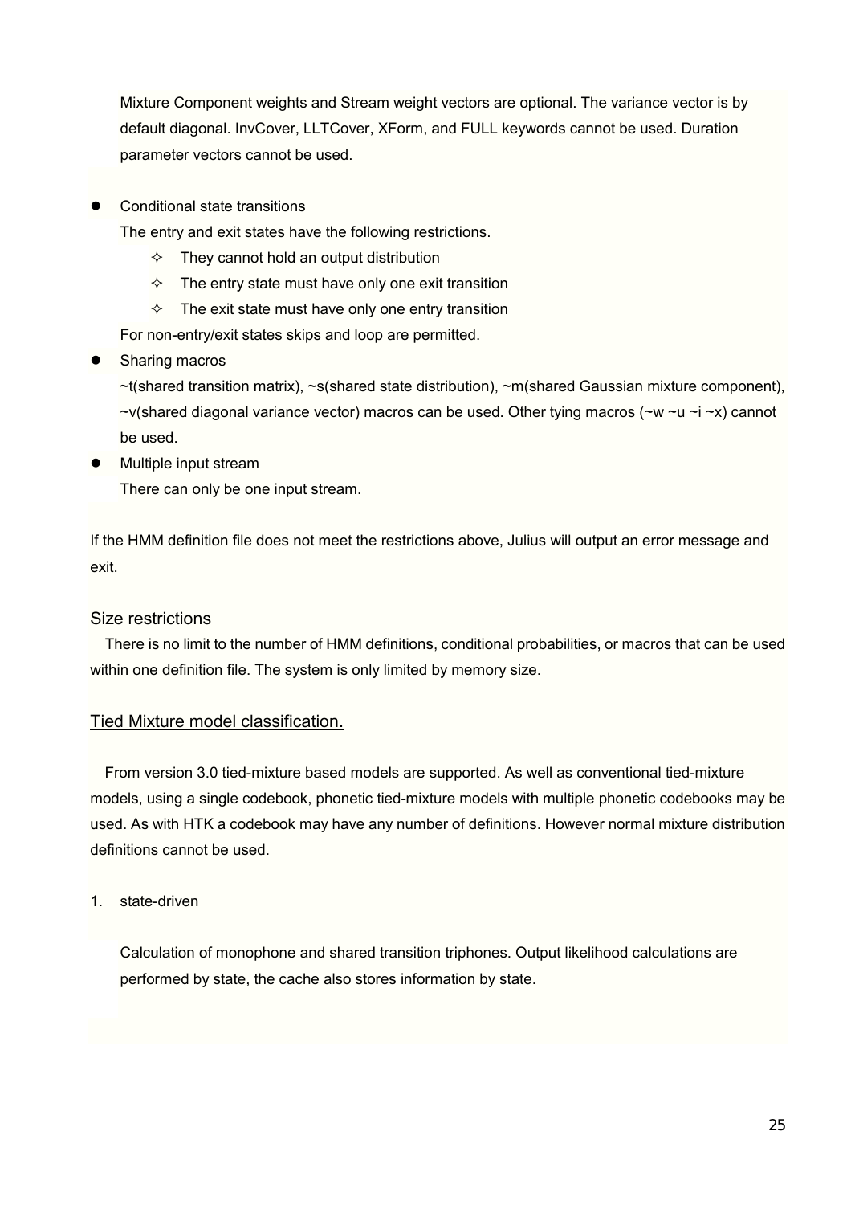Mixture Component weights and Stream weight vectors are optional. The variance vector is by default diagonal. InvCover, LLTCover, XForm, and FULL keywords cannot be used. Duration parameter vectors cannot be used.

- Conditional state transitions

  The entry and exit states have the following restrictions.

  - They cannot hold an output distribution
  - The entry state must have only one exit transition
  - The exit state must have only one entry transition

  For non-entry/exit states skips and loop are permitted.

- Sharing macros

  ~t(shared transition matrix), ~s(shared state distribution), ~m(shared Gaussian mixture component), ~v(shared diagonal variance vector) macros can be used. Other tying macros (~w ~u ~i ~x) cannot be used.

- Multiple input stream

  There can only be one input stream.

If the HMM definition file does not meet the restrictions above, Julius will output an error message and exit.

## Size restrictions

There is no limit to the number of HMM definitions, conditional probabilities, or macros that can be used within one definition file. The system is only limited by memory size.

## Tied Mixture model classification.

From version 3.0 tied-mixture based models are supported. As well as conventional tied-mixture models, using a single codebook, phonetic tied-mixture models with multiple phonetic codebooks may be used. As with HTK a codebook may have any number of definitions. However normal mixture distribution definitions cannot be used.

1. state-driven

   Calculation of monophone and shared transition triphones. Output likelihood calculations are performed by state, the cache also stores information by state.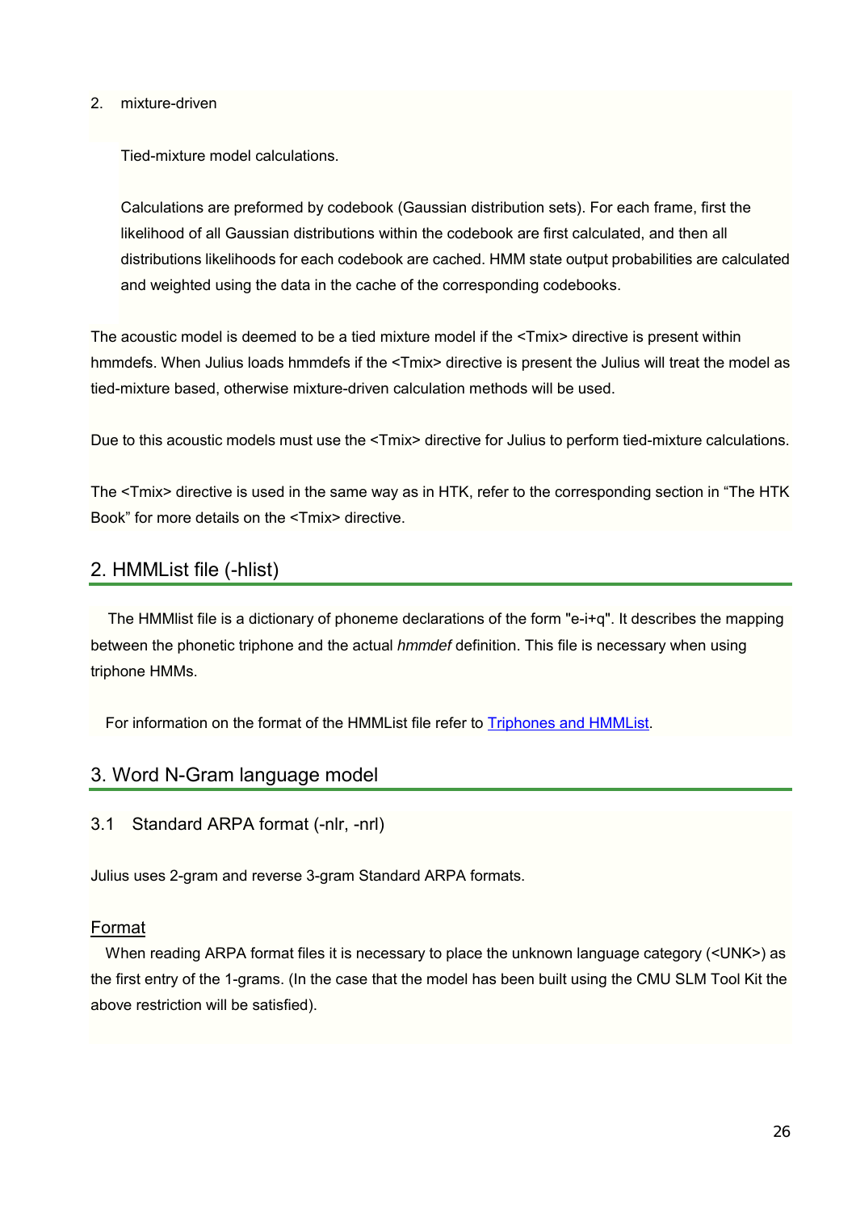2. mixture-driven

   Tied-mixture model calculations.

   Calculations are preformed by codebook (Gaussian distribution sets). For each frame, first the likelihood of all Gaussian distributions within the codebook are first calculated, and then all distributions likelihoods for each codebook are cached. HMM state output probabilities are calculated and weighted using the data in the cache of the corresponding codebooks.

The acoustic model is deemed to be a tied mixture model if the <Tmix> directive is present within hmmdefs. When Julius loads hmmdefs if the <Tmix> directive is present the Julius will treat the model as tied-mixture based, otherwise mixture-driven calculation methods will be used.

Due to this acoustic models must use the <Tmix> directive for Julius to perform tied-mixture calculations.

The <Tmix> directive is used in the same way as in HTK, refer to the corresponding section in “The HTK Book” for more details on the <Tmix> directive.

## 2. HMMList file (-hlist)

The HMMlist file is a dictionary of phoneme declarations of the form "e-i+q". It describes the mapping between the phonetic triphone and the actual *hmmdef* definition. This file is necessary when using triphone HMMs.

For information on the format of the HMMList file refer to [Triphones and HMMList](#).

## 3. Word N-Gram language model

### 3.1 Standard ARPA format (-nlr, -nrl)

Julius uses 2-gram and reverse 3-gram Standard ARPA formats.

#### Format

When reading ARPA format files it is necessary to place the unknown language category (<UNK>) as the first entry of the 1-grams. (In the case that the model has been built using the CMU SLM Tool Kit the above restriction will be satisfied).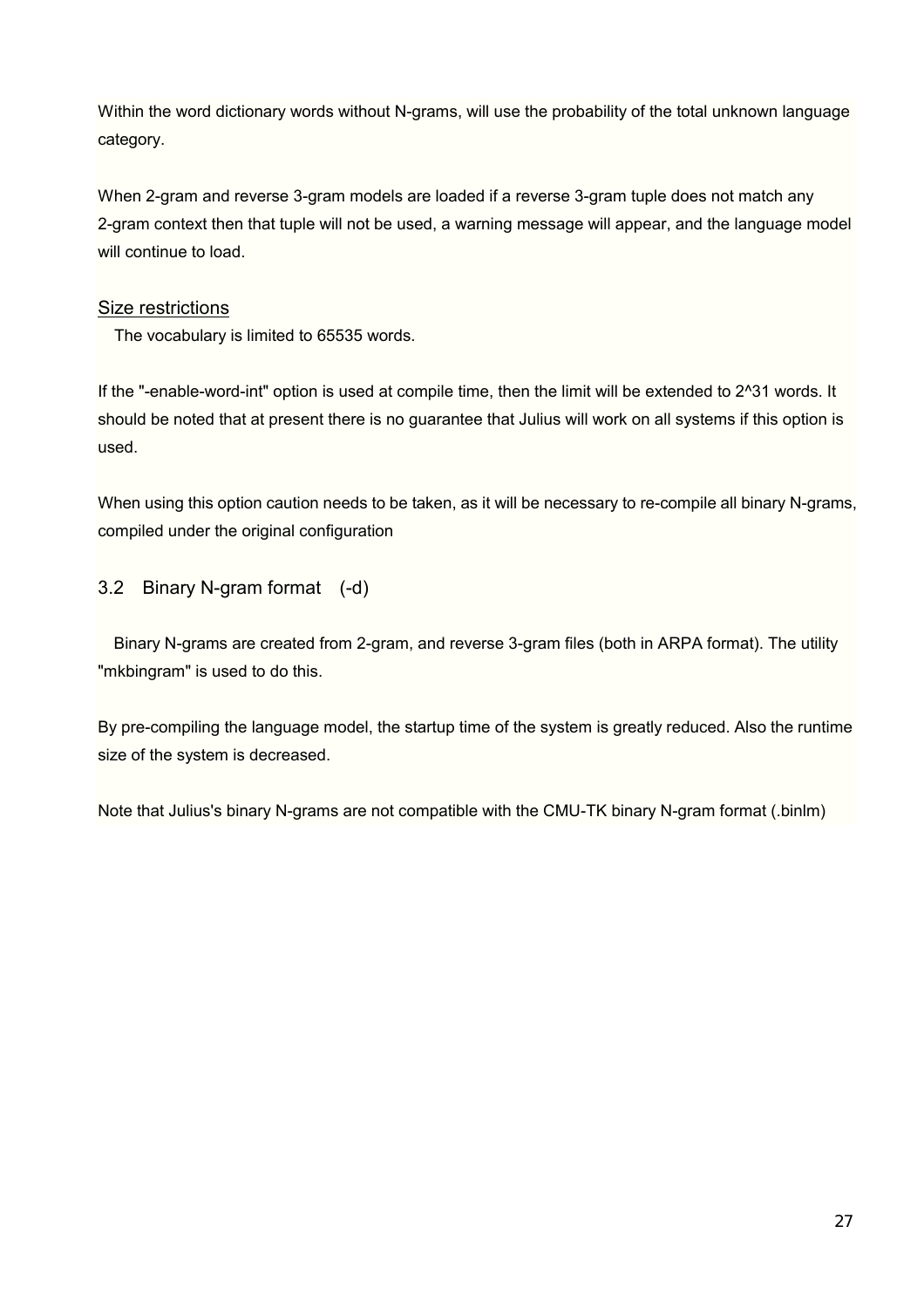Within the word dictionary words without N-grams, will use the probability of the total unknown language category.

When 2-gram and reverse 3-gram models are loaded if a reverse 3-gram tuple does not match any 2-gram context then that tuple will not be used, a warning message will appear, and the language model will continue to load.

### Size restrictions

The vocabulary is limited to 65535 words.

If the "-enable-word-int" option is used at compile time, then the limit will be extended to 2^31 words. It should be noted that at present there is no guarantee that Julius will work on all systems if this option is used.

When using this option caution needs to be taken, as it will be necessary to re-compile all binary N-grams, compiled under the original configuration

## 3.2 Binary N-gram format (-d)

Binary N-grams are created from 2-gram, and reverse 3-gram files (both in ARPA format). The utility "mkbingram" is used to do this.

By pre-compiling the language model, the startup time of the system is greatly reduced. Also the runtime size of the system is decreased.

Note that Julius's binary N-grams are not compatible with the CMU-TK binary N-gram format (.binlm)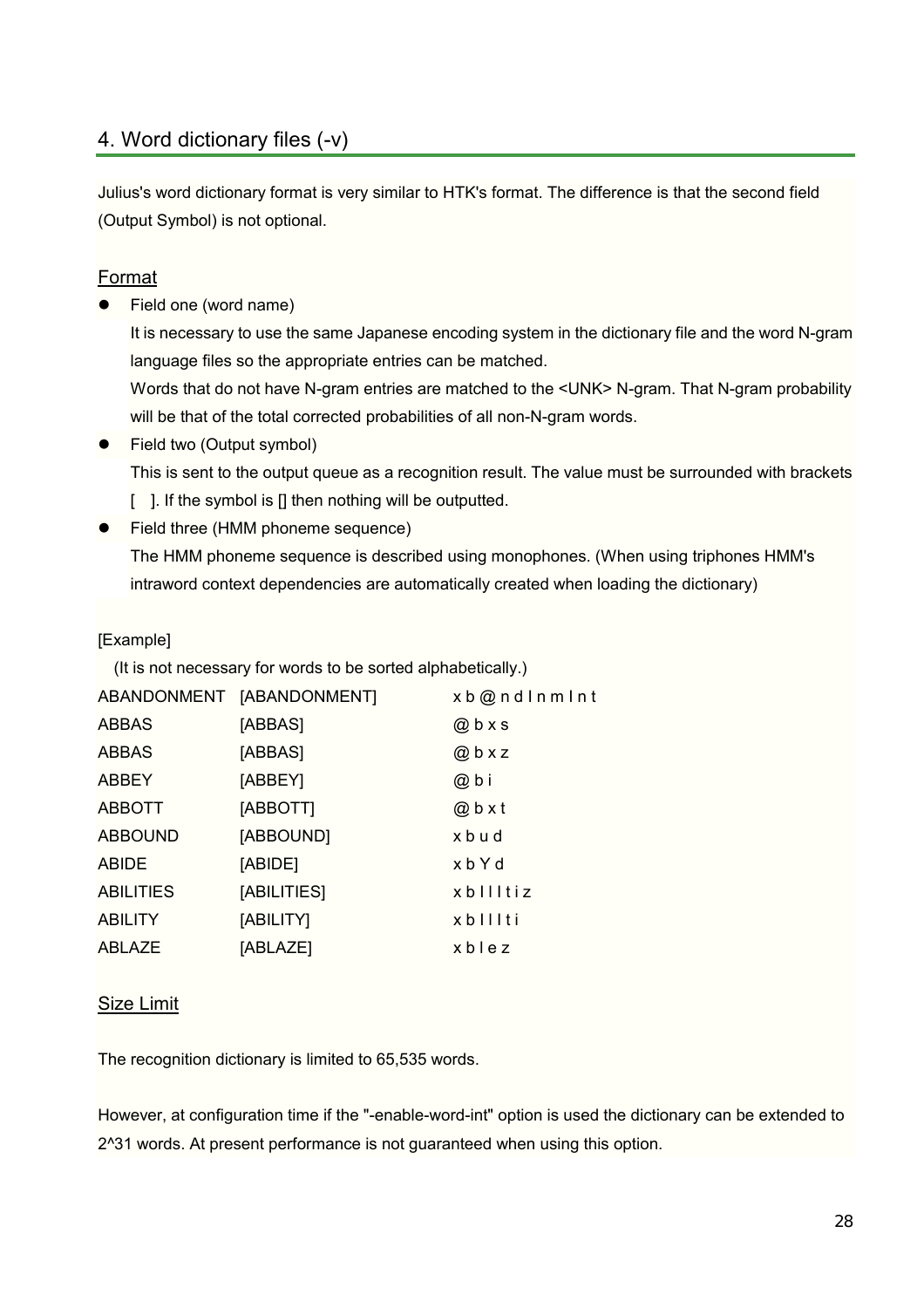## 4. Word dictionary files (-v)

Julius's word dictionary format is very similar to HTK's format. The difference is that the second field (Output Symbol) is not optional.

### Format

- Field one (word name)
  It is necessary to use the same Japanese encoding system in the dictionary file and the word N-gram language files so the appropriate entries can be matched.
  Words that do not have N-gram entries are matched to the <UNK> N-gram. That N-gram probability will be that of the total corrected probabilities of all non-N-gram words.
- Field two (Output symbol)
  This is sent to the output queue as a recognition result. The value must be surrounded with brackets [ ]. If the symbol is [] then nothing will be outputted.
- Field three (HMM phoneme sequence)
  The HMM phoneme sequence is described using monophones. (When using triphones HMM's intraword context dependencies are automatically created when loading the dictionary)

[Example]

(It is not necessary for words to be sorted alphabetically.)

```
ABANDONMENT  [ABANDONMENT]  x b @ n d I n m I n t
ABBAS        [ABBAS]        @ b x s
ABBAS        [ABBAS]        @ b x z
ABBEY        [ABBEY]        @ b i
ABBOTT       [ABBOTT]       @ b x t
ABBOUND      [ABBOUND]      x b u d
ABIDE        [ABIDE]        x b Y d
ABILITIES    [ABILITIES]    x b I l I t i z
ABILITY      [ABILITY]      x b I l I t i
ABLAZE       [ABLAZE]       x b l e z
```

### Size Limit

The recognition dictionary is limited to 65,535 words.

However, at configuration time if the "-enable-word-int" option is used the dictionary can be extended to $2^{31}$ words. At present performance is not guaranteed when using this option.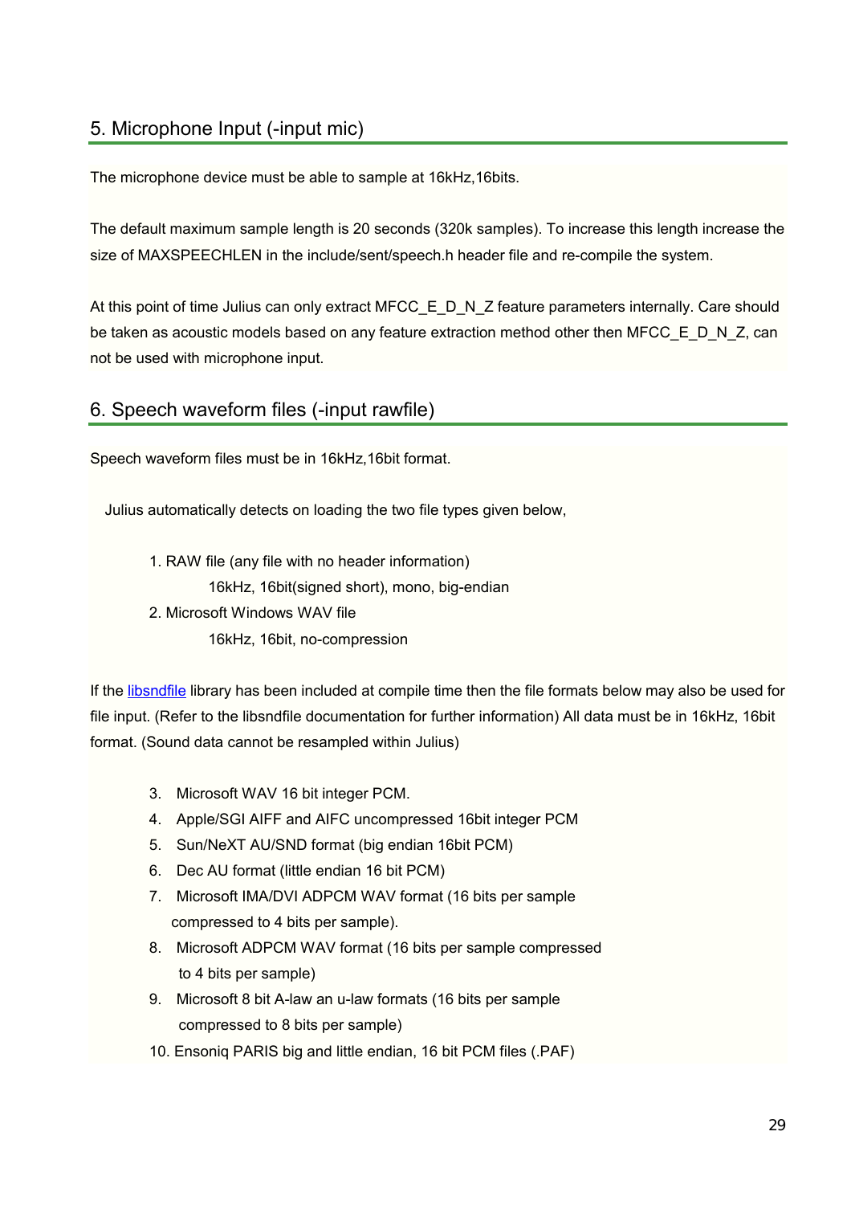## 5. Microphone Input (-input mic)

The microphone device must be able to sample at 16kHz,16bits.

The default maximum sample length is 20 seconds (320k samples). To increase this length increase the size of MAXSPEECHLEN in the include/sent/speech.h header file and re-compile the system.

At this point of time Julius can only extract MFCC_E_D_N_Z feature parameters internally. Care should be taken as acoustic models based on any feature extraction method other then MFCC_E_D_N_Z, can not be used with microphone input.

## 6. Speech waveform files (-input rawfile)

Speech waveform files must be in 16kHz,16bit format.

Julius automatically detects on loading the two file types given below,

1. RAW file (any file with no header information)
   16kHz, 16bit(signed short), mono, big-endian
2. Microsoft Windows WAV file
   16kHz, 16bit, no-compression

If the libsndfile library has been included at compile time then the file formats below may also be used for file input. (Refer to the libsndfile documentation for further information) All data must be in 16kHz, 16bit format. (Sound data cannot be resampled within Julius)

3. Microsoft WAV 16 bit integer PCM.
4. Apple/SGI AIFF and AIFC uncompressed 16bit integer PCM
5. Sun/NeXT AU/SND format (big endian 16bit PCM)
6. Dec AU format (little endian 16 bit PCM)
7. Microsoft IMA/DVI ADPCM WAV format (16 bits per sample compressed to 4 bits per sample).
8. Microsoft ADPCM WAV format (16 bits per sample compressed to 4 bits per sample)
9. Microsoft 8 bit A-law an u-law formats (16 bits per sample compressed to 8 bits per sample)
10. Ensoniq PARIS big and little endian, 16 bit PCM files (.PAF)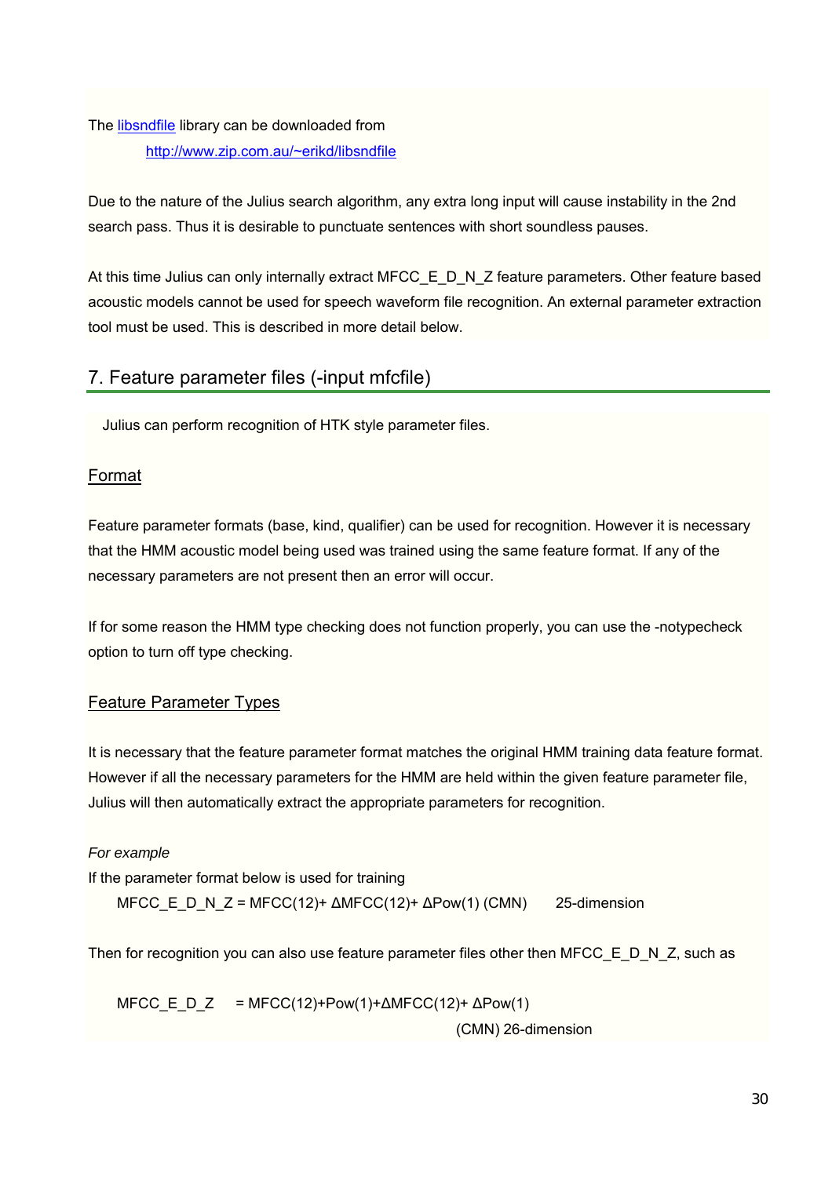The [libsndfile](http://www.zip.com.au/~erikd/libsndfile) library can be downloaded from

http://www.zip.com.au/~erikd/libsndfile

Due to the nature of the Julius search algorithm, any extra long input will cause instability in the 2nd search pass. Thus it is desirable to punctuate sentences with short soundless pauses.

At this time Julius can only internally extract MFCC_E_D_N_Z feature parameters. Other feature based acoustic models cannot be used for speech waveform file recognition. An external parameter extraction tool must be used. This is described in more detail below.

## 7. Feature parameter files (-input mfcfile)

Julius can perform recognition of HTK style parameter files.

### Format

Feature parameter formats (base, kind, qualifier) can be used for recognition. However it is necessary that the HMM acoustic model being used was trained using the same feature format. If any of the necessary parameters are not present then an error will occur.

If for some reason the HMM type checking does not function properly, you can use the -notypecheck option to turn off type checking.

### Feature Parameter Types

It is necessary that the feature parameter format matches the original HMM training data feature format. However if all the necessary parameters for the HMM are held within the given feature parameter file, Julius will then automatically extract the appropriate parameters for recognition.

*For example*

If the parameter format below is used for training

MFCC_E_D_N_Z = MFCC(12)+ ΔMFCC(12)+ ΔPow(1) (CMN)    25-dimension

Then for recognition you can also use feature parameter files other then MFCC_E_D_N_Z, such as

MFCC_E_D_Z    = MFCC(12)+Pow(1)+ΔMFCC(12)+ ΔPow(1) (CMN) 26-dimension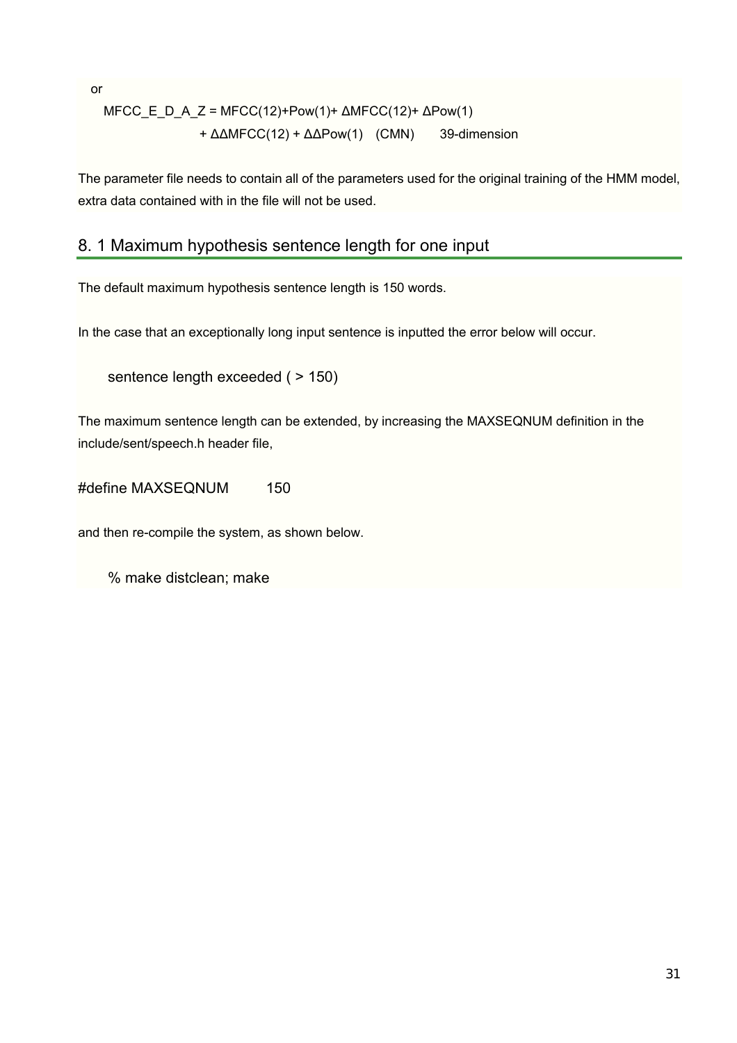or

MFCC_E_D_A_Z = MFCC(12)+Pow(1)+ ΔMFCC(12)+ ΔPow(1)
+ ΔΔMFCC(12) + ΔΔPow(1)   (CMN)       39-dimension

The parameter file needs to contain all of the parameters used for the original training of the HMM model, extra data contained with in the file will not be used.

## 8. 1 Maximum hypothesis sentence length for one input

The default maximum hypothesis sentence length is 150 words.

In the case that an exceptionally long input sentence is inputted the error below will occur.

```
sentence length exceeded ( > 150)
```

The maximum sentence length can be extended, by increasing the MAXSEQNUM definition in the include/sent/speech.h header file,

```
#define MAXSEQNUM        150
```

and then re-compile the system, as shown below.

```
% make distclean; make
```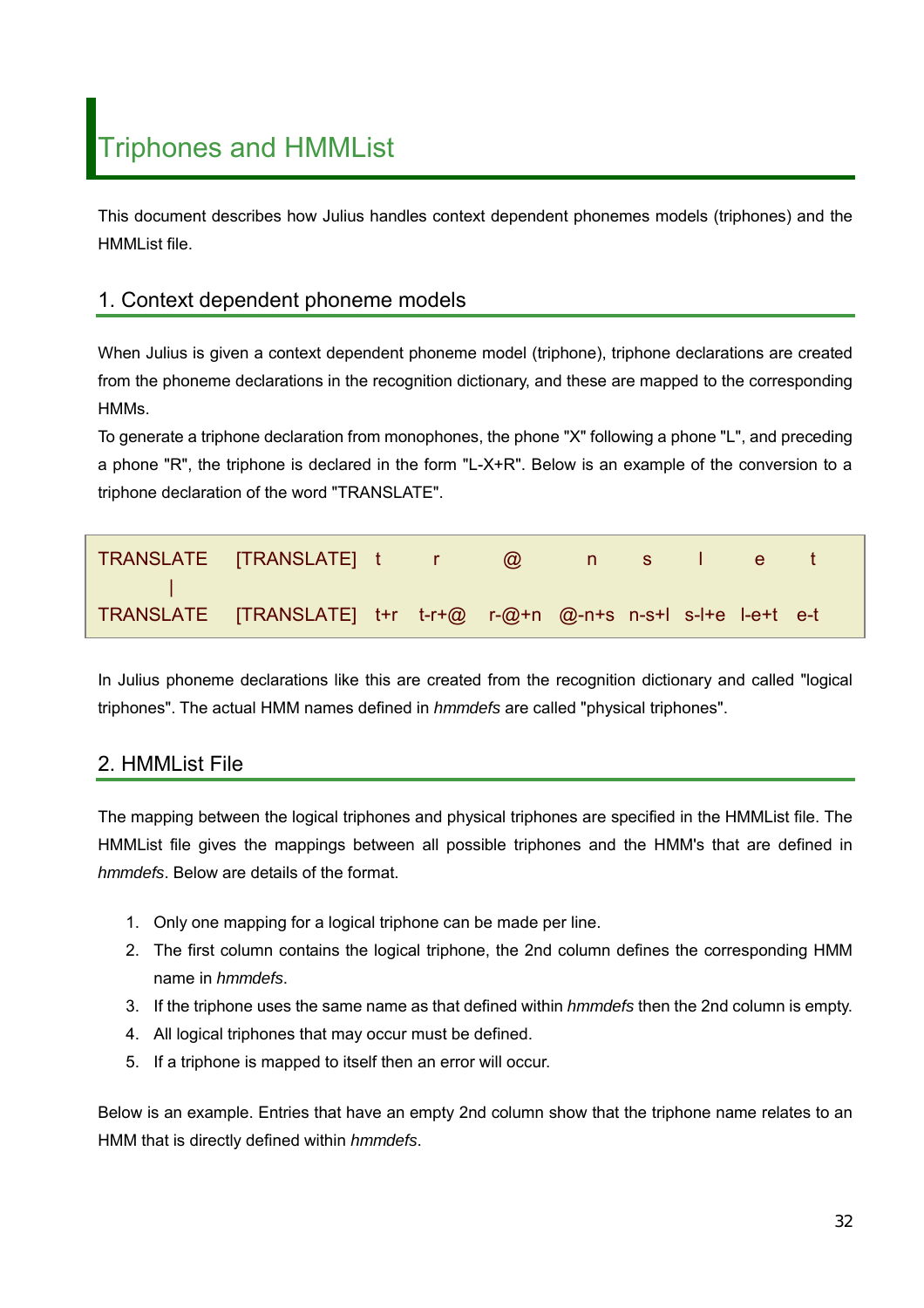# Triphones and HMMList

This document describes how Julius handles context dependent phonemes models (triphones) and the HMMList file.

## 1. Context dependent phoneme models

When Julius is given a context dependent phoneme model (triphone), triphone declarations are created from the phoneme declarations in the recognition dictionary, and these are mapped to the corresponding HMMs.

To generate a triphone declaration from monophones, the phone "X" following a phone "L", and preceding a phone "R", the triphone is declared in the form "L-X+R". Below is an example of the conversion to a triphone declaration of the word "TRANSLATE".

```
TRANSLATE   [TRANSLATE]  t     r       @       n      s      l      e      t
    |
TRANSLATE   [TRANSLATE]  t+r  t-r+@  r-@+n  @-n+s  n-s+l  s-l+e  l-e+t  e-t
```

In Julius phoneme declarations like this are created from the recognition dictionary and called "logical triphones". The actual HMM names defined in *hmmdefs* are called "physical triphones".

## 2. HMMList File

The mapping between the logical triphones and physical triphones are specified in the HMMList file. The HMMList file gives the mappings between all possible triphones and the HMM's that are defined in *hmmdefs*. Below are details of the format.

1. Only one mapping for a logical triphone can be made per line.
2. The first column contains the logical triphone, the 2nd column defines the corresponding HMM name in *hmmdefs*.
3. If the triphone uses the same name as that defined within *hmmdefs* then the 2nd column is empty.
4. All logical triphones that may occur must be defined.
5. If a triphone is mapped to itself then an error will occur.

Below is an example. Entries that have an empty 2nd column show that the triphone name relates to an HMM that is directly defined within *hmmdefs*.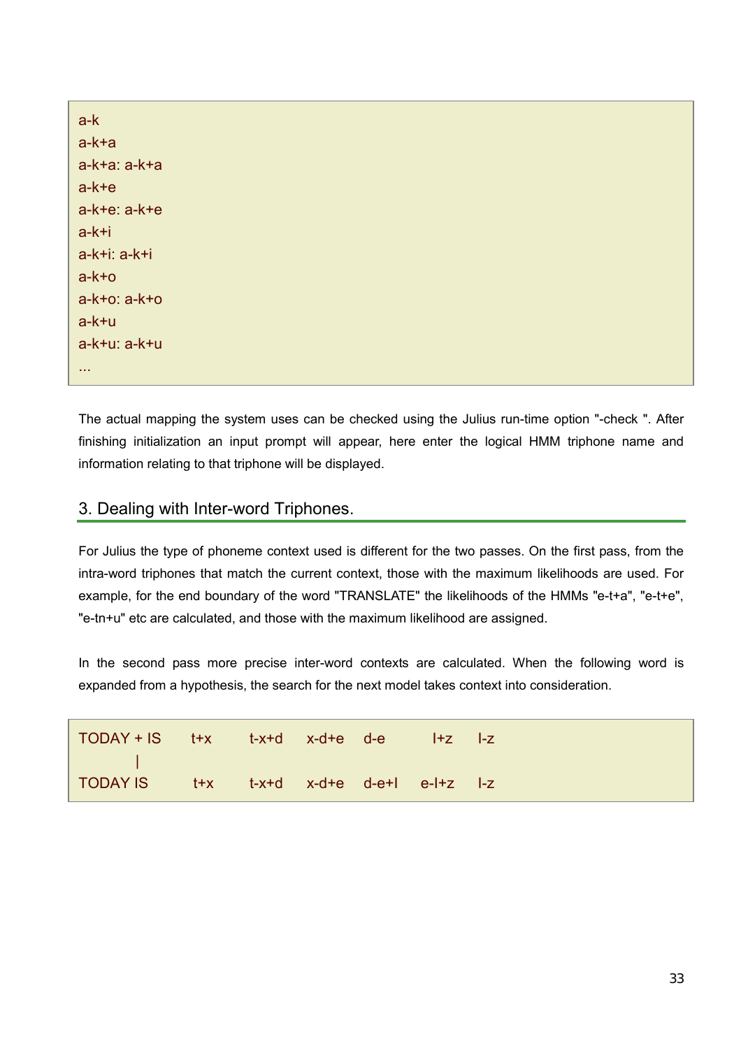```
a-k
a-k+a
a-k+a: a-k+a
a-k+e
a-k+e: a-k+e
a-k+i
a-k+i: a-k+i
a-k+o
a-k+o: a-k+o
a-k+u
a-k+u: a-k+u
...
```

The actual mapping the system uses can be checked using the Julius run-time option "-check ". After finishing initialization an input prompt will appear, here enter the logical HMM triphone name and information relating to that triphone will be displayed.

## 3. Dealing with Inter-word Triphones.

For Julius the type of phoneme context used is different for the two passes. On the first pass, from the intra-word triphones that match the current context, those with the maximum likelihoods are used. For example, for the end boundary of the word "TRANSLATE" the likelihoods of the HMMs "e-t+a", "e-t+e", "e-tn+u" etc are calculated, and those with the maximum likelihood are assigned.

In the second pass more precise inter-word contexts are calculated. When the following word is expanded from a hypothesis, the search for the next model takes context into consideration.

```
TODAY + IS    t+x    t-x+d    x-d+e    d-e          I+z    I-z
       |
TODAY IS      t+x    t-x+d    x-d+e    d-e+I    e-I+z    I-z
```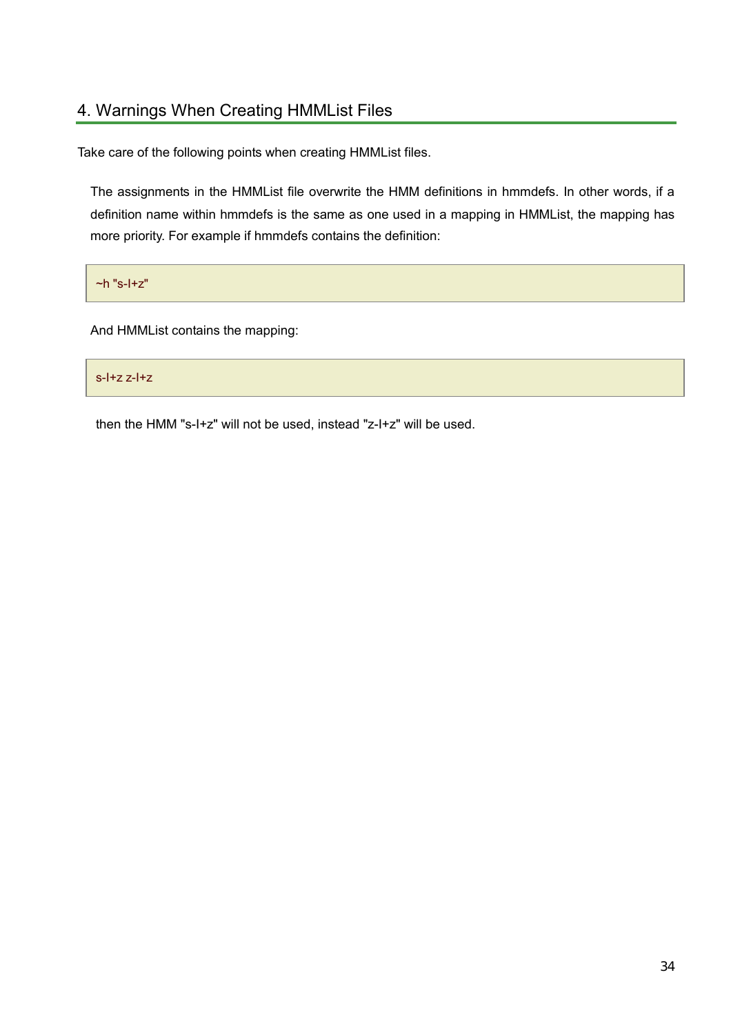## 4. Warnings When Creating HMMList Files

Take care of the following points when creating HMMList files.

The assignments in the HMMList file overwrite the HMM definitions in hmmdefs. In other words, if a definition name within hmmdefs is the same as one used in a mapping in HMMList, the mapping has more priority. For example if hmmdefs contains the definition:

```
~h "s-I+z"
```

And HMMList contains the mapping:

```
s-I+z z-I+z
```

then the HMM "s-I+z" will not be used, instead "z-I+z" will be used.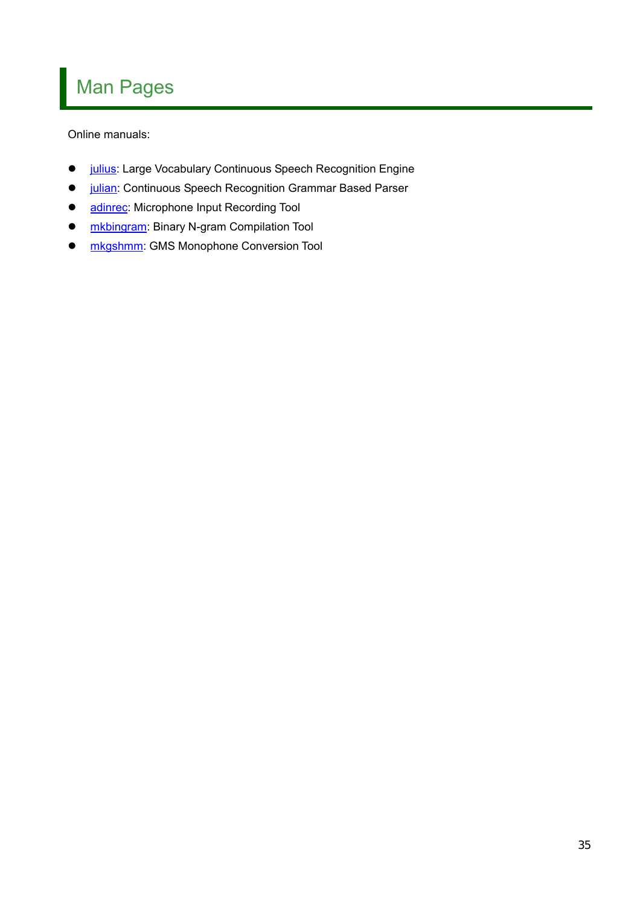# Man Pages

Online manuals:

- julius: Large Vocabulary Continuous Speech Recognition Engine
- julian: Continuous Speech Recognition Grammar Based Parser
- adinrec: Microphone Input Recording Tool
- mkbingram: Binary N-gram Compilation Tool
- mkgshmm: GMS Monophone Conversion Tool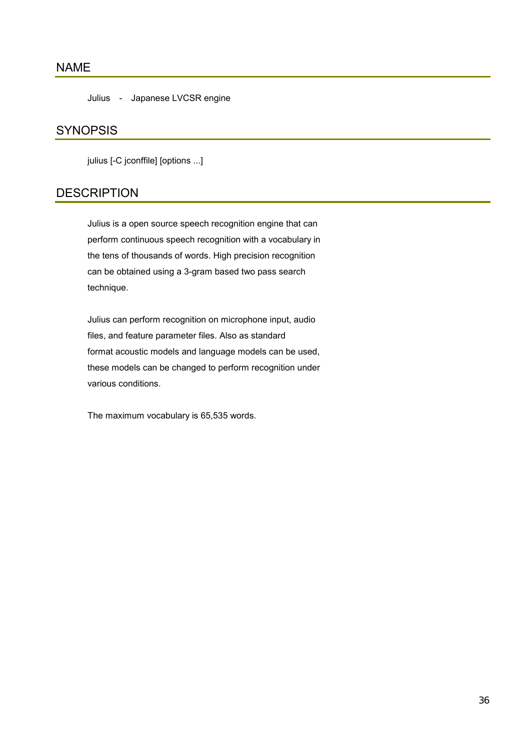## NAME

Julius - Japanese LVCSR engine

## SYNOPSIS

julius [-C jconffile] [options ...]

## DESCRIPTION

Julius is a open source speech recognition engine that can perform continuous speech recognition with a vocabulary in the tens of thousands of words. High precision recognition can be obtained using a 3-gram based two pass search technique.

Julius can perform recognition on microphone input, audio files, and feature parameter files. Also as standard format acoustic models and language models can be used, these models can be changed to perform recognition under various conditions.

The maximum vocabulary is 65,535 words.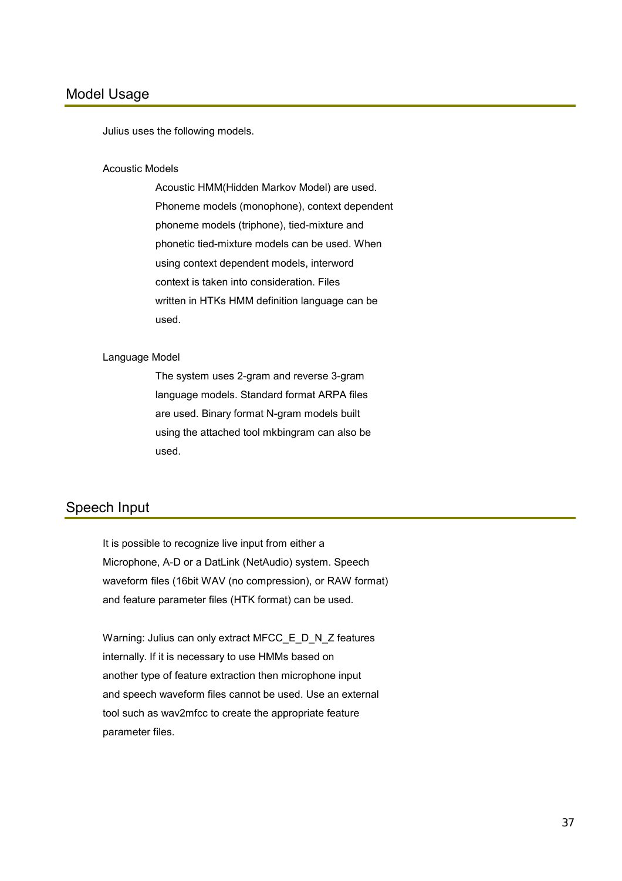## Model Usage

Julius uses the following models.

Acoustic Models

Acoustic HMM(Hidden Markov Model) are used. Phoneme models (monophone), context dependent phoneme models (triphone), tied-mixture and phonetic tied-mixture models can be used. When using context dependent models, interword context is taken into consideration. Files written in HTKs HMM definition language can be used.

Language Model

The system uses 2-gram and reverse 3-gram language models. Standard format ARPA files are used. Binary format N-gram models built using the attached tool mkbingram can also be used.

## Speech Input

It is possible to recognize live input from either a Microphone, A-D or a DatLink (NetAudio) system. Speech waveform files (16bit WAV (no compression), or RAW format) and feature parameter files (HTK format) can be used.

Warning: Julius can only extract MFCC_E_D_N_Z features internally. If it is necessary to use HMMs based on another type of feature extraction then microphone input and speech waveform files cannot be used. Use an external tool such as wav2mfcc to create the appropriate feature parameter files.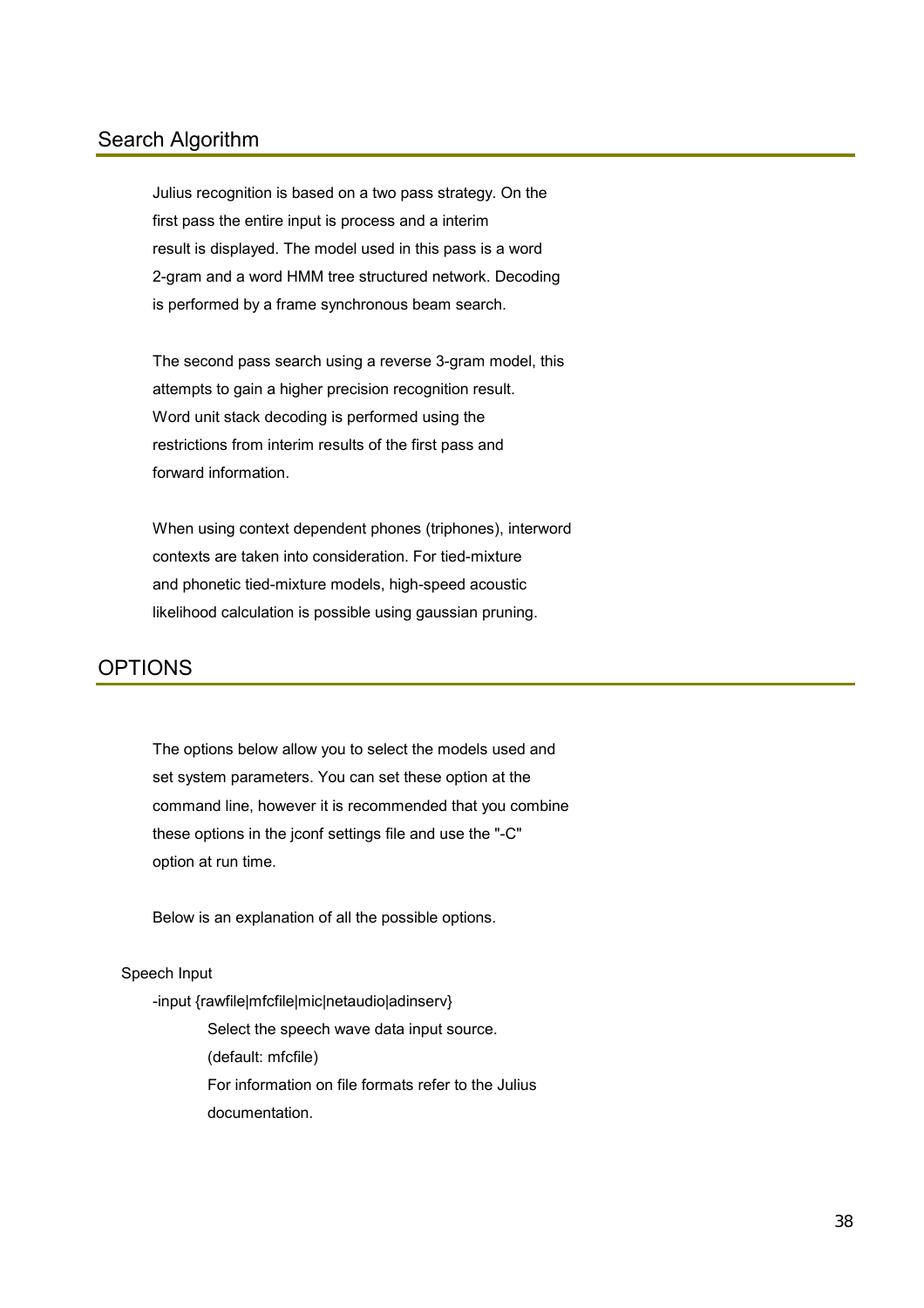## Search Algorithm

Julius recognition is based on a two pass strategy. On the first pass the entire input is process and a interim result is displayed. The model used in this pass is a word 2-gram and a word HMM tree structured network. Decoding is performed by a frame synchronous beam search.

The second pass search using a reverse 3-gram model, this attempts to gain a higher precision recognition result. Word unit stack decoding is performed using the restrictions from interim results of the first pass and forward information.

When using context dependent phones (triphones), interword contexts are taken into consideration. For tied-mixture and phonetic tied-mixture models, high-speed acoustic likelihood calculation is possible using gaussian pruning.

## OPTIONS

The options below allow you to select the models used and set system parameters. You can set these option at the command line, however it is recommended that you combine these options in the jconf settings file and use the "-C" option at run time.

Below is an explanation of all the possible options.

### Speech Input

-input {rawfile|mfcfile|mic|netaudio|adinserv}

    Select the speech wave data input source.
    (default: mfcfile)
    For information on file formats refer to the Julius documentation.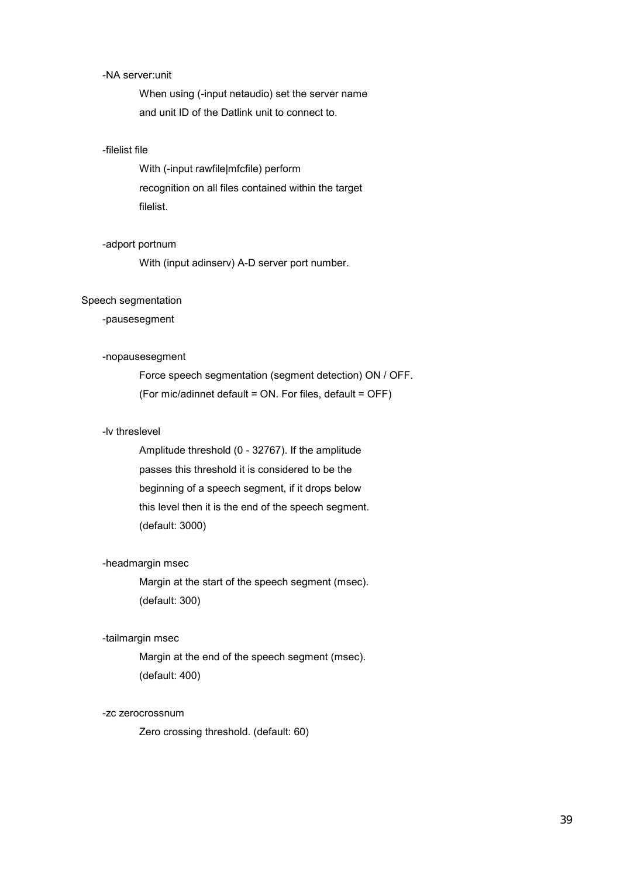-NA server:unit

When using (-input netaudio) set the server name and unit ID of the Datlink unit to connect to.

-filelist file

With (-input rawfile|mfcfile) perform recognition on all files contained within the target filelist.

-adport portnum

With (input adinserv) A-D server port number.

Speech segmentation

-pausesegment

-nopausesegment

Force speech segmentation (segment detection) ON / OFF. (For mic/adinnet default = ON. For files, default = OFF)

-lv threslevel

Amplitude threshold (0 - 32767). If the amplitude passes this threshold it is considered to be the beginning of a speech segment, if it drops below this level then it is the end of the speech segment. (default: 3000)

-headmargin msec

Margin at the start of the speech segment (msec). (default: 300)

-tailmargin msec

Margin at the end of the speech segment (msec). (default: 400)

-zc zerocrossnum

Zero crossing threshold. (default: 60)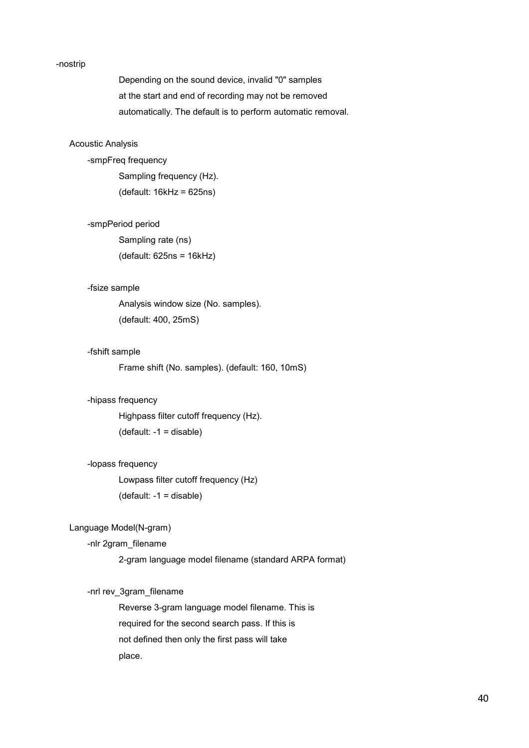-nostrip

Depending on the sound device, invalid "0" samples at the start and end of recording may not be removed automatically. The default is to perform automatic removal.

Acoustic Analysis

-smpFreq frequency

Sampling frequency (Hz).
(default: 16kHz = 625ns)

-smpPeriod period

Sampling rate (ns)
(default: 625ns = 16kHz)

-fsize sample

Analysis window size (No. samples).
(default: 400, 25mS)

-fshift sample

Frame shift (No. samples). (default: 160, 10mS)

-hipass frequency

Highpass filter cutoff frequency (Hz).
(default: -1 = disable)

-lopass frequency

Lowpass filter cutoff frequency (Hz)
(default: -1 = disable)

Language Model(N-gram)

-nlr 2gram_filename

2-gram language model filename (standard ARPA format)

-nrl rev_3gram_filename

Reverse 3-gram language model filename. This is required for the second search pass. If this is not defined then only the first pass will take place.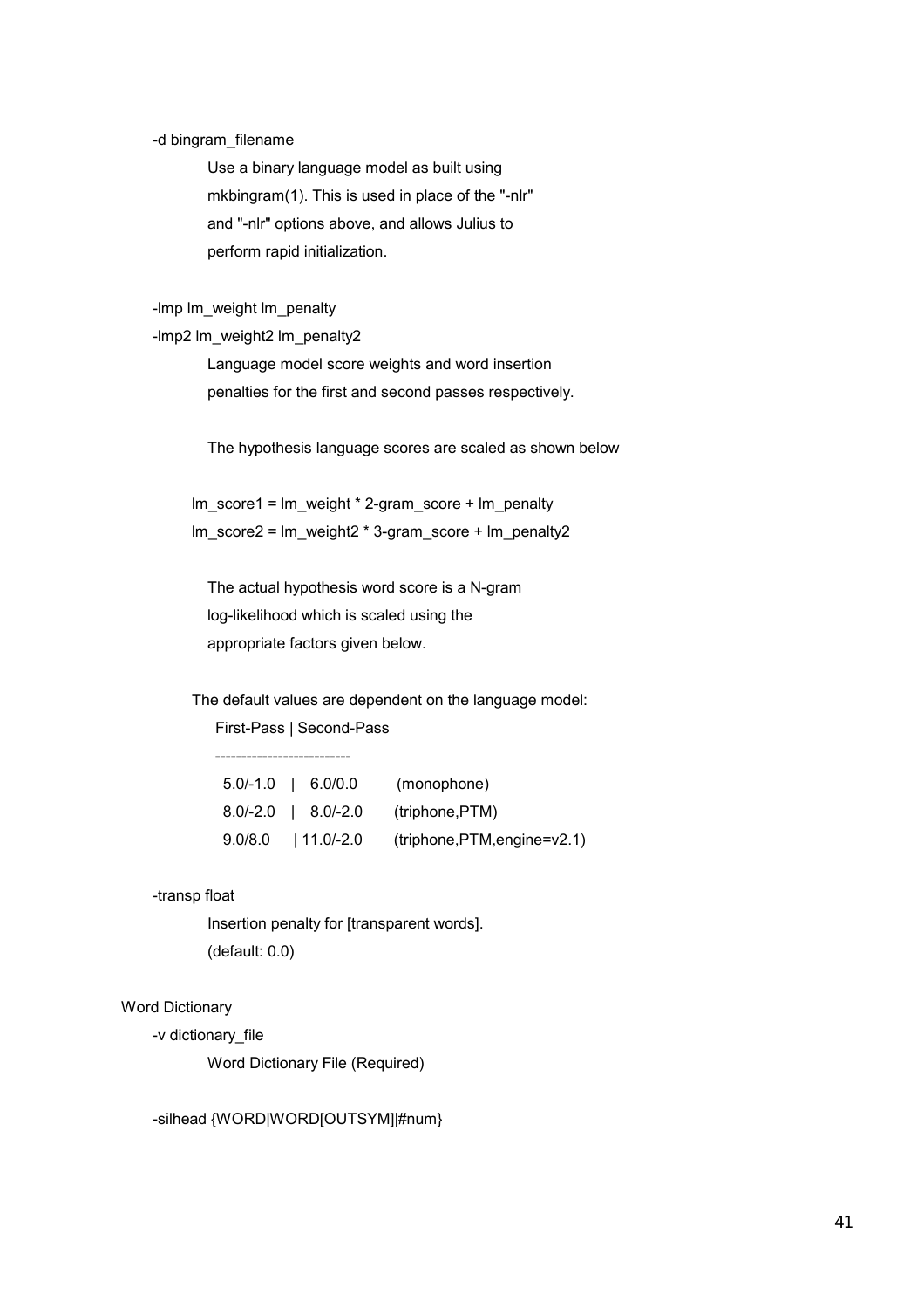-d bingram_filename

Use a binary language model as built using mkbingram(1). This is used in place of the "-nlr" and "-nlr" options above, and allows Julius to perform rapid initialization.

-lmp lm_weight lm_penalty

-lmp2 lm_weight2 lm_penalty2

Language model score weights and word insertion penalties for the first and second passes respectively.

The hypothesis language scores are scaled as shown below

```
lm_score1 = lm_weight * 2-gram_score + lm_penalty
lm_score2 = lm_weight2 * 3-gram_score + lm_penalty2
```

The actual hypothesis word score is a N-gram log-likelihood which is scaled using the appropriate factors given below.

The default values are dependent on the language model:

```
  First-Pass | Second-Pass
  --------------------------
   5.0/-1.0  |  6.0/0.0      (monophone)
   8.0/-2.0  |  8.0/-2.0     (triphone,PTM)
   9.0/8.0   | 11.0/-2.0     (triphone,PTM,engine=v2.1)
```

-transp float

Insertion penalty for [transparent words].
(default: 0.0)

Word Dictionary

-v dictionary_file

Word Dictionary File (Required)

-silhead {WORD|WORD[OUTSYM]|#num}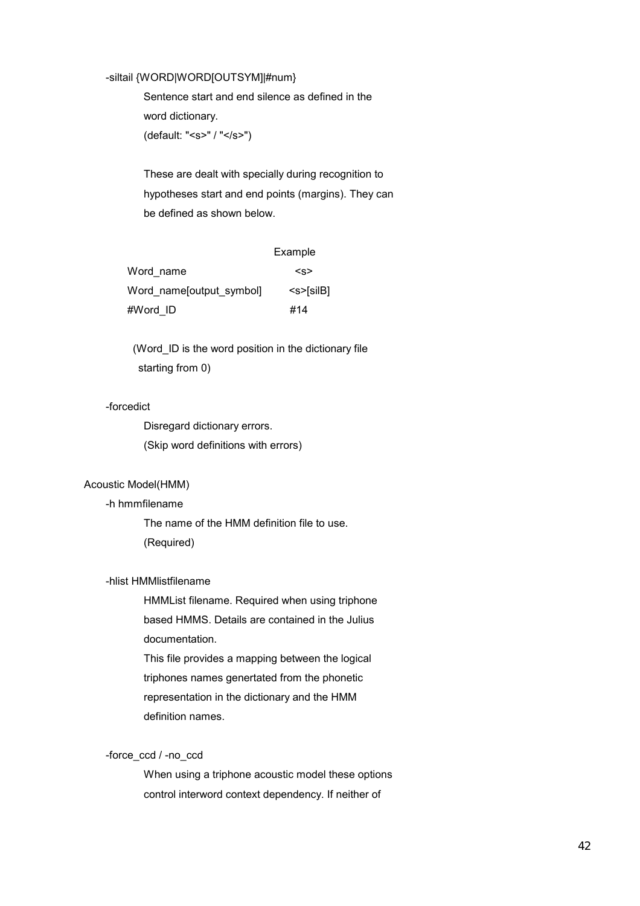-siltail {WORD|WORD[OUTSYM]|#num}

Sentence start and end silence as defined in the word dictionary.
(default: "<s>" / "</s>")

These are dealt with specially during recognition to hypotheses start and end points (margins). They can be defined as shown below.

| | Example |
|---|---|
| Word_name | <s> |
| Word_name[output_symbol] | <s>[silB] |
| #Word_ID | #14 |

(Word_ID is the word position in the dictionary file starting from 0)

-forcedict

Disregard dictionary errors.
(Skip word definitions with errors)

Acoustic Model(HMM)

-h hmmfilename

The name of the HMM definition file to use.
(Required)

-hlist HMMlistfilename

HMMList filename. Required when using triphone based HMMS. Details are contained in the Julius documentation.
This file provides a mapping between the logical triphones names genertated from the phonetic representation in the dictionary and the HMM definition names.

-force_ccd / -no_ccd

When using a triphone acoustic model these options control interword context dependency. If neither of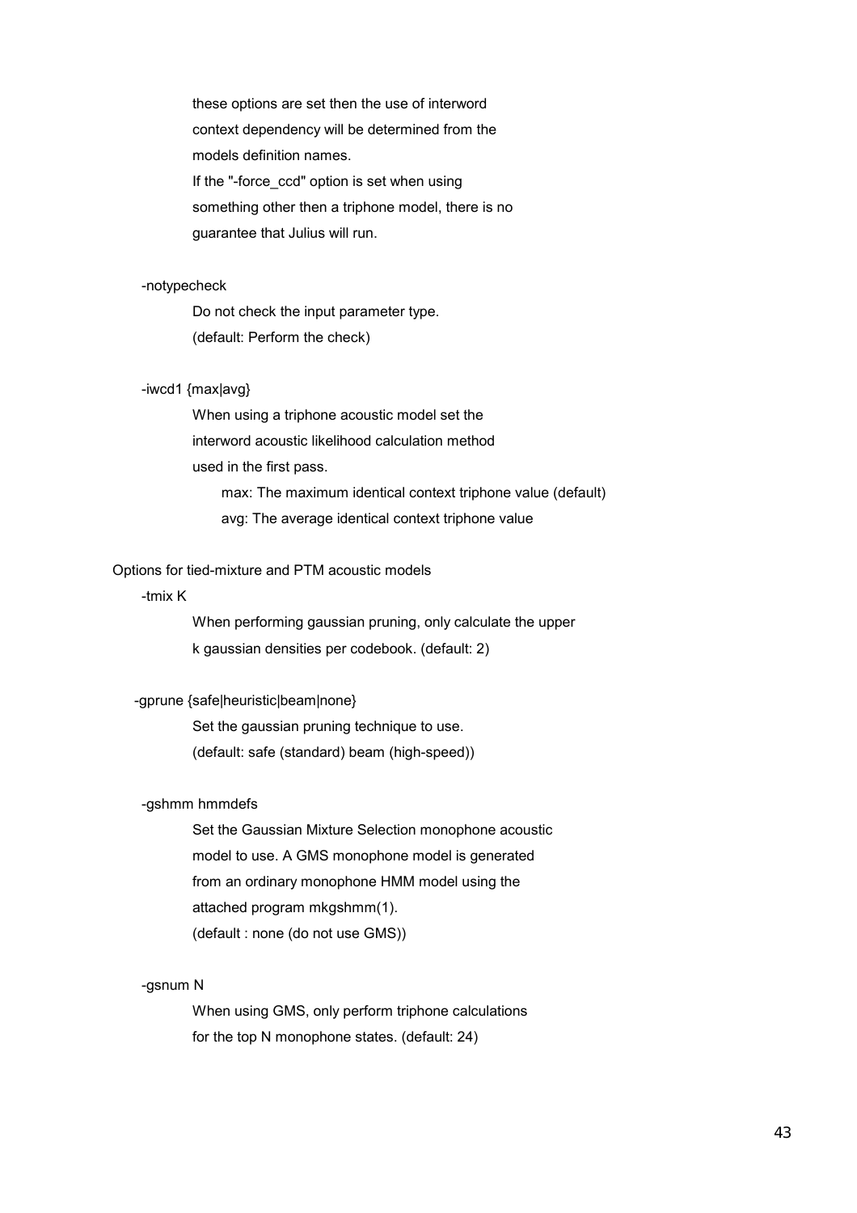these options are set then the use of interword context dependency will be determined from the models definition names.
If the "-force_ccd" option is set when using something other then a triphone model, there is no guarantee that Julius will run.

-notypecheck

Do not check the input parameter type.
(default: Perform the check)

-iwcd1 {max|avg}

When using a triphone acoustic model set the interword acoustic likelihood calculation method used in the first pass.

max: The maximum identical context triphone value (default)
avg: The average identical context triphone value

Options for tied-mixture and PTM acoustic models

-tmix K

When performing gaussian pruning, only calculate the upper k gaussian densities per codebook. (default: 2)

-gprune {safe|heuristic|beam|none}

Set the gaussian pruning technique to use.
(default: safe (standard) beam (high-speed))

-gshmm hmmdefs

Set the Gaussian Mixture Selection monophone acoustic model to use. A GMS monophone model is generated from an ordinary monophone HMM model using the attached program mkgshmm(1).
(default : none (do not use GMS))

-gsnum N

When using GMS, only perform triphone calculations for the top N monophone states. (default: 24)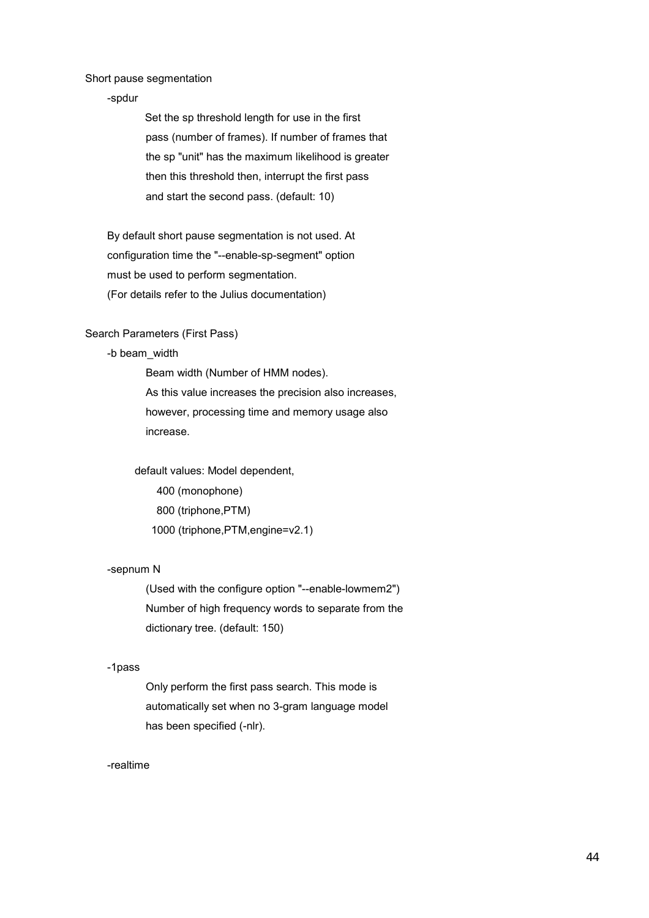Short pause segmentation

-spdur

Set the sp threshold length for use in the first pass (number of frames). If number of frames that the sp "unit" has the maximum likelihood is greater then this threshold then, interrupt the first pass and start the second pass. (default: 10)

By default short pause segmentation is not used. At configuration time the "--enable-sp-segment" option must be used to perform segmentation.
(For details refer to the Julius documentation)

Search Parameters (First Pass)

-b beam_width

Beam width (Number of HMM nodes).
As this value increases the precision also increases, however, processing time and memory usage also increase.

default values: Model dependent,
400 (monophone)
800 (triphone,PTM)
1000 (triphone,PTM,engine=v2.1)

-sepnum N

(Used with the configure option "--enable-lowmem2")
Number of high frequency words to separate from the dictionary tree. (default: 150)

-1pass

Only perform the first pass search. This mode is automatically set when no 3-gram language model has been specified (-nlr).

-realtime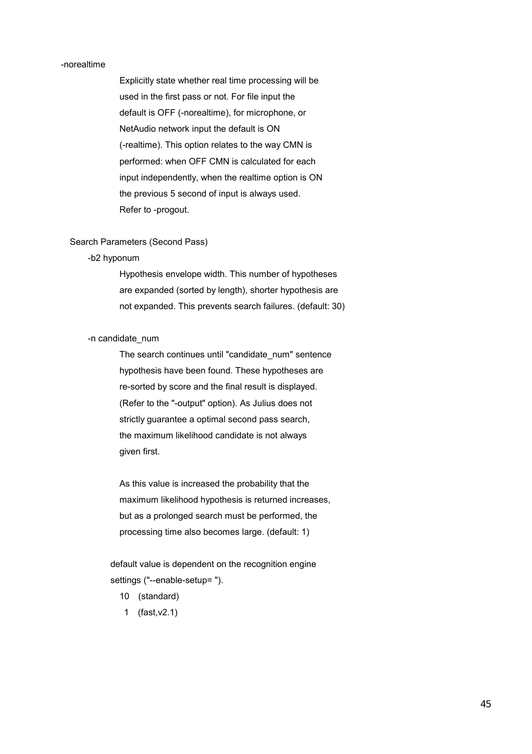-norealtime

Explicitly state whether real time processing will be used in the first pass or not. For file input the default is OFF (-norealtime), for microphone, or NetAudio network input the default is ON (-realtime). This option relates to the way CMN is performed: when OFF CMN is calculated for each input independently, when the realtime option is ON the previous 5 second of input is always used. Refer to -progout.

Search Parameters (Second Pass)

-b2 hyponum

Hypothesis envelope width. This number of hypotheses are expanded (sorted by length), shorter hypothesis are not expanded. This prevents search failures. (default: 30)

-n candidate_num

The search continues until "candidate_num" sentence hypothesis have been found. These hypotheses are re-sorted by score and the final result is displayed. (Refer to the "-output" option). As Julius does not strictly guarantee a optimal second pass search, the maximum likelihood candidate is not always given first.

As this value is increased the probability that the maximum likelihood hypothesis is returned increases, but as a prolonged search must be performed, the processing time also becomes large. (default: 1)

default value is dependent on the recognition engine settings ("--enable-setup= ").

10 (standard)

1 (fast,v2.1)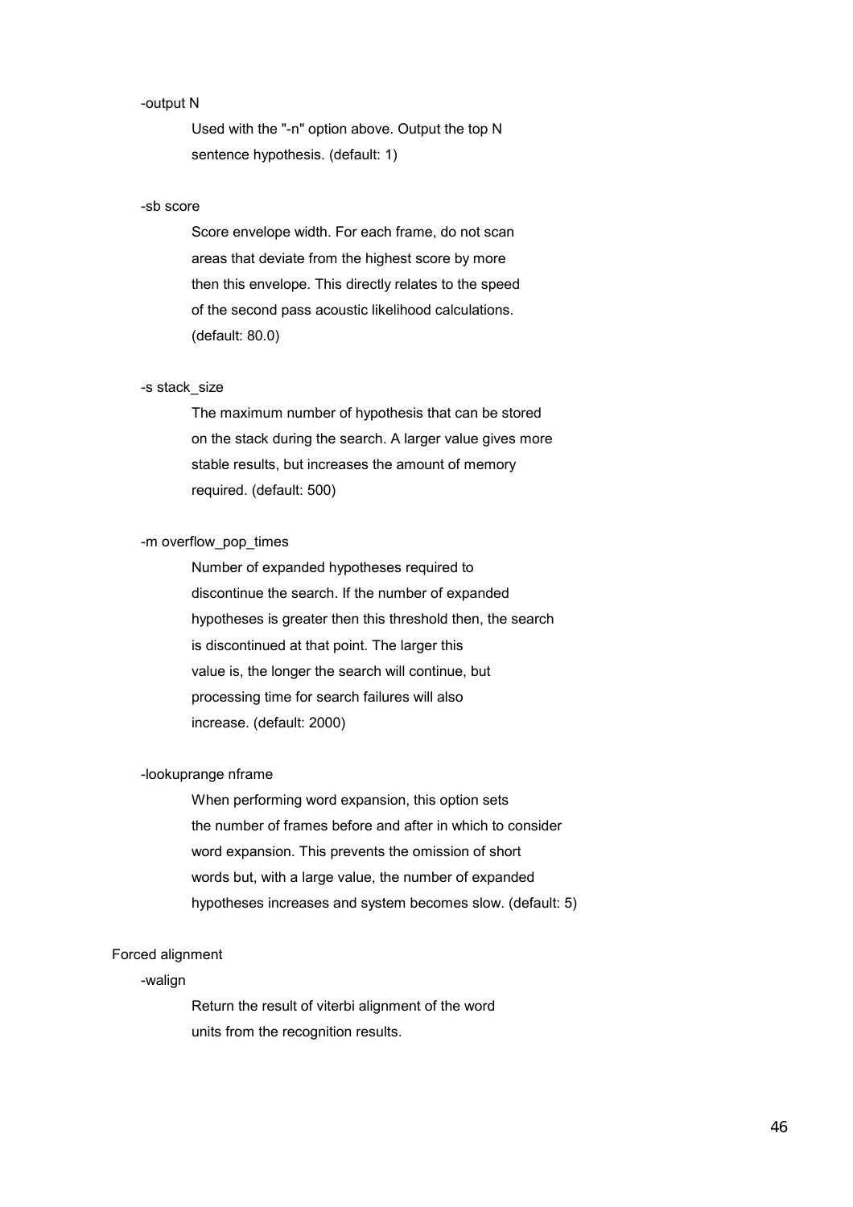-output N

Used with the "-n" option above. Output the top N sentence hypothesis. (default: 1)

-sb score

Score envelope width. For each frame, do not scan areas that deviate from the highest score by more then this envelope. This directly relates to the speed of the second pass acoustic likelihood calculations. (default: 80.0)

-s stack_size

The maximum number of hypothesis that can be stored on the stack during the search. A larger value gives more stable results, but increases the amount of memory required. (default: 500)

-m overflow_pop_times

Number of expanded hypotheses required to discontinue the search. If the number of expanded hypotheses is greater then this threshold then, the search is discontinued at that point. The larger this value is, the longer the search will continue, but processing time for search failures will also increase. (default: 2000)

-lookuprange nframe

When performing word expansion, this option sets the number of frames before and after in which to consider word expansion. This prevents the omission of short words but, with a large value, the number of expanded hypotheses increases and system becomes slow. (default: 5)

Forced alignment

-walign

Return the result of viterbi alignment of the word units from the recognition results.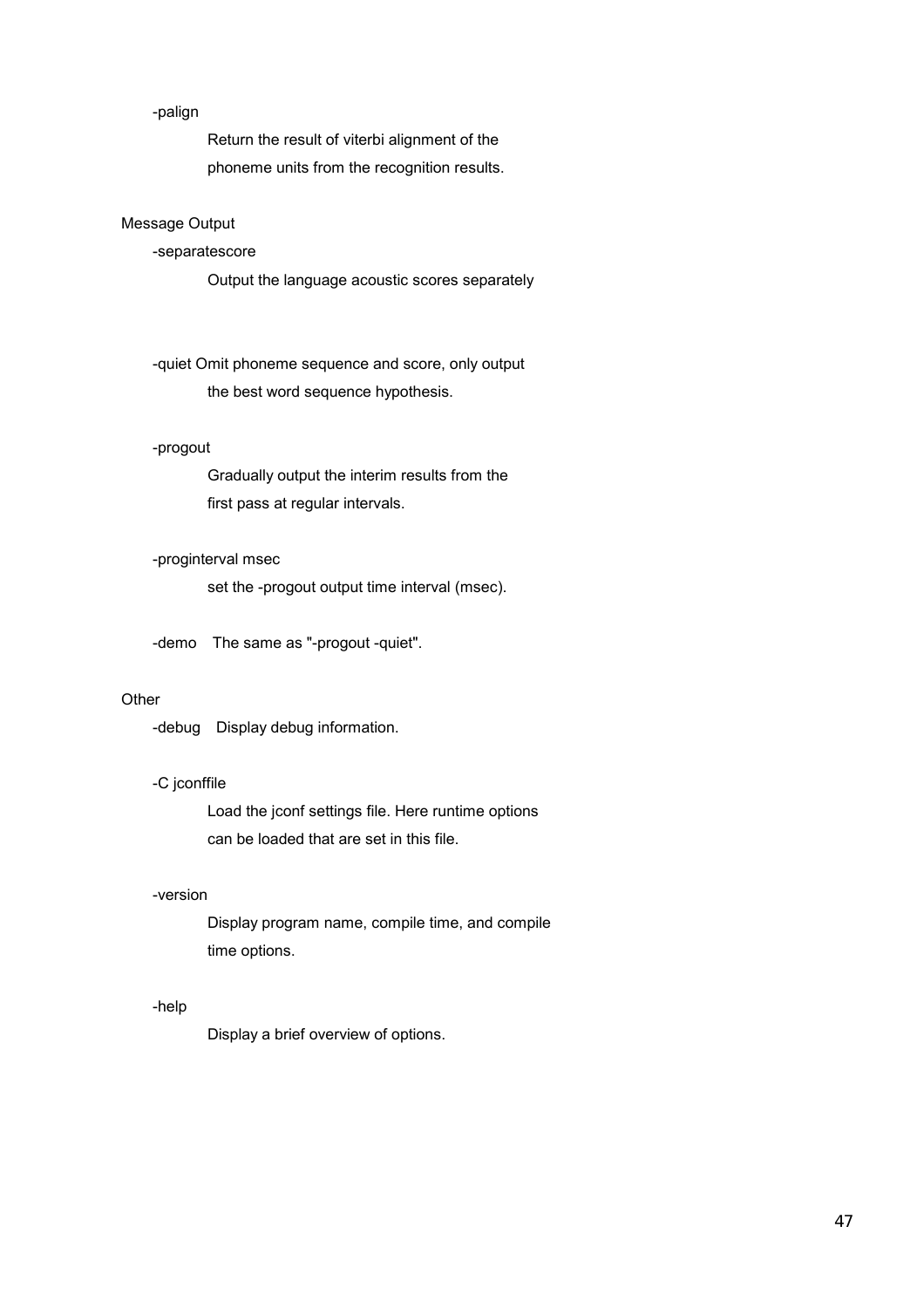-palign

Return the result of viterbi alignment of the phoneme units from the recognition results.

Message Output

-separatescore

Output the language acoustic scores separately

-quiet Omit phoneme sequence and score, only output the best word sequence hypothesis.

-progout

Gradually output the interim results from the first pass at regular intervals.

-proginterval msec

set the -progout output time interval (msec).

-demo The same as "-progout -quiet".

Other

-debug Display debug information.

-C jconffile

Load the jconf settings file. Here runtime options can be loaded that are set in this file.

-version

Display program name, compile time, and compile time options.

-help

Display a brief overview of options.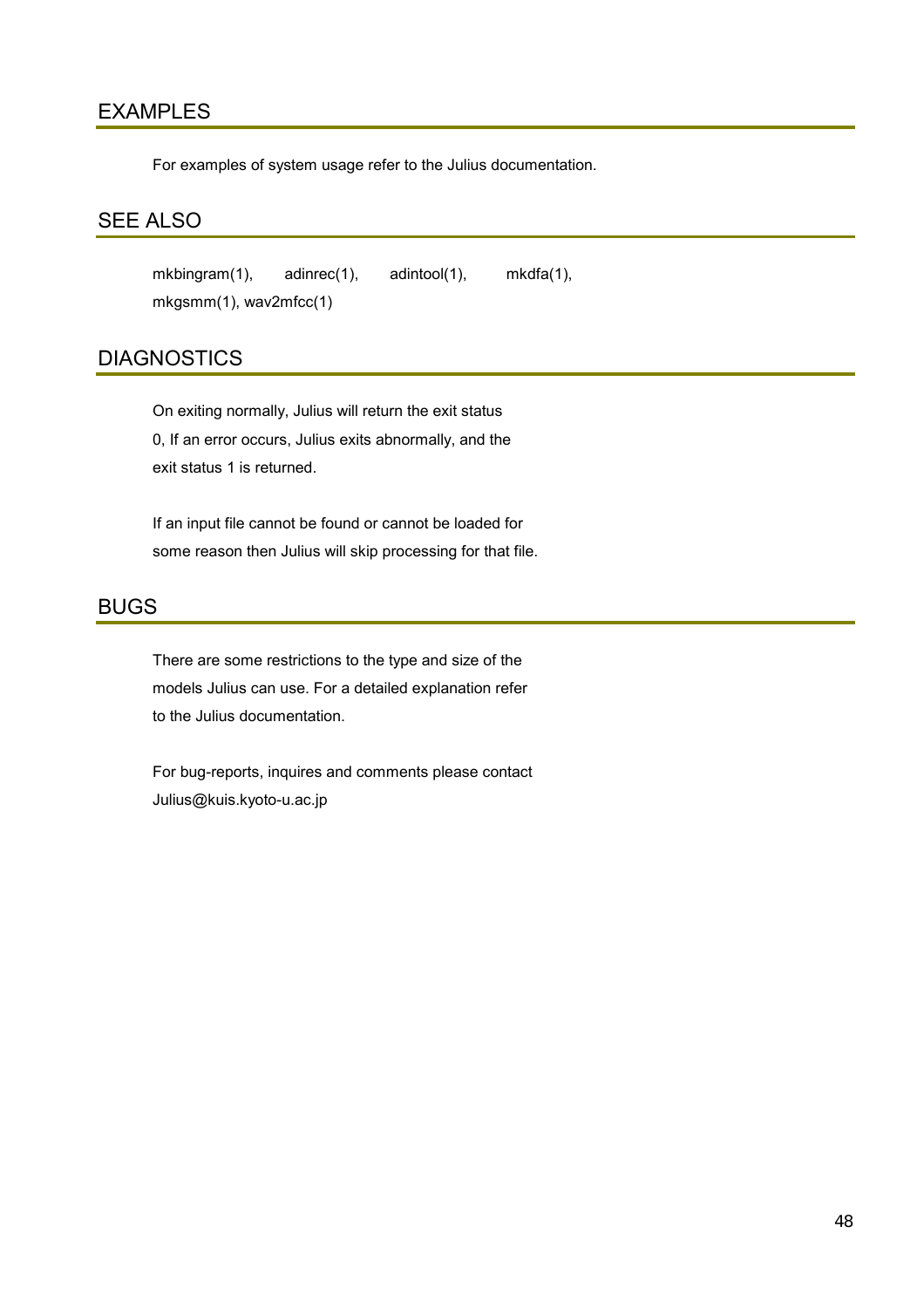## EXAMPLES

For examples of system usage refer to the Julius documentation.

## SEE ALSO

mkbingram(1), adinrec(1), adintool(1), mkdfa(1), mkgsmm(1), wav2mfcc(1)

## DIAGNOSTICS

On exiting normally, Julius will return the exit status 0, If an error occurs, Julius exits abnormally, and the exit status 1 is returned.

If an input file cannot be found or cannot be loaded for some reason then Julius will skip processing for that file.

## BUGS

There are some restrictions to the type and size of the models Julius can use. For a detailed explanation refer to the Julius documentation.

For bug-reports, inquires and comments please contact Julius@kuis.kyoto-u.ac.jp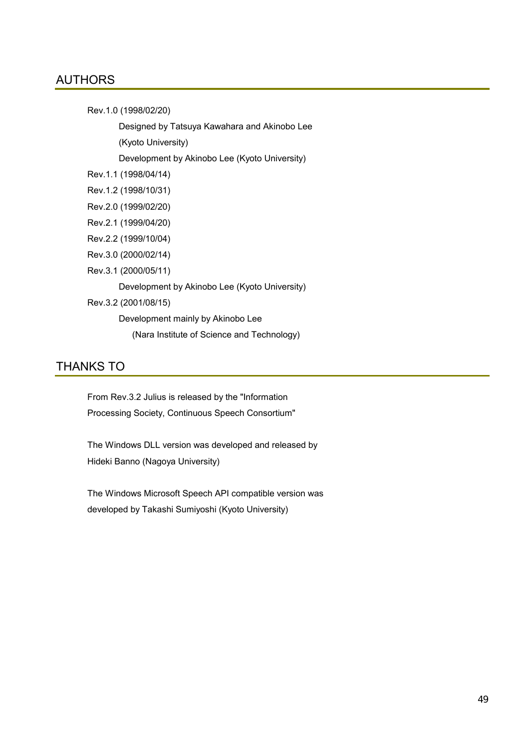## AUTHORS

Rev.1.0 (1998/02/20)

  Designed by Tatsuya Kawahara and Akinobo Lee

  (Kyoto University)

  Development by Akinobo Lee (Kyoto University)

Rev.1.1 (1998/04/14)

Rev.1.2 (1998/10/31)

Rev.2.0 (1999/02/20)

Rev.2.1 (1999/04/20)

Rev.2.2 (1999/10/04)

Rev.3.0 (2000/02/14)

Rev.3.1 (2000/05/11)

  Development by Akinobo Lee (Kyoto University)

Rev.3.2 (2001/08/15)

  Development mainly by Akinobo Lee

   (Nara Institute of Science and Technology)

## THANKS TO

From Rev.3.2 Julius is released by the "Information Processing Society, Continuous Speech Consortium"

The Windows DLL version was developed and released by Hideki Banno (Nagoya University)

The Windows Microsoft Speech API compatible version was developed by Takashi Sumiyoshi (Kyoto University)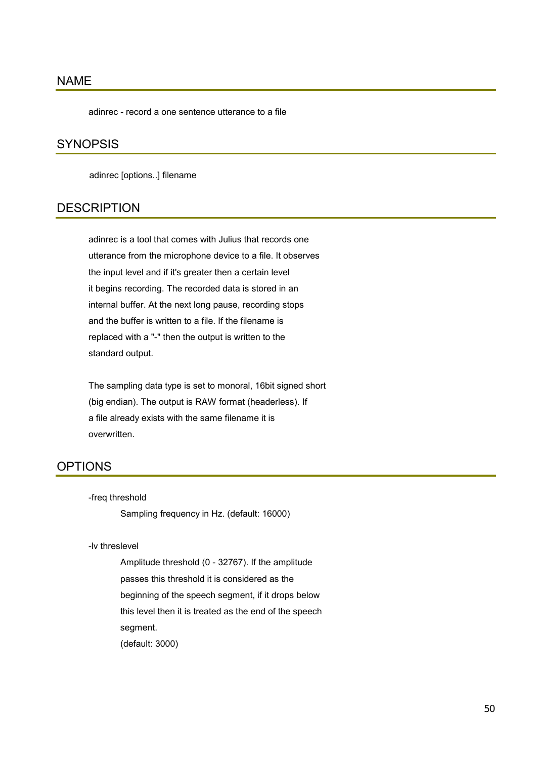## NAME

adinrec - record a one sentence utterance to a file

## SYNOPSIS

adinrec [options..] filename

## DESCRIPTION

adinrec is a tool that comes with Julius that records one utterance from the microphone device to a file. It observes the input level and if it's greater then a certain level it begins recording. The recorded data is stored in an internal buffer. At the next long pause, recording stops and the buffer is written to a file. If the filename is replaced with a "-" then the output is written to the standard output.

The sampling data type is set to monoral, 16bit signed short (big endian). The output is RAW format (headerless). If a file already exists with the same filename it is overwritten.

## OPTIONS

-freq threshold

Sampling frequency in Hz. (default: 16000)

-lv threslevel

Amplitude threshold (0 - 32767). If the amplitude passes this threshold it is considered as the beginning of the speech segment, if it drops below this level then it is treated as the end of the speech segment.
(default: 3000)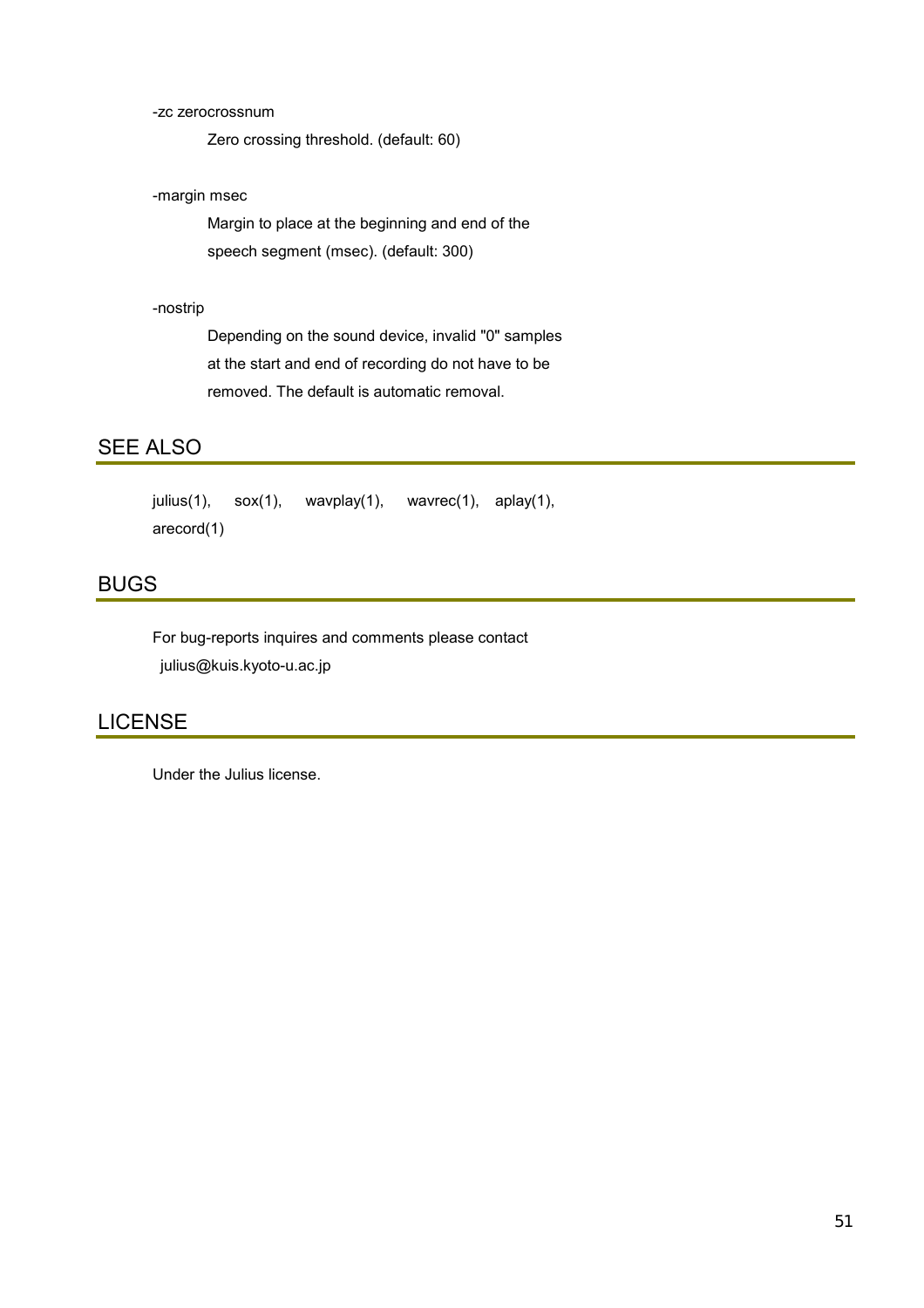-zc zerocrossnum

Zero crossing threshold. (default: 60)

-margin msec

Margin to place at the beginning and end of the speech segment (msec). (default: 300)

-nostrip

Depending on the sound device, invalid "0" samples at the start and end of recording do not have to be removed. The default is automatic removal.

## SEE ALSO

julius(1), sox(1), wavplay(1), wavrec(1), aplay(1), arecord(1)

## BUGS

For bug-reports inquires and comments please contact julius@kuis.kyoto-u.ac.jp

## LICENSE

Under the Julius license.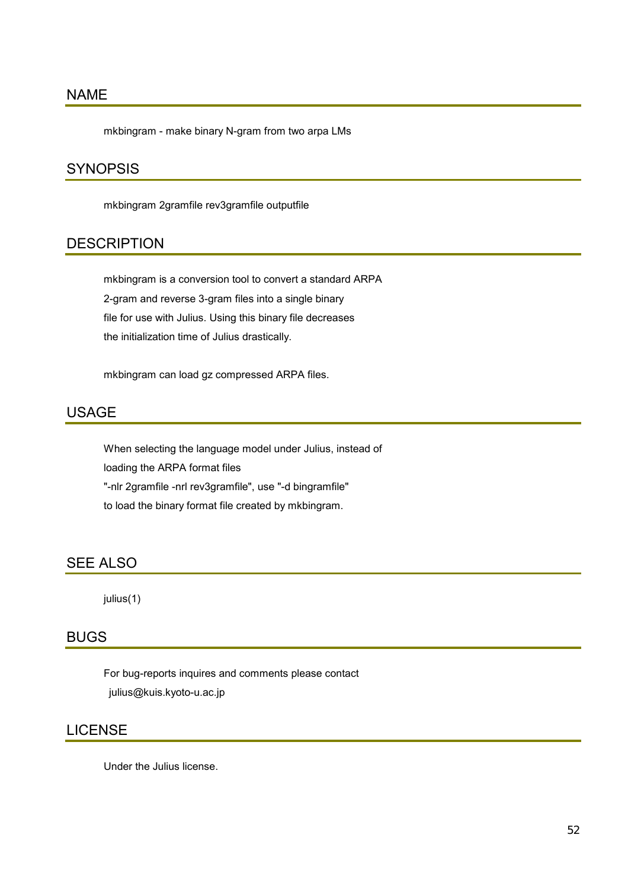## NAME

mkbingram - make binary N-gram from two arpa LMs

## SYNOPSIS

mkbingram 2gramfile rev3gramfile outputfile

## DESCRIPTION

mkbingram is a conversion tool to convert a standard ARPA 2-gram and reverse 3-gram files into a single binary file for use with Julius. Using this binary file decreases the initialization time of Julius drastically.

mkbingram can load gz compressed ARPA files.

## USAGE

When selecting the language model under Julius, instead of loading the ARPA format files "-nlr 2gramfile -nrl rev3gramfile", use "-d bingramfile" to load the binary format file created by mkbingram.

## SEE ALSO

julius(1)

## BUGS

For bug-reports inquires and comments please contact julius@kuis.kyoto-u.ac.jp

## LICENSE

Under the Julius license.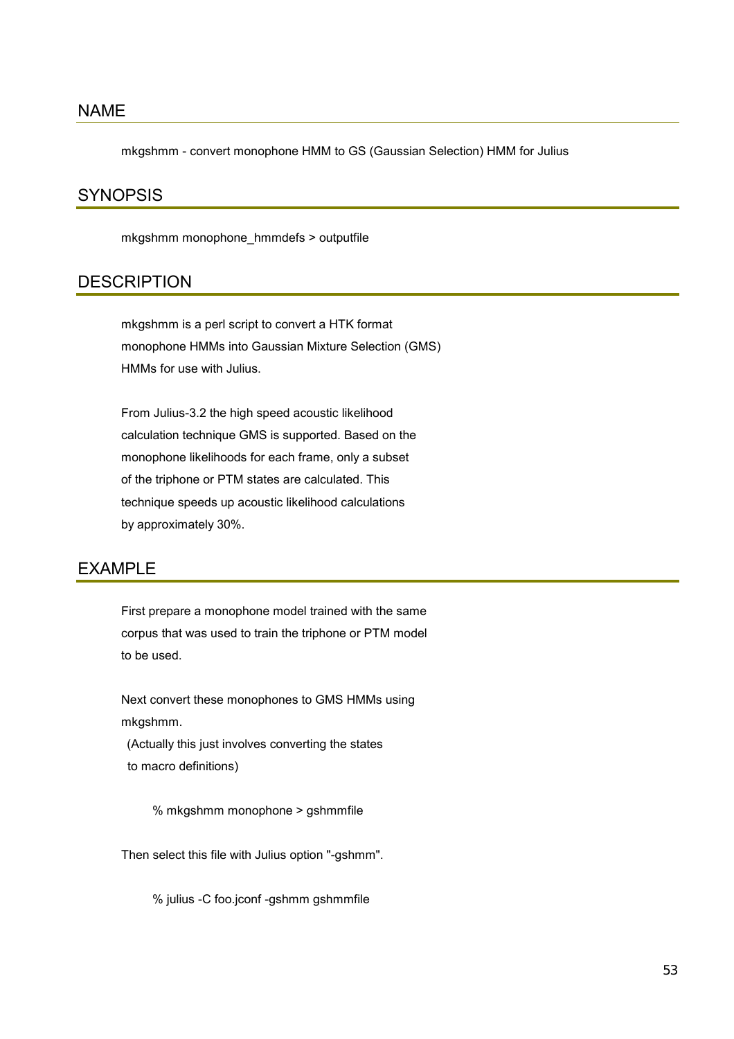## NAME

mkgshmm - convert monophone HMM to GS (Gaussian Selection) HMM for Julius

## SYNOPSIS

mkgshmm monophone_hmmdefs > outputfile

## DESCRIPTION

mkgshmm is a perl script to convert a HTK format monophone HMMs into Gaussian Mixture Selection (GMS) HMMs for use with Julius.

From Julius-3.2 the high speed acoustic likelihood calculation technique GMS is supported. Based on the monophone likelihoods for each frame, only a subset of the triphone or PTM states are calculated. This technique speeds up acoustic likelihood calculations by approximately 30%.

## EXAMPLE

First prepare a monophone model trained with the same corpus that was used to train the triphone or PTM model to be used.

Next convert these monophones to GMS HMMs using mkgshmm.
(Actually this just involves converting the states to macro definitions)

```
% mkgshmm monophone > gshmmfile
```

Then select this file with Julius option "-gshmm".

```
% julius -C foo.jconf -gshmm gshmmfile
```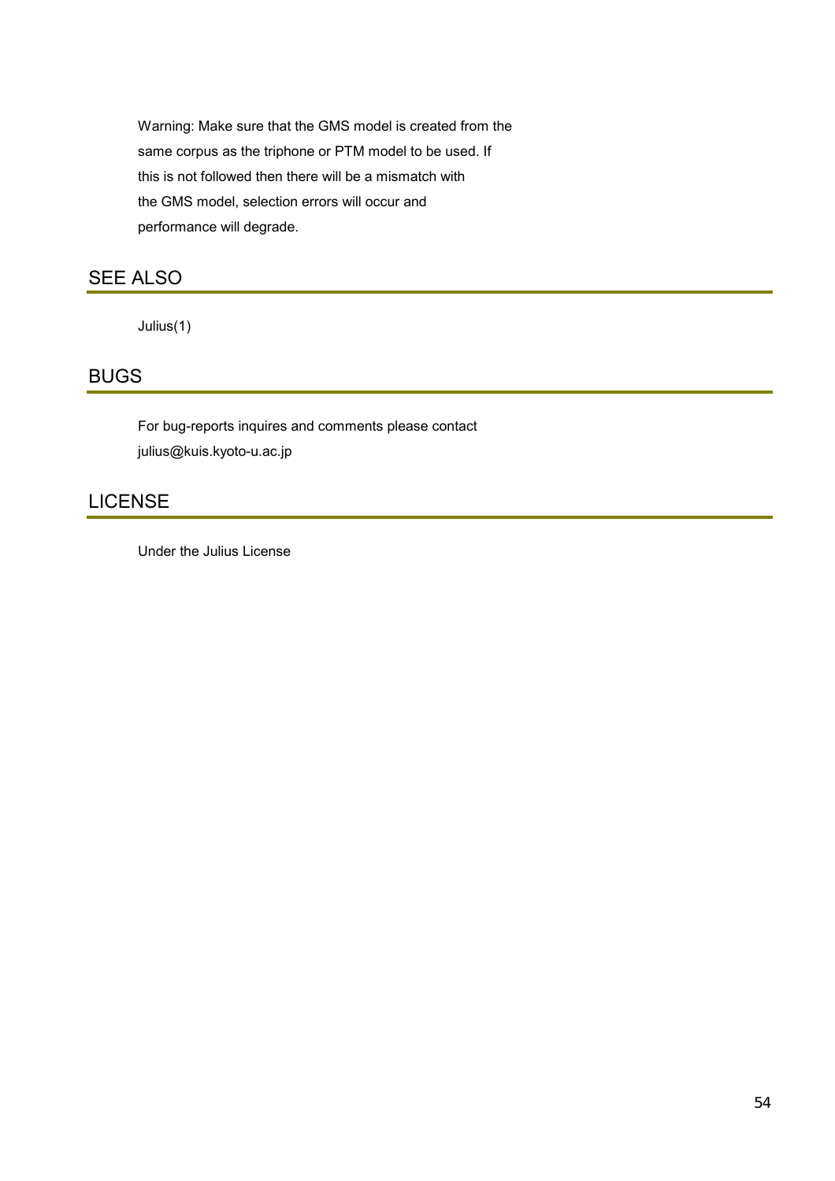Warning: Make sure that the GMS model is created from the same corpus as the triphone or PTM model to be used. If this is not followed then there will be a mismatch with the GMS model, selection errors will occur and performance will degrade.

## SEE ALSO

Julius(1)

## BUGS

For bug-reports inquires and comments please contact julius@kuis.kyoto-u.ac.jp

## LICENSE

Under the Julius License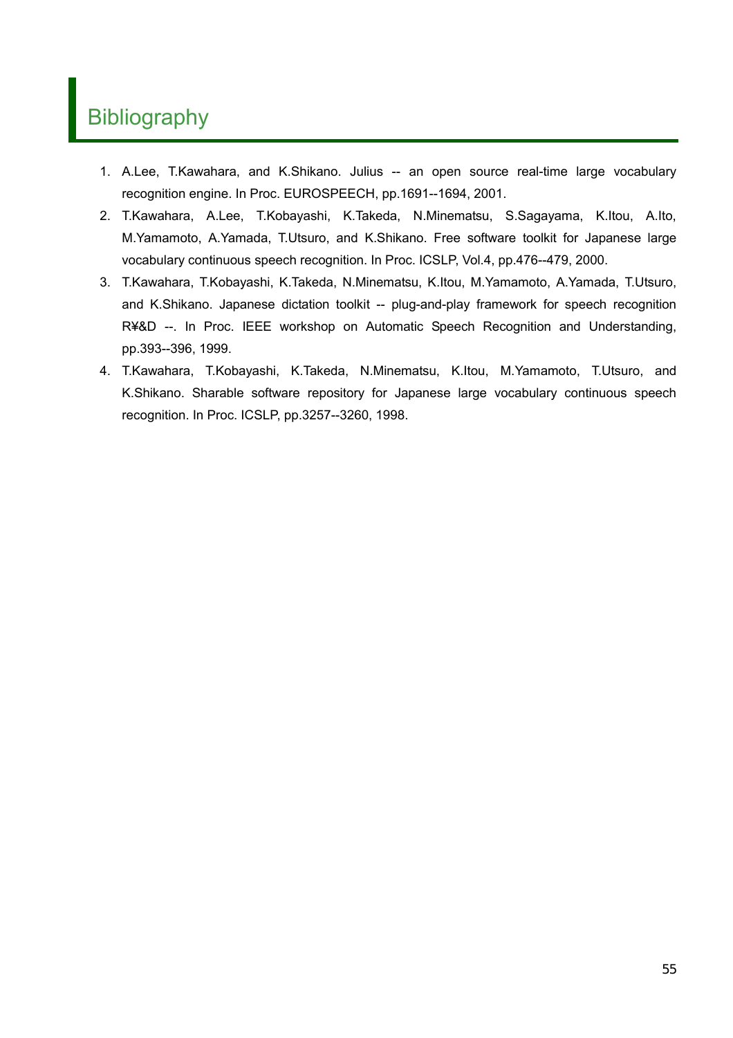# Bibliography

1. A.Lee, T.Kawahara, and K.Shikano. Julius -- an open source real-time large vocabulary recognition engine. In Proc. EUROSPEECH, pp.1691--1694, 2001.
2. T.Kawahara, A.Lee, T.Kobayashi, K.Takeda, N.Minematsu, S.Sagayama, K.Itou, A.Ito, M.Yamamoto, A.Yamada, T.Utsuro, and K.Shikano. Free software toolkit for Japanese large vocabulary continuous speech recognition. In Proc. ICSLP, Vol.4, pp.476--479, 2000.
3. T.Kawahara, T.Kobayashi, K.Takeda, N.Minematsu, K.Itou, M.Yamamoto, A.Yamada, T.Utsuro, and K.Shikano. Japanese dictation toolkit -- plug-and-play framework for speech recognition R¥&D --. In Proc. IEEE workshop on Automatic Speech Recognition and Understanding, pp.393--396, 1999.
4. T.Kawahara, T.Kobayashi, K.Takeda, N.Minematsu, K.Itou, M.Yamamoto, T.Utsuro, and K.Shikano. Sharable software repository for Japanese large vocabulary continuous speech recognition. In Proc. ICSLP, pp.3257--3260, 1998.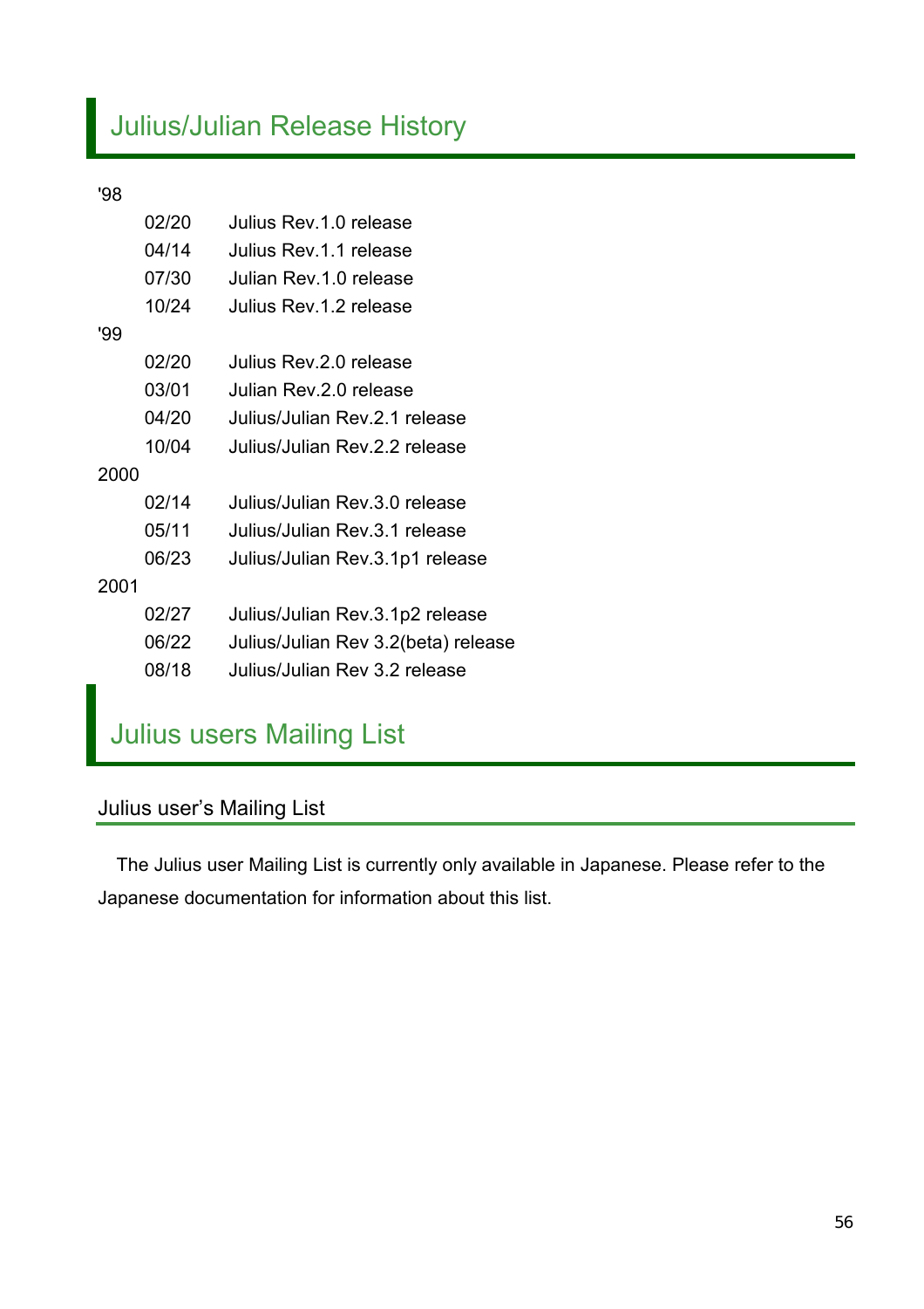# Julius/Julian Release History

'98

- 02/20 Julius Rev.1.0 release
- 04/14 Julius Rev.1.1 release
- 07/30 Julian Rev.1.0 release
- 10/24 Julius Rev.1.2 release

'99

- 02/20 Julius Rev.2.0 release
- 03/01 Julian Rev.2.0 release
- 04/20 Julius/Julian Rev.2.1 release
- 10/04 Julius/Julian Rev.2.2 release

2000

- 02/14 Julius/Julian Rev.3.0 release
- 05/11 Julius/Julian Rev.3.1 release
- 06/23 Julius/Julian Rev.3.1p1 release

2001

- 02/27 Julius/Julian Rev.3.1p2 release
- 06/22 Julius/Julian Rev 3.2(beta) release
- 08/18 Julius/Julian Rev 3.2 release

# Julius users Mailing List

## Julius user's Mailing List

The Julius user Mailing List is currently only available in Japanese. Please refer to the Japanese documentation for information about this list.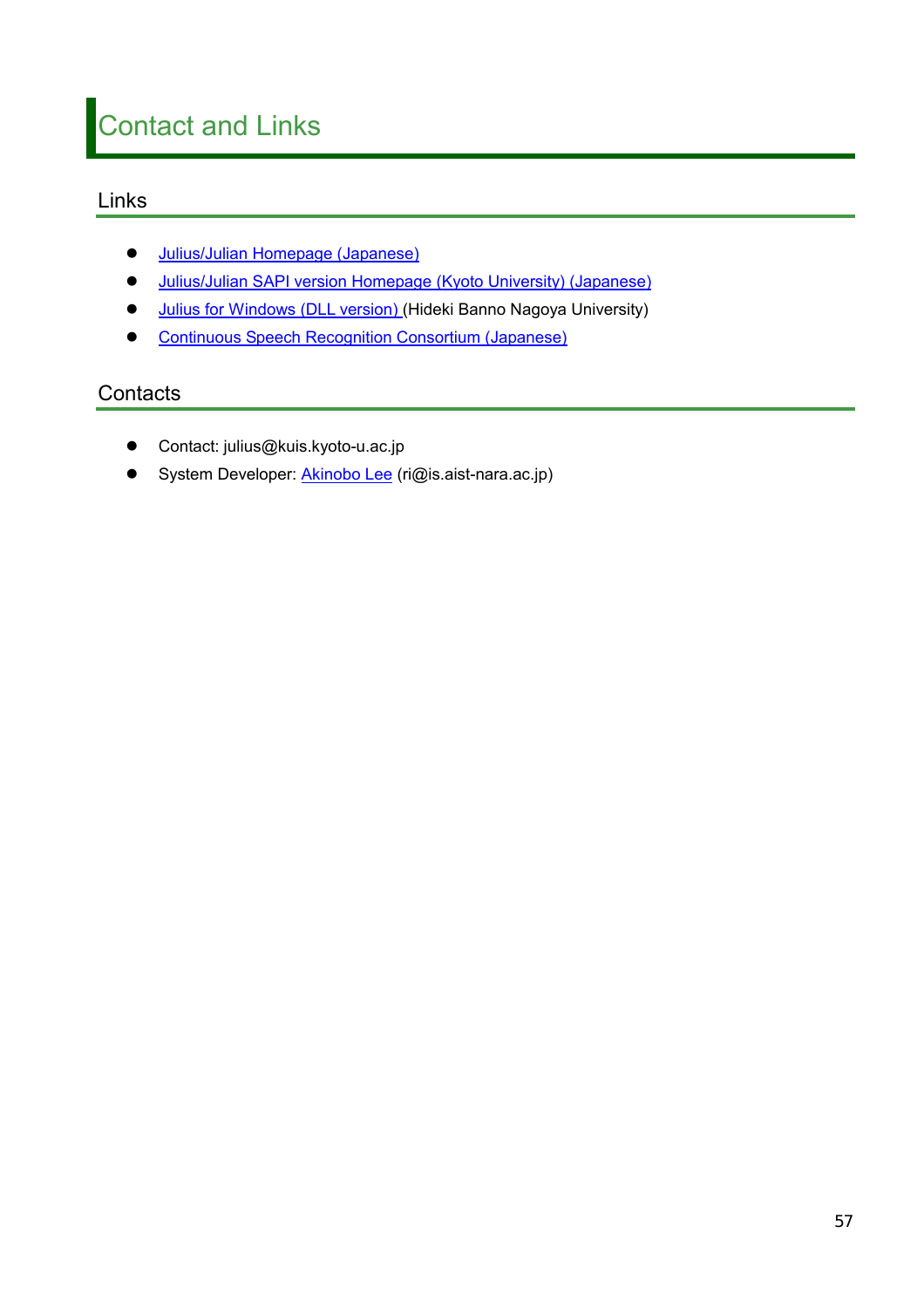# Contact and Links

## Links

- Julius/Julian Homepage (Japanese)
- Julius/Julian SAPI version Homepage (Kyoto University) (Japanese)
- Julius for Windows (DLL version) (Hideki Banno Nagoya University)
- Continuous Speech Recognition Consortium (Japanese)

## Contacts

- Contact: julius@kuis.kyoto-u.ac.jp
- System Developer: Akinobo Lee (ri@is.aist-nara.ac.jp)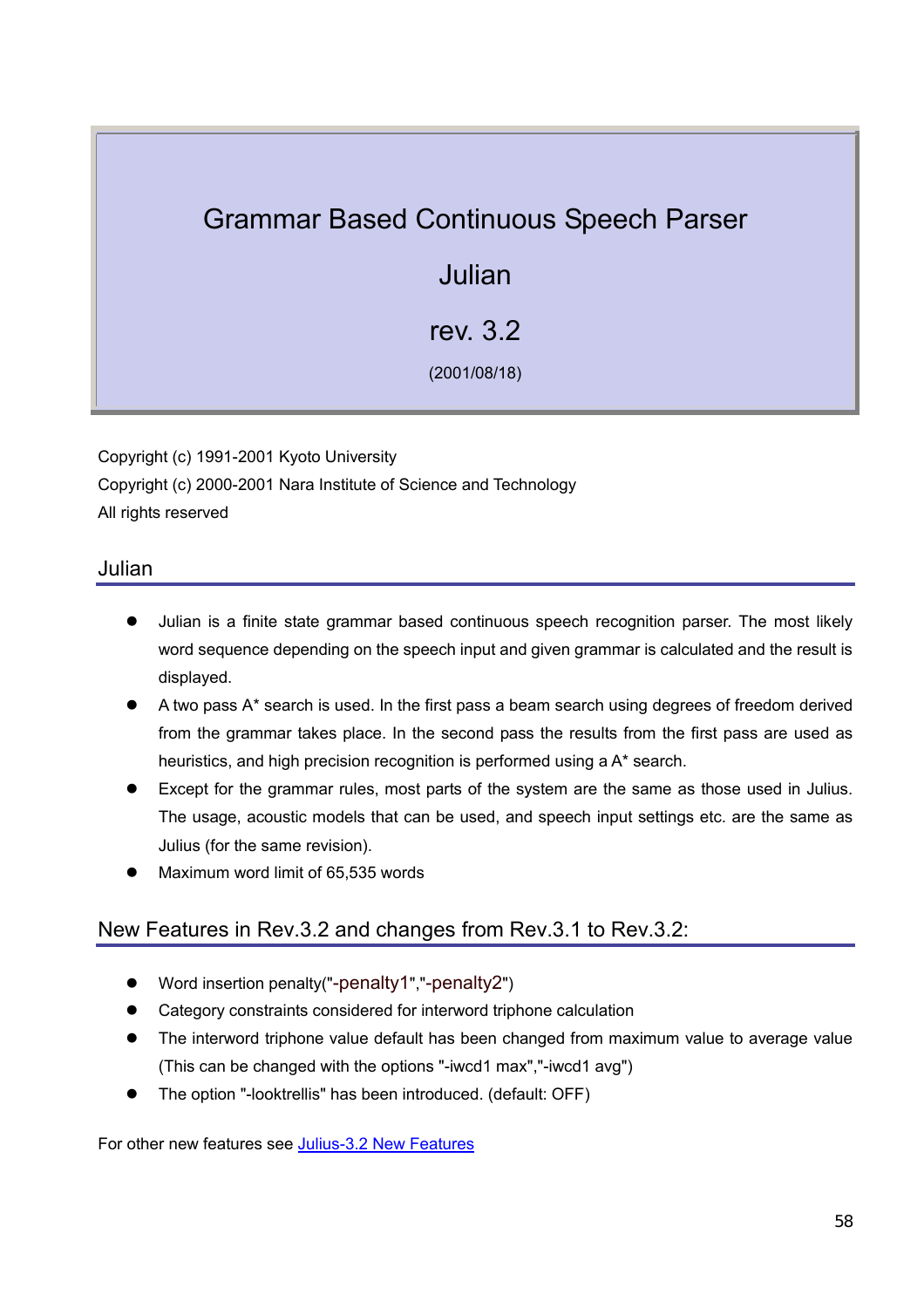# Grammar Based Continuous Speech Parser

# Julian

# rev. 3.2

(2001/08/18)

Copyright (c) 1991-2001 Kyoto University

Copyright (c) 2000-2001 Nara Institute of Science and Technology

All rights reserved

## Julian

- Julian is a finite state grammar based continuous speech recognition parser. The most likely word sequence depending on the speech input and given grammar is calculated and the result is displayed.
- A two pass A* search is used. In the first pass a beam search using degrees of freedom derived from the grammar takes place. In the second pass the results from the first pass are used as heuristics, and high precision recognition is performed using a A* search.
- Except for the grammar rules, most parts of the system are the same as those used in Julius. The usage, acoustic models that can be used, and speech input settings etc. are the same as Julius (for the same revision).
- Maximum word limit of 65,535 words

## New Features in Rev.3.2 and changes from Rev.3.1 to Rev.3.2:

- Word insertion penalty("-penalty1","-penalty2")
- Category constraints considered for interword triphone calculation
- The interword triphone value default has been changed from maximum value to average value (This can be changed with the options "-iwcd1 max","-iwcd1 avg")
- The option "-looktrellis" has been introduced. (default: OFF)

For other new features see Julius-3.2 New Features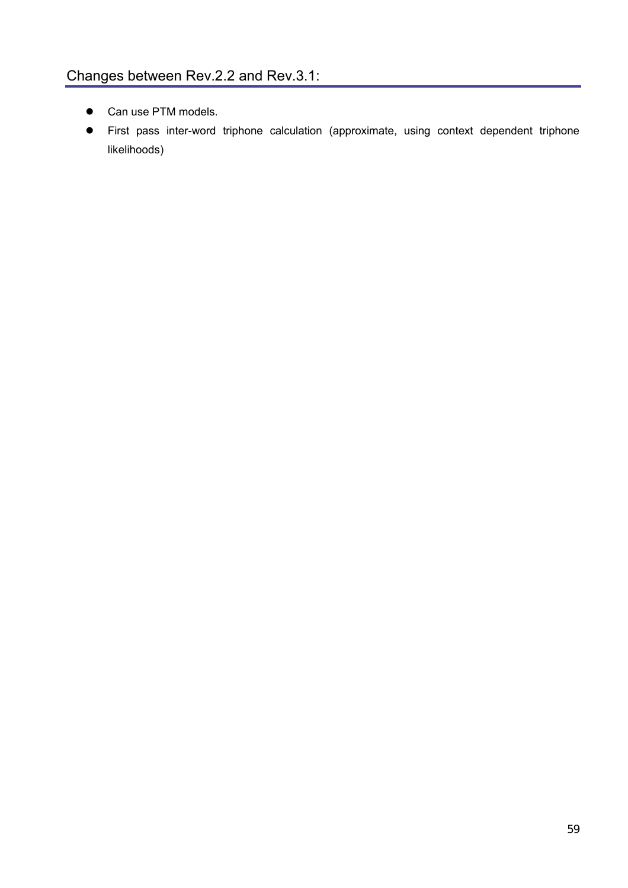## Changes between Rev.2.2 and Rev.3.1:

- Can use PTM models.
- First pass inter-word triphone calculation (approximate, using context dependent triphone likelihoods)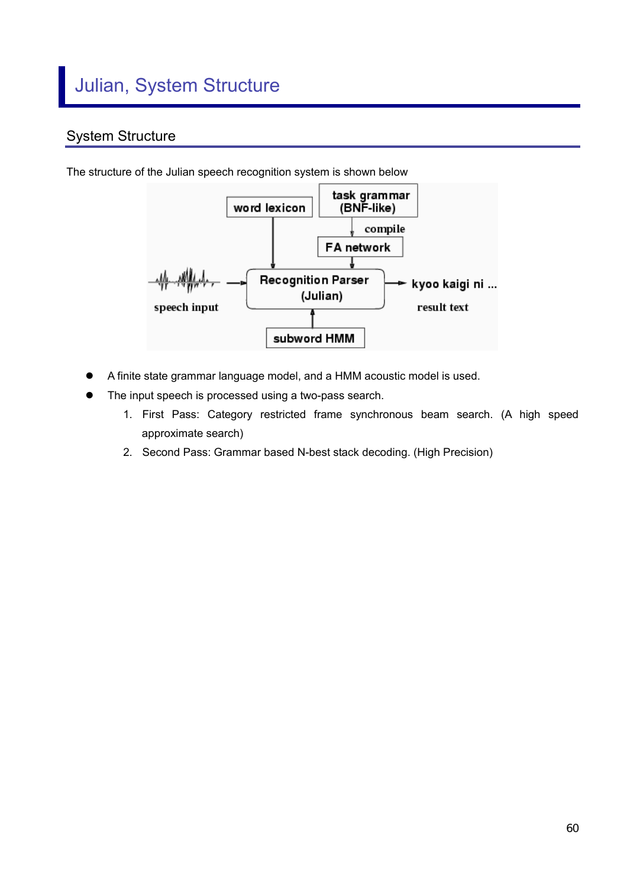# Julian, System Structure

## System Structure

The structure of the Julian speech recognition system is shown below

- A finite state grammar language model, and a HMM acoustic model is used.
- The input speech is processed using a two-pass search.
  1. First Pass: Category restricted frame synchronous beam search. (A high speed approximate search)
  2. Second Pass: Grammar based N-best stack decoding. (High Precision)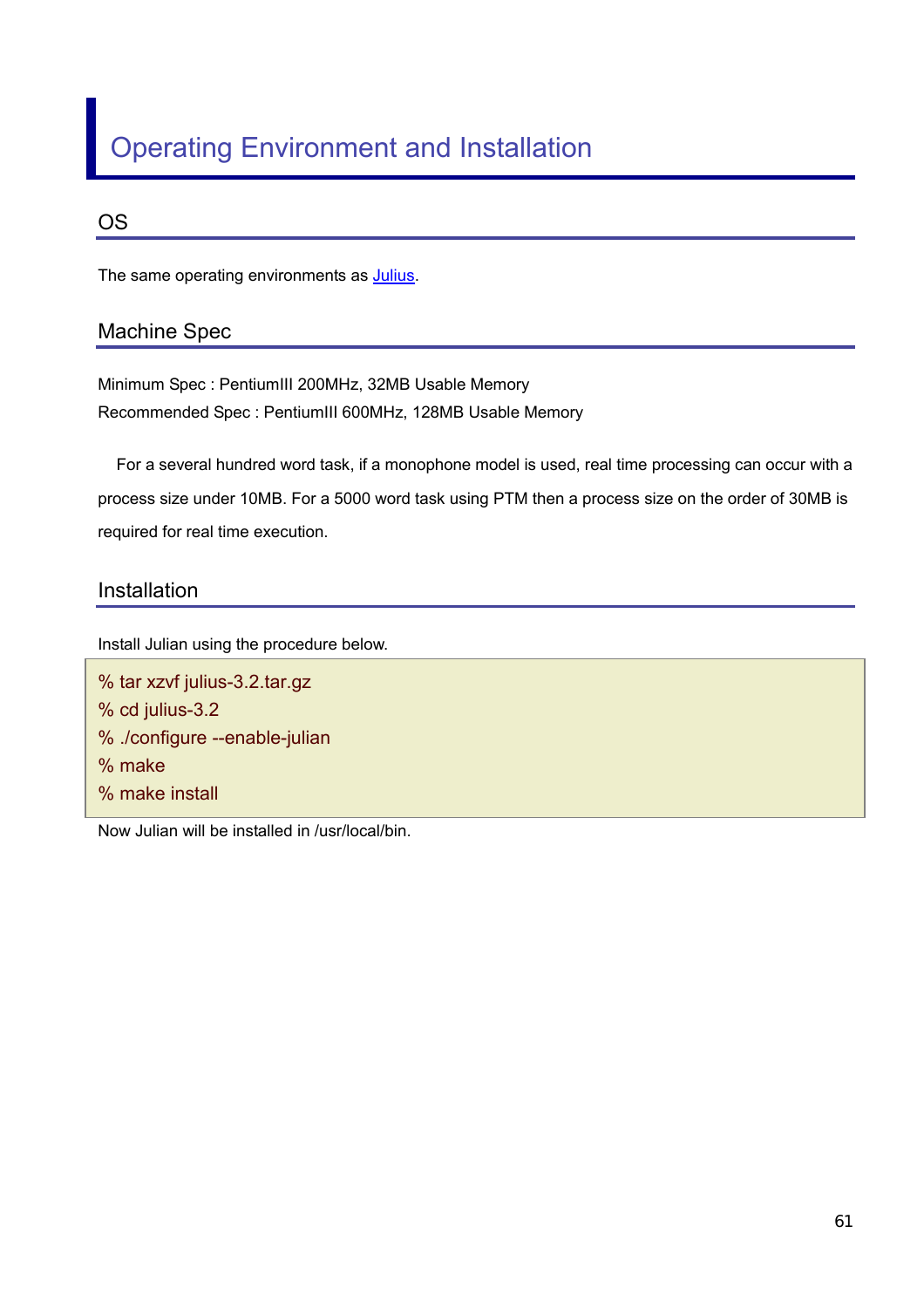# Operating Environment and Installation

## OS

The same operating environments as [Julius].

## Machine Spec

Minimum Spec : PentiumIII 200MHz, 32MB Usable Memory
Recommended Spec : PentiumIII 600MHz, 128MB Usable Memory

For a several hundred word task, if a monophone model is used, real time processing can occur with a process size under 10MB. For a 5000 word task using PTM then a process size on the order of 30MB is required for real time execution.

## Installation

Install Julian using the procedure below.

```
% tar xzvf julius-3.2.tar.gz
% cd julius-3.2
% ./configure --enable-julian
% make
% make install
```

Now Julian will be installed in /usr/local/bin.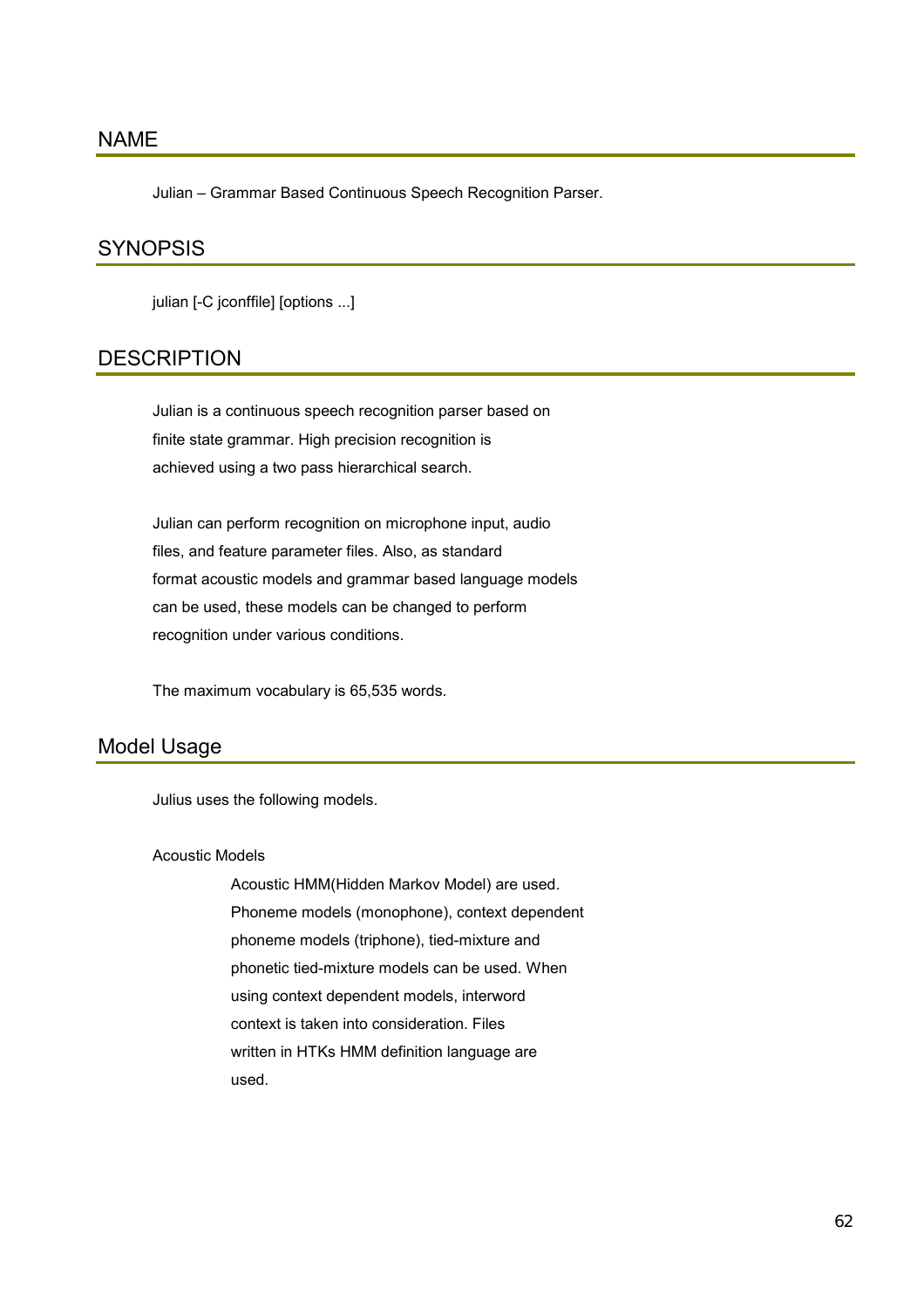## NAME

Julian – Grammar Based Continuous Speech Recognition Parser.

## SYNOPSIS

julian [-C jconffile] [options ...]

## DESCRIPTION

Julian is a continuous speech recognition parser based on finite state grammar. High precision recognition is achieved using a two pass hierarchical search.

Julian can perform recognition on microphone input, audio files, and feature parameter files. Also, as standard format acoustic models and grammar based language models can be used, these models can be changed to perform recognition under various conditions.

The maximum vocabulary is 65,535 words.

## Model Usage

Julius uses the following models.

Acoustic Models

Acoustic HMM(Hidden Markov Model) are used. Phoneme models (monophone), context dependent phoneme models (triphone), tied-mixture and phonetic tied-mixture models can be used. When using context dependent models, interword context is taken into consideration. Files written in HTKs HMM definition language are used.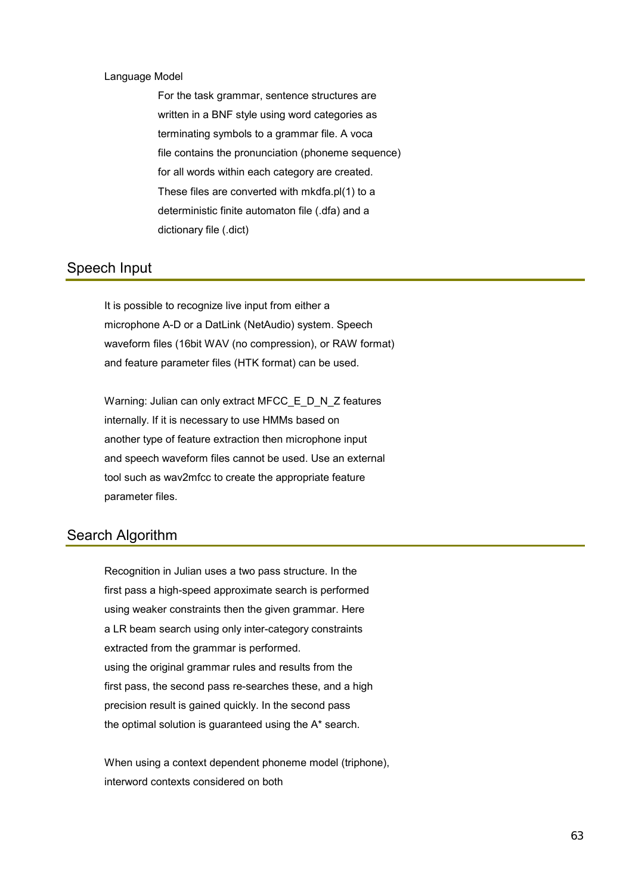Language Model

For the task grammar, sentence structures are written in a BNF style using word categories as terminating symbols to a grammar file. A voca file contains the pronunciation (phoneme sequence) for all words within each category are created. These files are converted with mkdfa.pl(1) to a deterministic finite automaton file (.dfa) and a dictionary file (.dict)

## Speech Input

It is possible to recognize live input from either a microphone A-D or a DatLink (NetAudio) system. Speech waveform files (16bit WAV (no compression), or RAW format) and feature parameter files (HTK format) can be used.

Warning: Julian can only extract MFCC_E_D_N_Z features internally. If it is necessary to use HMMs based on another type of feature extraction then microphone input and speech waveform files cannot be used. Use an external tool such as wav2mfcc to create the appropriate feature parameter files.

## Search Algorithm

Recognition in Julian uses a two pass structure. In the first pass a high-speed approximate search is performed using weaker constraints then the given grammar. Here a LR beam search using only inter-category constraints extracted from the grammar is performed.
using the original grammar rules and results from the first pass, the second pass re-searches these, and a high precision result is gained quickly. In the second pass the optimal solution is guaranteed using the A* search.

When using a context dependent phoneme model (triphone), interword contexts considered on both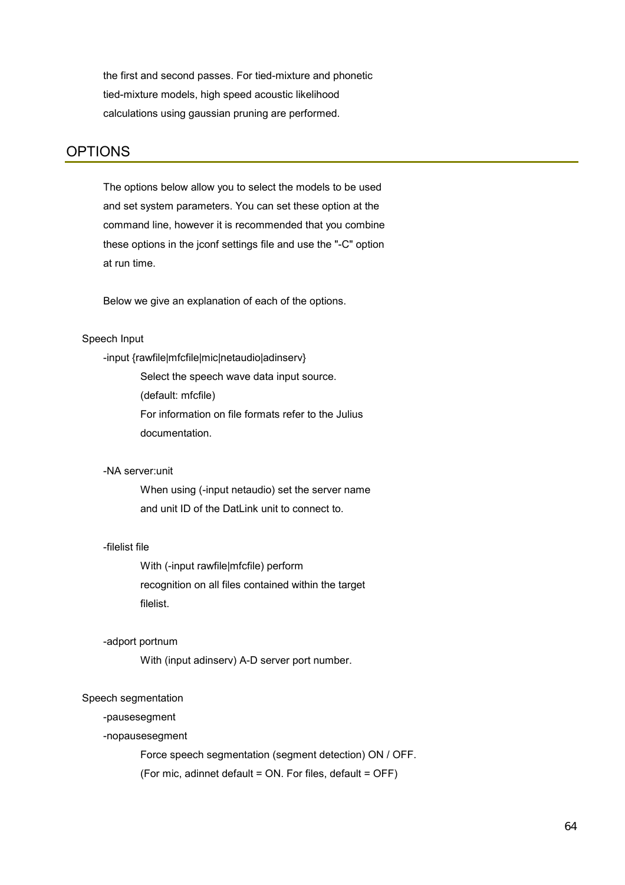the first and second passes. For tied-mixture and phonetic tied-mixture models, high speed acoustic likelihood calculations using gaussian pruning are performed.

## OPTIONS

The options below allow you to select the models to be used and set system parameters. You can set these option at the command line, however it is recommended that you combine these options in the jconf settings file and use the "-C" option at run time.

Below we give an explanation of each of the options.

Speech Input

-input {rawfile|mfcfile|mic|netaudio|adinserv}

> Select the speech wave data input source.
> (default: mfcfile)
> For information on file formats refer to the Julius documentation.

-NA server:unit

> When using (-input netaudio) set the server name and unit ID of the DatLink unit to connect to.

-filelist file

> With (-input rawfile|mfcfile) perform recognition on all files contained within the target filelist.

-adport portnum

> With (input adinserv) A-D server port number.

Speech segmentation

-pausesegment

-nopausesegment

> Force speech segmentation (segment detection) ON / OFF.
> (For mic, adinnet default = ON. For files, default = OFF)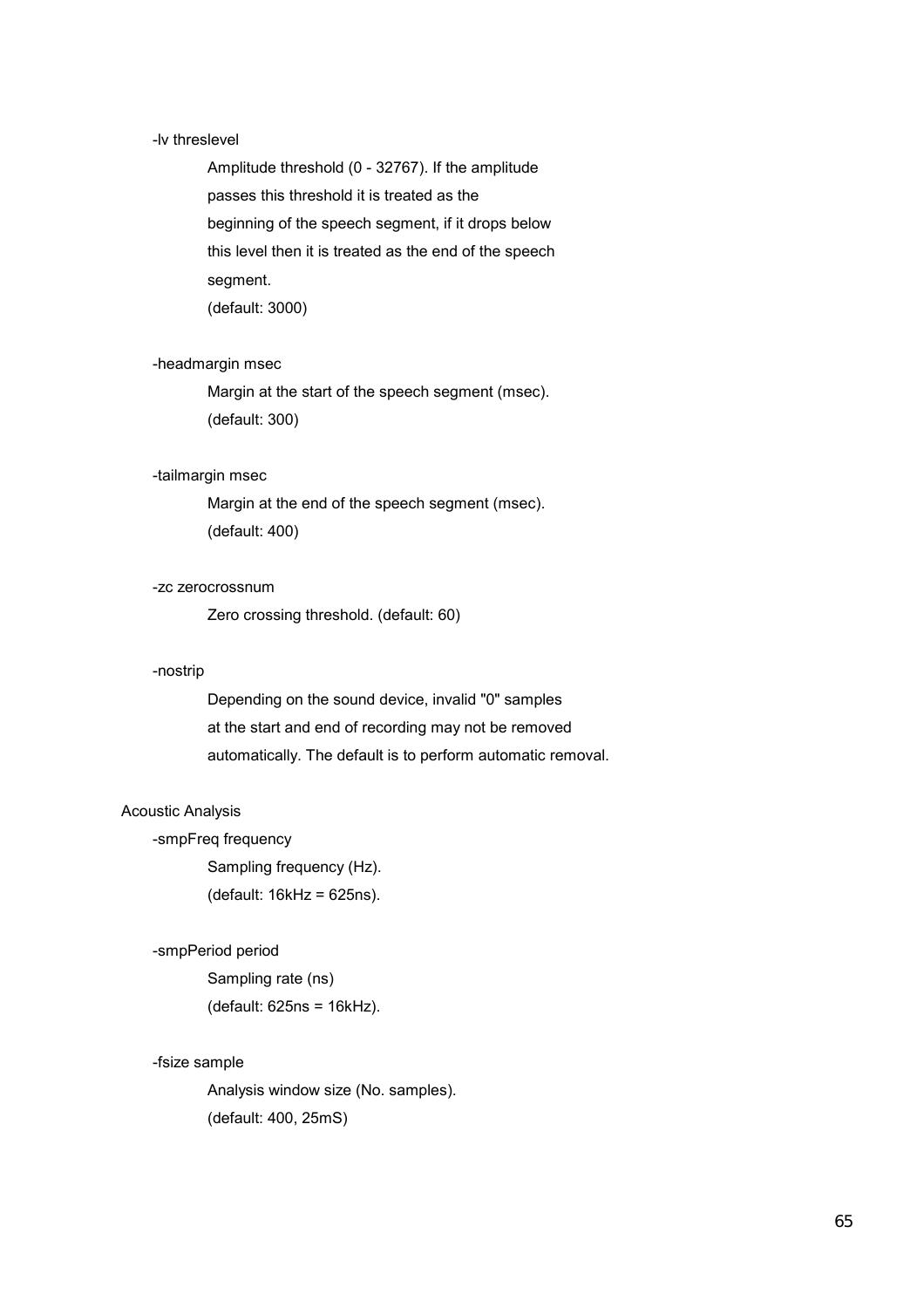-lv threslevel

Amplitude threshold (0 - 32767). If the amplitude passes this threshold it is treated as the beginning of the speech segment, if it drops below this level then it is treated as the end of the speech segment.
(default: 3000)

-headmargin msec

Margin at the start of the speech segment (msec).
(default: 300)

-tailmargin msec

Margin at the end of the speech segment (msec).
(default: 400)

-zc zerocrossnum

Zero crossing threshold. (default: 60)

-nostrip

Depending on the sound device, invalid "0" samples at the start and end of recording may not be removed automatically. The default is to perform automatic removal.

Acoustic Analysis

-smpFreq frequency

Sampling frequency (Hz).
(default: 16kHz = 625ns).

-smpPeriod period

Sampling rate (ns)
(default: 625ns = 16kHz).

-fsize sample

Analysis window size (No. samples).
(default: 400, 25mS)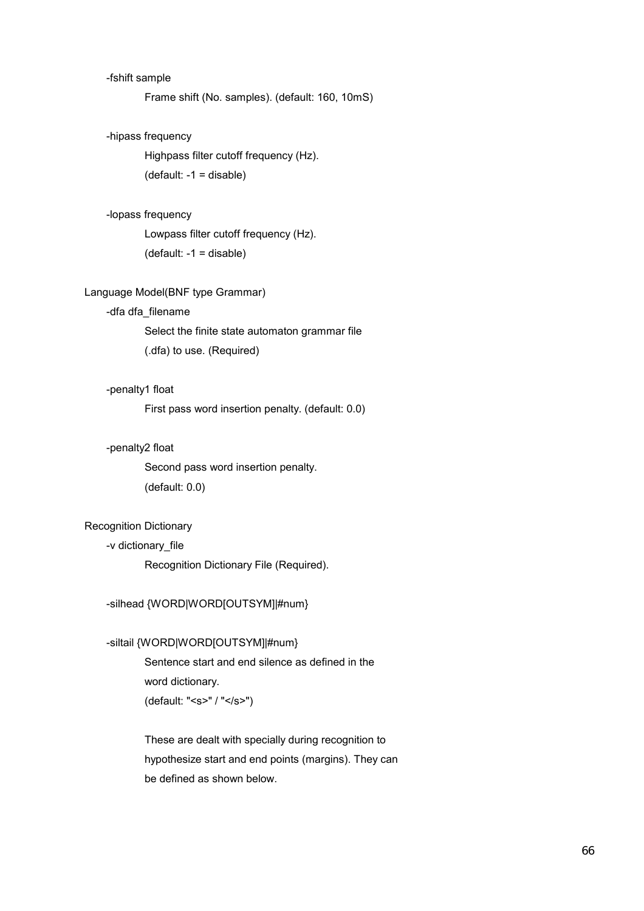-fshift sample

Frame shift (No. samples). (default: 160, 10mS)

-hipass frequency

Highpass filter cutoff frequency (Hz).
(default: -1 = disable)

-lopass frequency

Lowpass filter cutoff frequency (Hz).
(default: -1 = disable)

Language Model(BNF type Grammar)

-dfa dfa_filename

Select the finite state automaton grammar file
(.dfa) to use. (Required)

-penalty1 float

First pass word insertion penalty. (default: 0.0)

-penalty2 float

Second pass word insertion penalty.
(default: 0.0)

Recognition Dictionary

-v dictionary_file

Recognition Dictionary File (Required).

-silhead {WORD|WORD[OUTSYM]|#num}

-siltail {WORD|WORD[OUTSYM]|#num}

Sentence start and end silence as defined in the
word dictionary.
(default: "<s>" / "</s>")

These are dealt with specially during recognition to
hypothesize start and end points (margins). They can
be defined as shown below.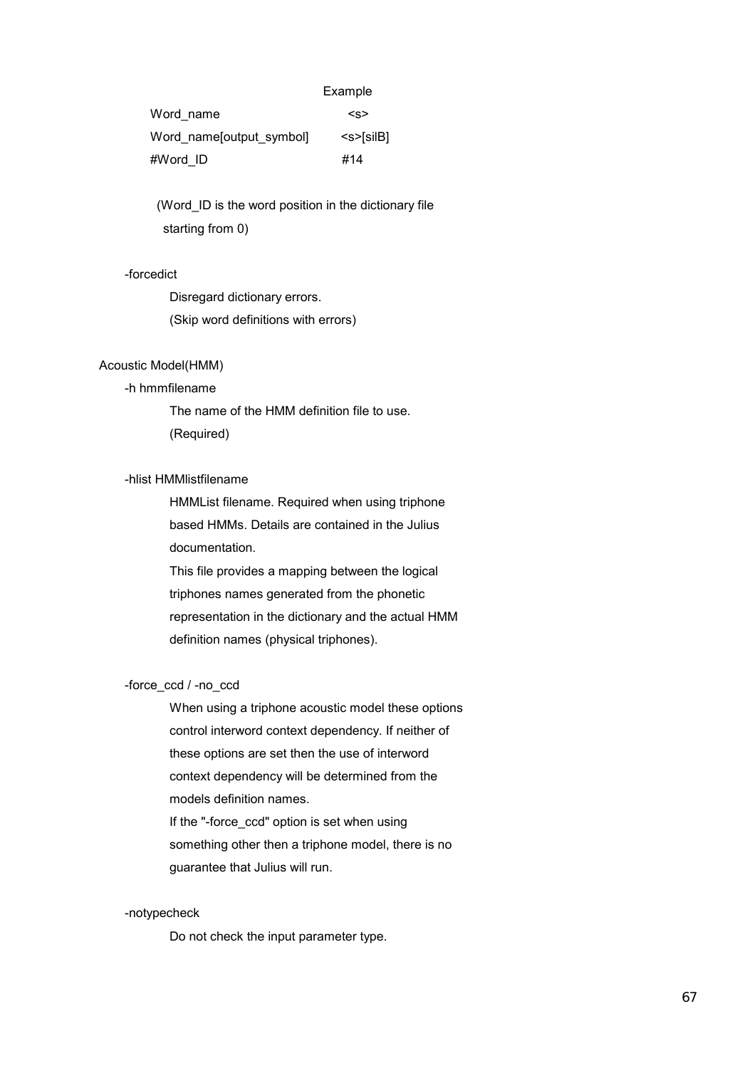| | Example |
|---|---|
| Word_name | <s> |
| Word_name[output_symbol] | <s>[silB] |
| #Word_ID | #14 |

(Word_ID is the word position in the dictionary file starting from 0)

-forcedict

Disregard dictionary errors.
(Skip word definitions with errors)

Acoustic Model(HMM)

-h hmmfilename

The name of the HMM definition file to use.
(Required)

-hlist HMMlistfilename

HMMList filename. Required when using triphone based HMMs. Details are contained in the Julius documentation.
This file provides a mapping between the logical triphones names generated from the phonetic representation in the dictionary and the actual HMM definition names (physical triphones).

-force_ccd / -no_ccd

When using a triphone acoustic model these options control interword context dependency. If neither of these options are set then the use of interword context dependency will be determined from the models definition names.
If the "-force_ccd" option is set when using something other then a triphone model, there is no guarantee that Julius will run.

-notypecheck

Do not check the input parameter type.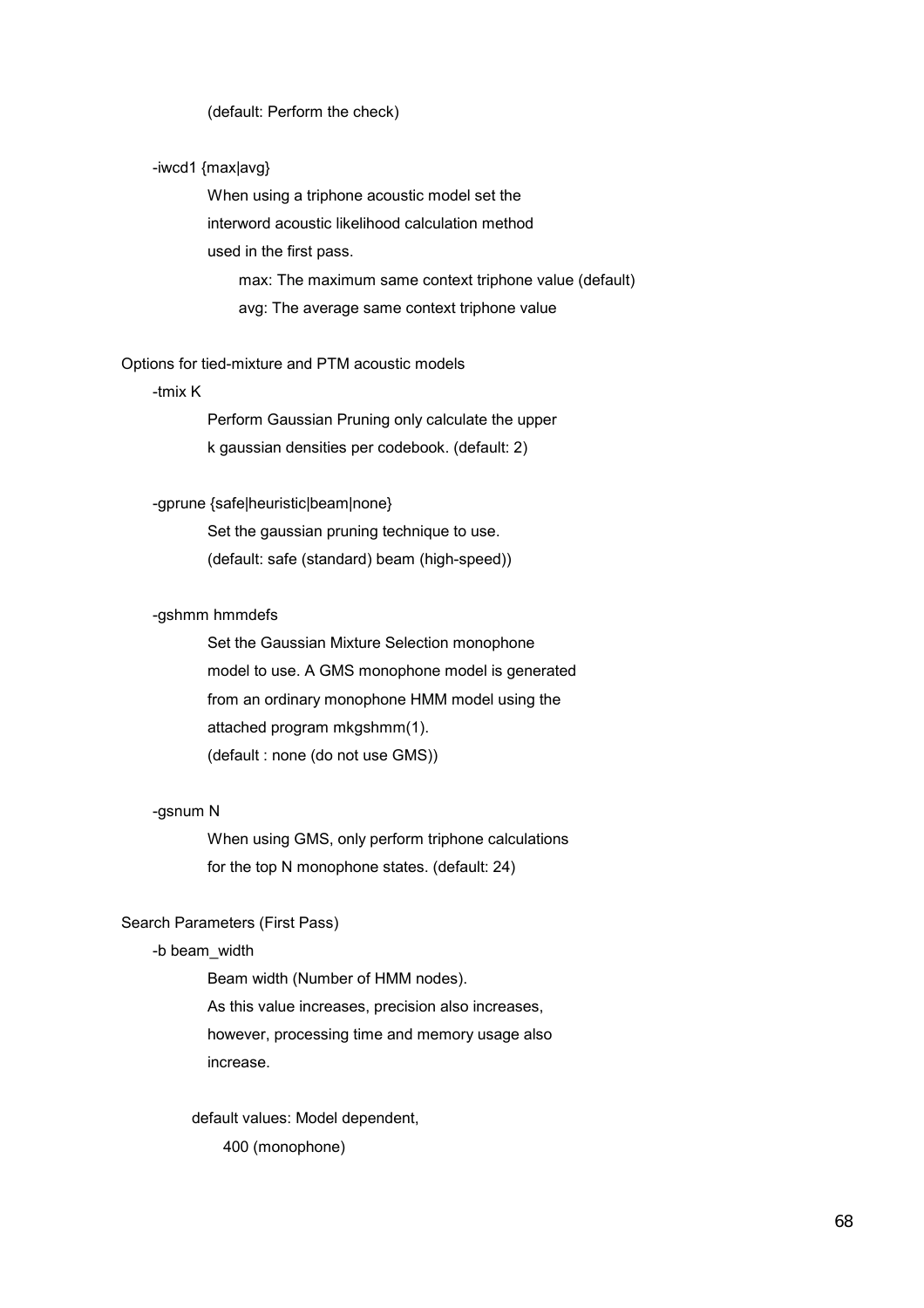(default: Perform the check)

-iwcd1 {max|avg}

When using a triphone acoustic model set the interword acoustic likelihood calculation method used in the first pass.

- max: The maximum same context triphone value (default)
- avg: The average same context triphone value

Options for tied-mixture and PTM acoustic models

-tmix K

Perform Gaussian Pruning only calculate the upper k gaussian densities per codebook. (default: 2)

-gprune {safe|heuristic|beam|none}

Set the gaussian pruning technique to use. (default: safe (standard) beam (high-speed))

-gshmm hmmdefs

Set the Gaussian Mixture Selection monophone model to use. A GMS monophone model is generated from an ordinary monophone HMM model using the attached program mkgshmm(1). (default : none (do not use GMS))

-gsnum N

When using GMS, only perform triphone calculations for the top N monophone states. (default: 24)

Search Parameters (First Pass)

-b beam_width

Beam width (Number of HMM nodes). As this value increases, precision also increases, however, processing time and memory usage also increase.

default values: Model dependent,

400 (monophone)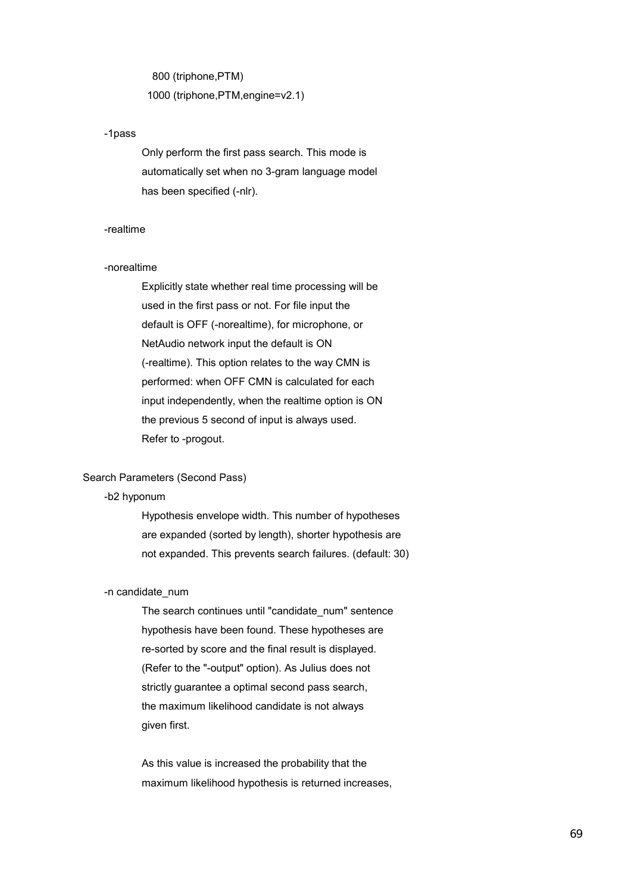800 (triphone,PTM)
1000 (triphone,PTM,engine=v2.1)

-1pass

Only perform the first pass search. This mode is automatically set when no 3-gram language model has been specified (-nlr).

-realtime

-norealtime

Explicitly state whether real time processing will be used in the first pass or not. For file input the default is OFF (-norealtime), for microphone, or NetAudio network input the default is ON (-realtime). This option relates to the way CMN is performed: when OFF CMN is calculated for each input independently, when the realtime option is ON the previous 5 second of input is always used. Refer to -progout.

Search Parameters (Second Pass)

-b2 hyponum

Hypothesis envelope width. This number of hypotheses are expanded (sorted by length), shorter hypothesis are not expanded. This prevents search failures. (default: 30)

-n candidate_num

The search continues until "candidate_num" sentence hypothesis have been found. These hypotheses are re-sorted by score and the final result is displayed. (Refer to the "-output" option). As Julius does not strictly guarantee a optimal second pass search, the maximum likelihood candidate is not always given first.

As this value is increased the probability that the maximum likelihood hypothesis is returned increases,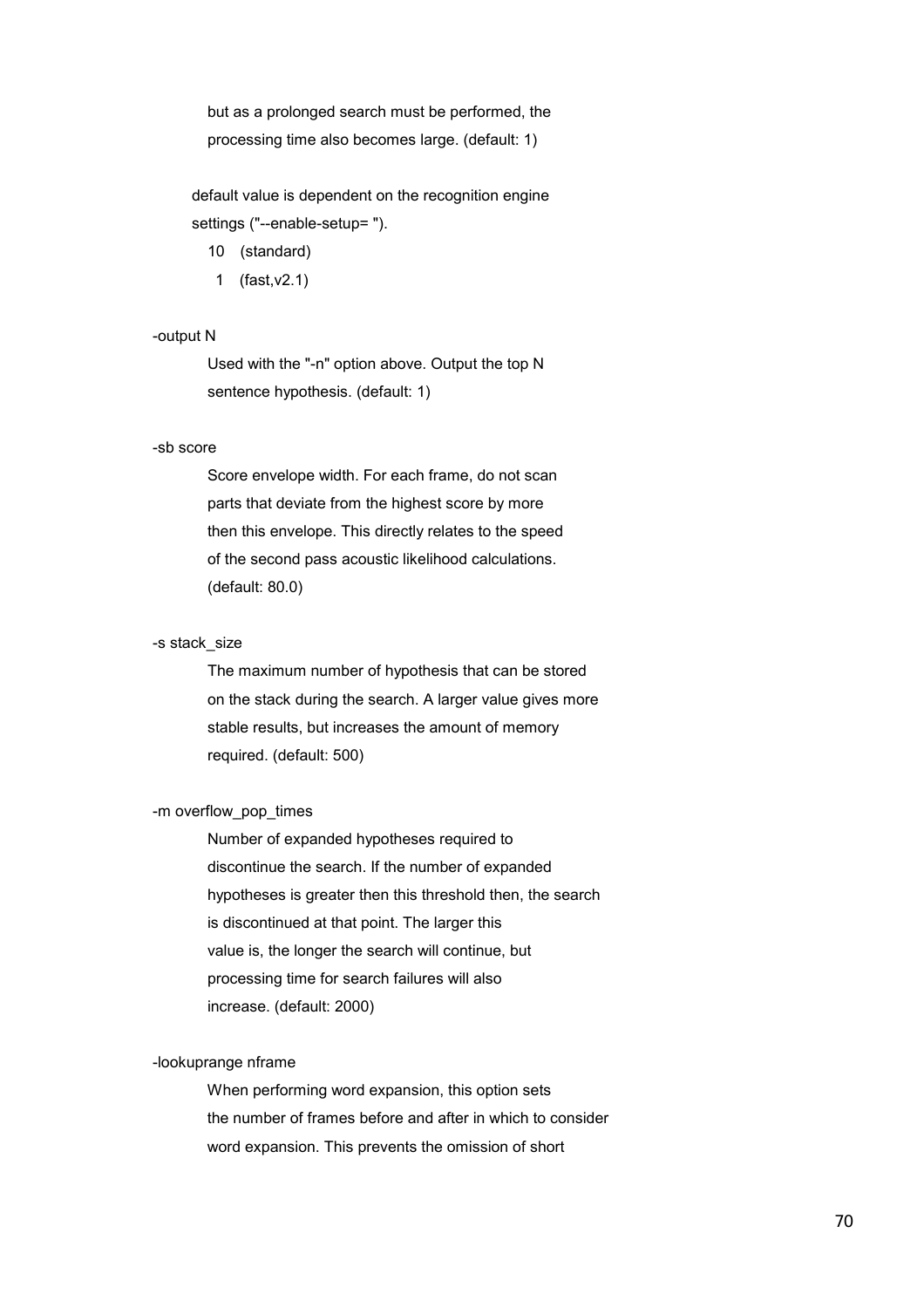but as a prolonged search must be performed, the processing time also becomes large. (default: 1)

default value is dependent on the recognition engine settings ("--enable-setup= ").

10 (standard)

1 (fast,v2.1)

-output N

Used with the "-n" option above. Output the top N sentence hypothesis. (default: 1)

-sb score

Score envelope width. For each frame, do not scan parts that deviate from the highest score by more then this envelope. This directly relates to the speed of the second pass acoustic likelihood calculations. (default: 80.0)

-s stack_size

The maximum number of hypothesis that can be stored on the stack during the search. A larger value gives more stable results, but increases the amount of memory required. (default: 500)

-m overflow_pop_times

Number of expanded hypotheses required to discontinue the search. If the number of expanded hypotheses is greater then this threshold then, the search is discontinued at that point. The larger this value is, the longer the search will continue, but processing time for search failures will also increase. (default: 2000)

-lookuprange nframe

When performing word expansion, this option sets the number of frames before and after in which to consider word expansion. This prevents the omission of short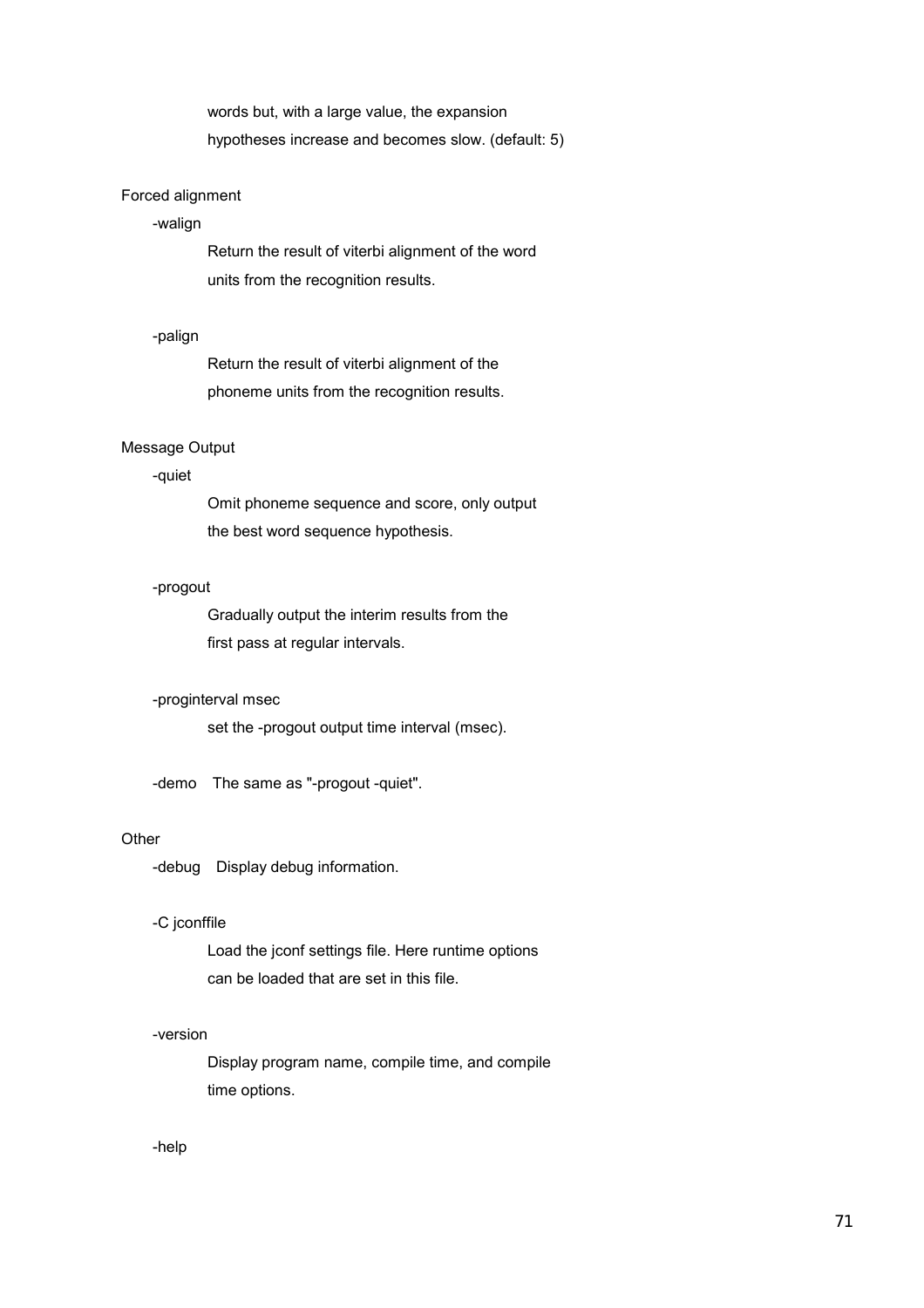words but, with a large value, the expansion hypotheses increase and becomes slow. (default: 5)

Forced alignment

-walign

Return the result of viterbi alignment of the word units from the recognition results.

-palign

Return the result of viterbi alignment of the phoneme units from the recognition results.

Message Output

-quiet

Omit phoneme sequence and score, only output the best word sequence hypothesis.

-progout

Gradually output the interim results from the first pass at regular intervals.

-proginterval msec

set the -progout output time interval (msec).

-demo The same as "-progout -quiet".

Other

-debug Display debug information.

-C jconffile

Load the jconf settings file. Here runtime options can be loaded that are set in this file.

-version

Display program name, compile time, and compile time options.

-help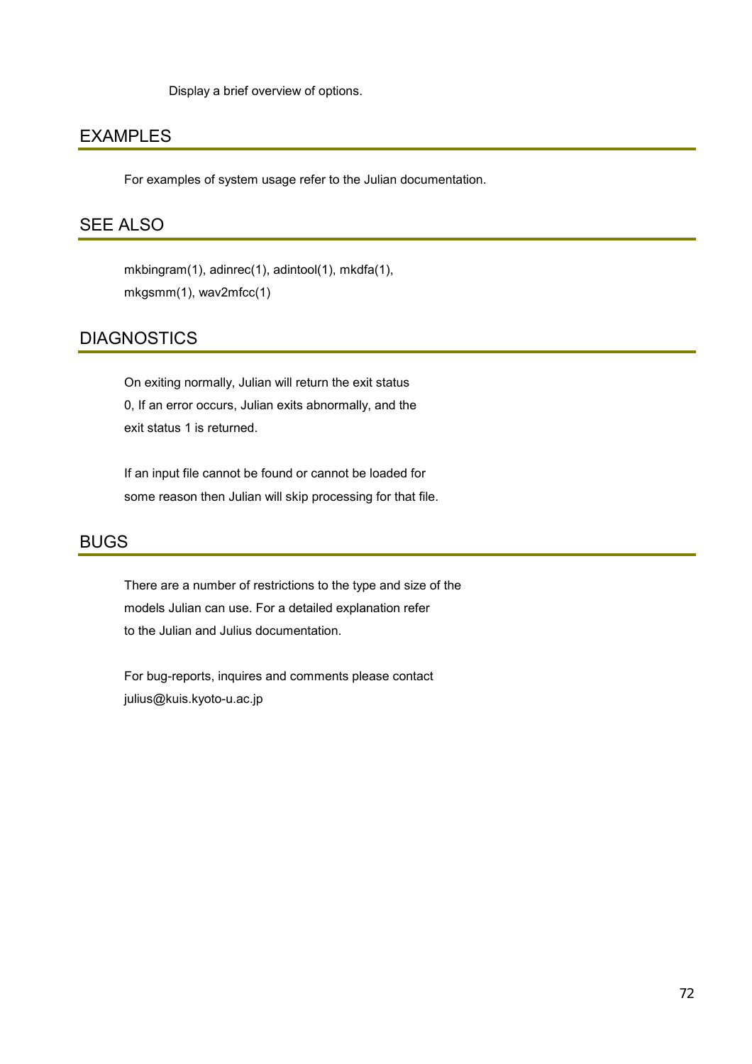Display a brief overview of options.

## EXAMPLES

For examples of system usage refer to the Julian documentation.

## SEE ALSO

mkbingram(1), adinrec(1), adintool(1), mkdfa(1), mkgsmm(1), wav2mfcc(1)

## DIAGNOSTICS

On exiting normally, Julian will return the exit status 0, If an error occurs, Julian exits abnormally, and the exit status 1 is returned.

If an input file cannot be found or cannot be loaded for some reason then Julian will skip processing for that file.

## BUGS

There are a number of restrictions to the type and size of the models Julian can use. For a detailed explanation refer to the Julian and Julius documentation.

For bug-reports, inquires and comments please contact julius@kuis.kyoto-u.ac.jp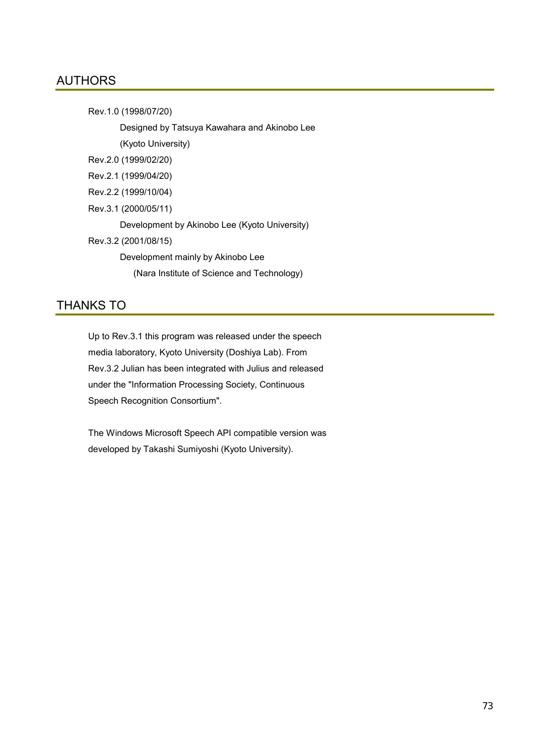## AUTHORS

Rev.1.0 (1998/07/20)

Designed by Tatsuya Kawahara and Akinobo Lee
(Kyoto University)

Rev.2.0 (1999/02/20)

Rev.2.1 (1999/04/20)

Rev.2.2 (1999/10/04)

Rev.3.1 (2000/05/11)

Development by Akinobo Lee (Kyoto University)

Rev.3.2 (2001/08/15)

Development mainly by Akinobo Lee
(Nara Institute of Science and Technology)

## THANKS TO

Up to Rev.3.1 this program was released under the speech media laboratory, Kyoto University (Doshiya Lab). From Rev.3.2 Julian has been integrated with Julius and released under the "Information Processing Society, Continuous Speech Recognition Consortium".

The Windows Microsoft Speech API compatible version was developed by Takashi Sumiyoshi (Kyoto University).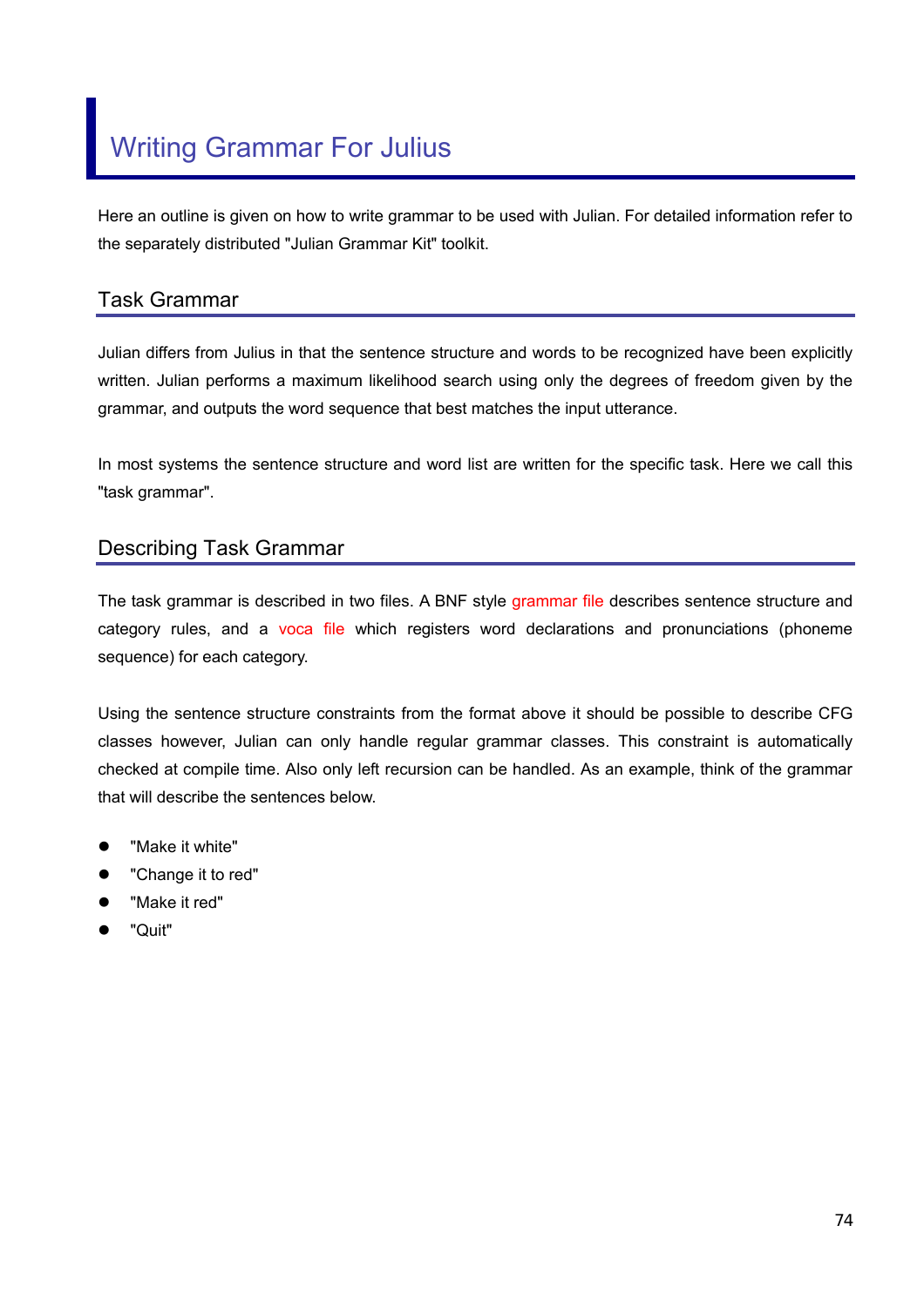# Writing Grammar For Julius

Here an outline is given on how to write grammar to be used with Julian. For detailed information refer to the separately distributed "Julian Grammar Kit" toolkit.

## Task Grammar

Julian differs from Julius in that the sentence structure and words to be recognized have been explicitly written. Julian performs a maximum likelihood search using only the degrees of freedom given by the grammar, and outputs the word sequence that best matches the input utterance.

In most systems the sentence structure and word list are written for the specific task. Here we call this "task grammar".

## Describing Task Grammar

The task grammar is described in two files. A BNF style grammar file describes sentence structure and category rules, and a voca file which registers word declarations and pronunciations (phoneme sequence) for each category.

Using the sentence structure constraints from the format above it should be possible to describe CFG classes however, Julian can only handle regular grammar classes. This constraint is automatically checked at compile time. Also only left recursion can be handled. As an example, think of the grammar that will describe the sentences below.

- "Make it white"
- "Change it to red"
- "Make it red"
- "Quit"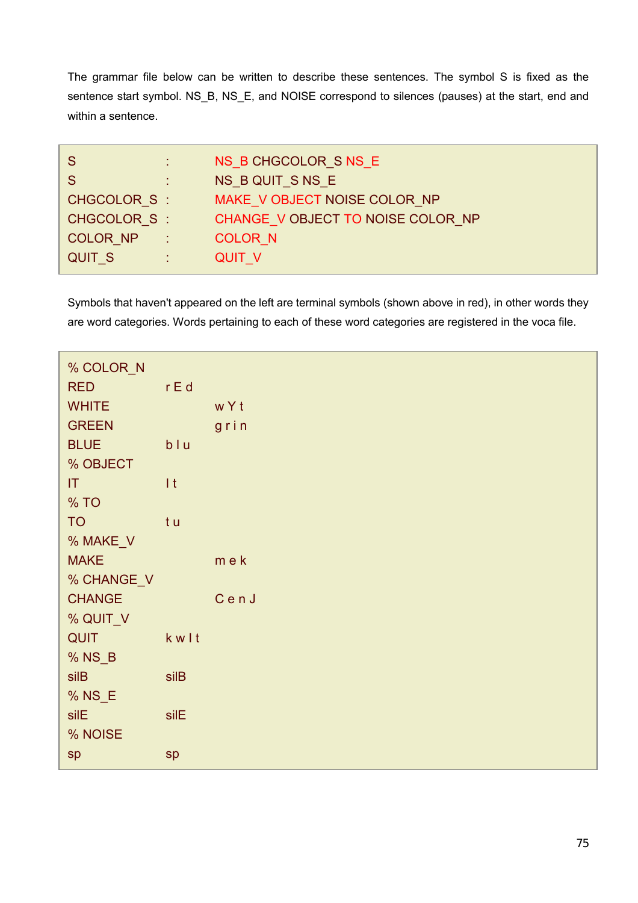The grammar file below can be written to describe these sentences. The symbol S is fixed as the sentence start symbol. NS_B, NS_E, and NOISE correspond to silences (pauses) at the start, end and within a sentence.

```
S           :   NS_B CHGCOLOR_S NS_E
S           :   NS_B QUIT_S NS_E
CHGCOLOR_S  :   MAKE_V OBJECT NOISE COLOR_NP
CHGCOLOR_S  :   CHANGE_V OBJECT TO NOISE COLOR_NP
COLOR_NP    :   COLOR_N
QUIT_S      :   QUIT_V
```

Symbols that haven't appeared on the left are terminal symbols (shown above in red), in other words they are word categories. Words pertaining to each of these word categories are registered in the voca file.

```
% COLOR_N
RED         r E d
WHITE           w Y t
GREEN           g r i n
BLUE        b l u
% OBJECT
IT          I t
% TO
TO          t u
% MAKE_V
MAKE            m e k
% CHANGE_V
CHANGE          C e n J
% QUIT_V
QUIT        k w I t
% NS_B
silB        silB
% NS_E
silE        silE
% NOISE
sp          sp
```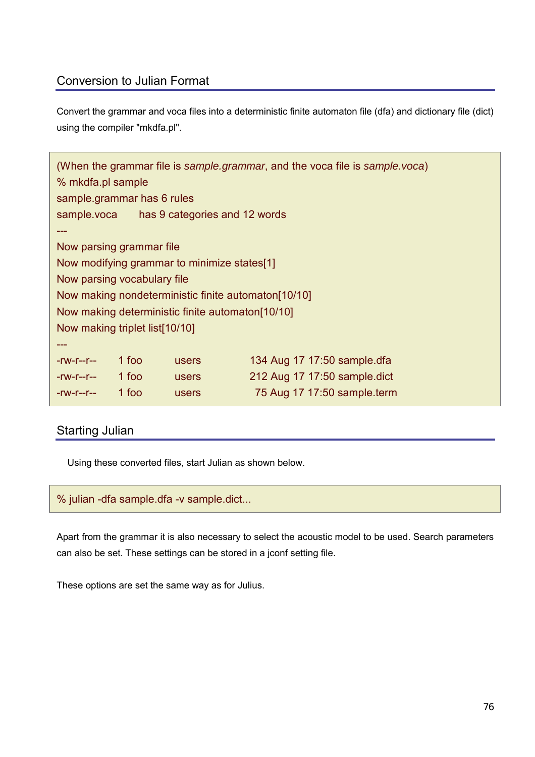## Conversion to Julian Format

Convert the grammar and voca files into a deterministic finite automaton file (dfa) and dictionary file (dict) using the compiler "mkdfa.pl".

```
(When the grammar file is sample.grammar, and the voca file is sample.voca)
% mkdfa.pl sample
sample.grammar has 6 rules
sample.voca     has 9 categories and 12 words
---
Now parsing grammar file
Now modifying grammar to minimize states[1]
Now parsing vocabulary file
Now making nondeterministic finite automaton[10/10]
Now making deterministic finite automaton[10/10]
Now making triplet list[10/10]
---
-rw-r--r--    1 foo    users    134 Aug 17 17:50 sample.dfa
-rw-r--r--    1 foo    users    212 Aug 17 17:50 sample.dict
-rw-r--r--    1 foo    users     75 Aug 17 17:50 sample.term
```

## Starting Julian

Using these converted files, start Julian as shown below.

```
% julian -dfa sample.dfa -v sample.dict...
```

Apart from the grammar it is also necessary to select the acoustic model to be used. Search parameters can also be set. These settings can be stored in a jconf setting file.

These options are set the same way as for Julius.